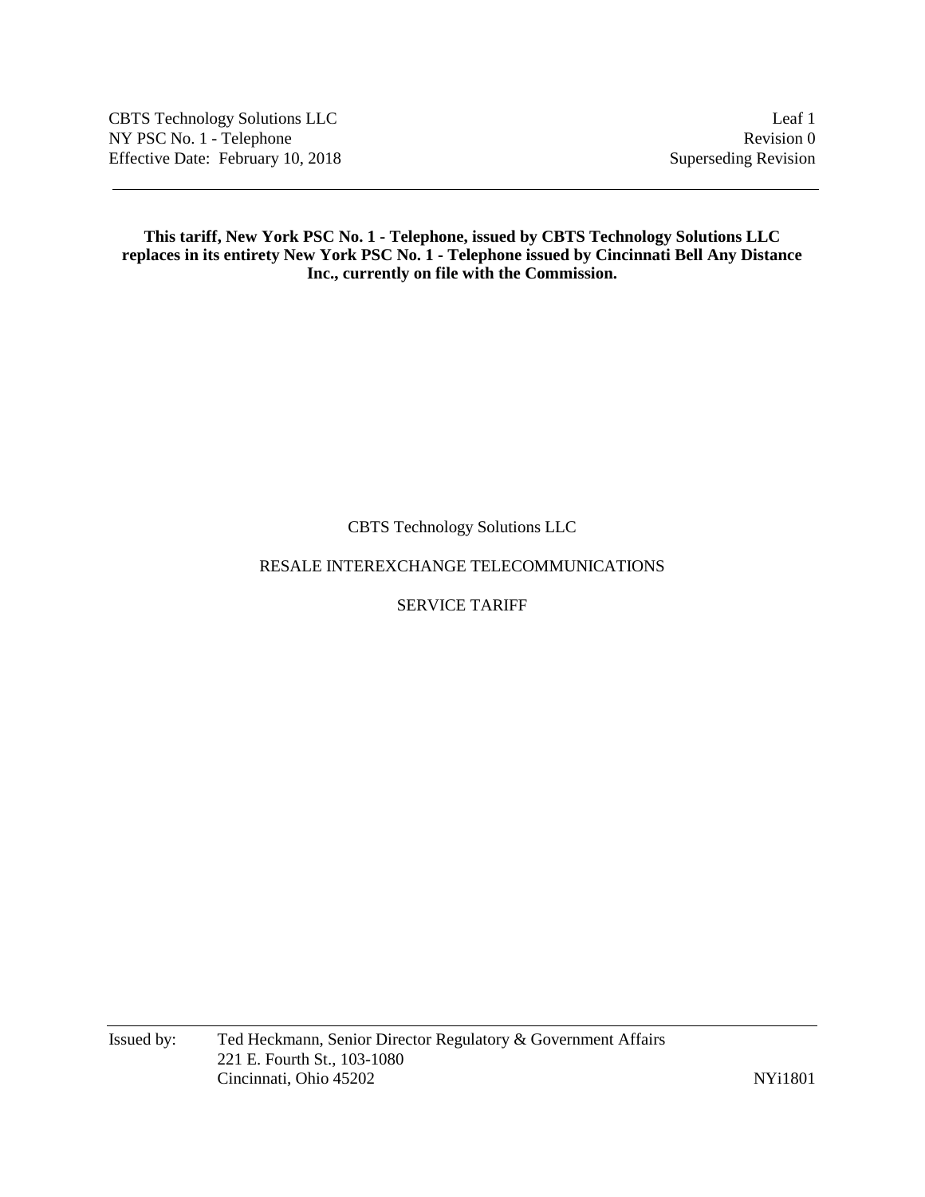**This tariff, New York PSC No. 1 - Telephone, issued by CBTS Technology Solutions LLC replaces in its entirety New York PSC No. 1 - Telephone issued by Cincinnati Bell Any Distance Inc., currently on file with the Commission.**

CBTS Technology Solutions LLC

RESALE INTEREXCHANGE TELECOMMUNICATIONS

SERVICE TARIFF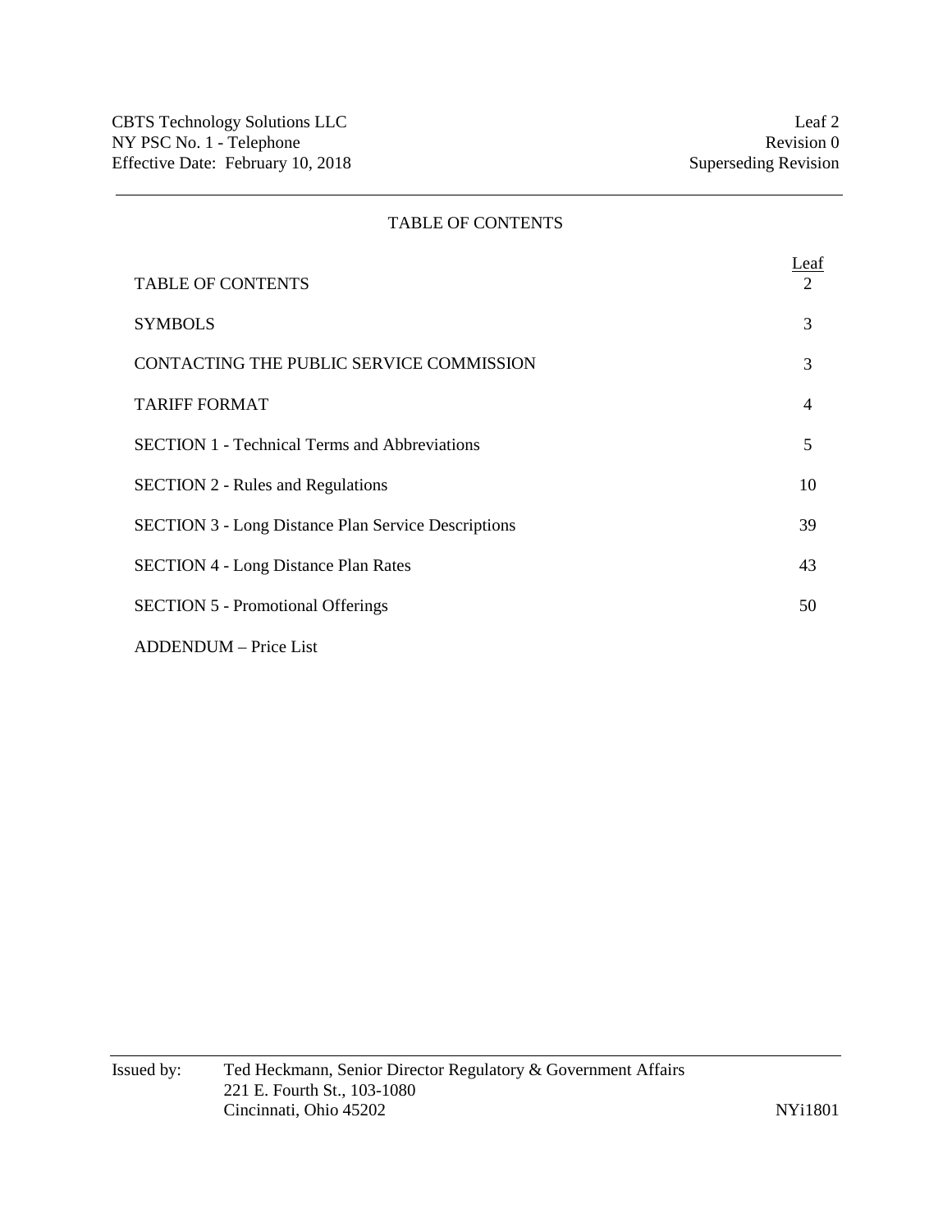# TABLE OF CONTENTS

| | Leaf |
|---|---|
| TABLE OF CONTENTS | 2 |
| SYMBOLS | 3 |
| CONTACTING THE PUBLIC SERVICE COMMISSION | 3 |
| TARIFF FORMAT | 4 |
| SECTION 1 - Technical Terms and Abbreviations | 5 |
| SECTION 2 - Rules and Regulations | 10 |
| SECTION 3 - Long Distance Plan Service Descriptions | 39 |
| SECTION 4 - Long Distance Plan Rates | 43 |
| SECTION 5 - Promotional Offerings | 50 |
| ADDENDUM – Price List | |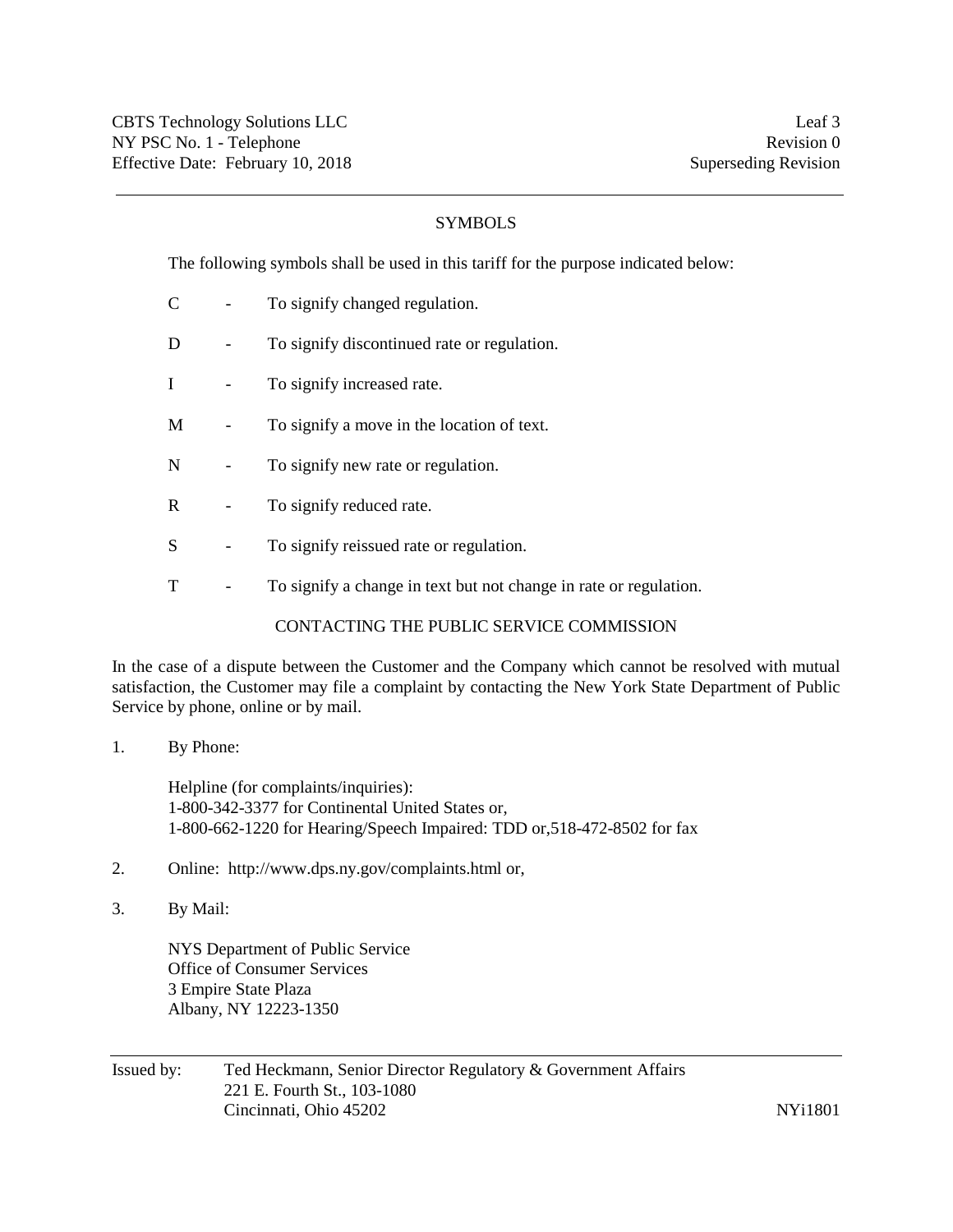## SYMBOLS

The following symbols shall be used in this tariff for the purpose indicated below:

- C - To signify changed regulation.
- D - To signify discontinued rate or regulation.
- I - To signify increased rate.
- M - To signify a move in the location of text.
- N - To signify new rate or regulation.
- R - To signify reduced rate.
- S - To signify reissued rate or regulation.
- T - To signify a change in text but not change in rate or regulation.

## CONTACTING THE PUBLIC SERVICE COMMISSION

In the case of a dispute between the Customer and the Company which cannot be resolved with mutual satisfaction, the Customer may file a complaint by contacting the New York State Department of Public Service by phone, online or by mail.

1. By Phone:

   Helpline (for complaints/inquiries):
   1-800-342-3377 for Continental United States or,
   1-800-662-1220 for Hearing/Speech Impaired: TDD or,518-472-8502 for fax

2. Online: http://www.dps.ny.gov/complaints.html or,

3. By Mail:

   NYS Department of Public Service
   Office of Consumer Services
   3 Empire State Plaza
   Albany, NY 12223-1350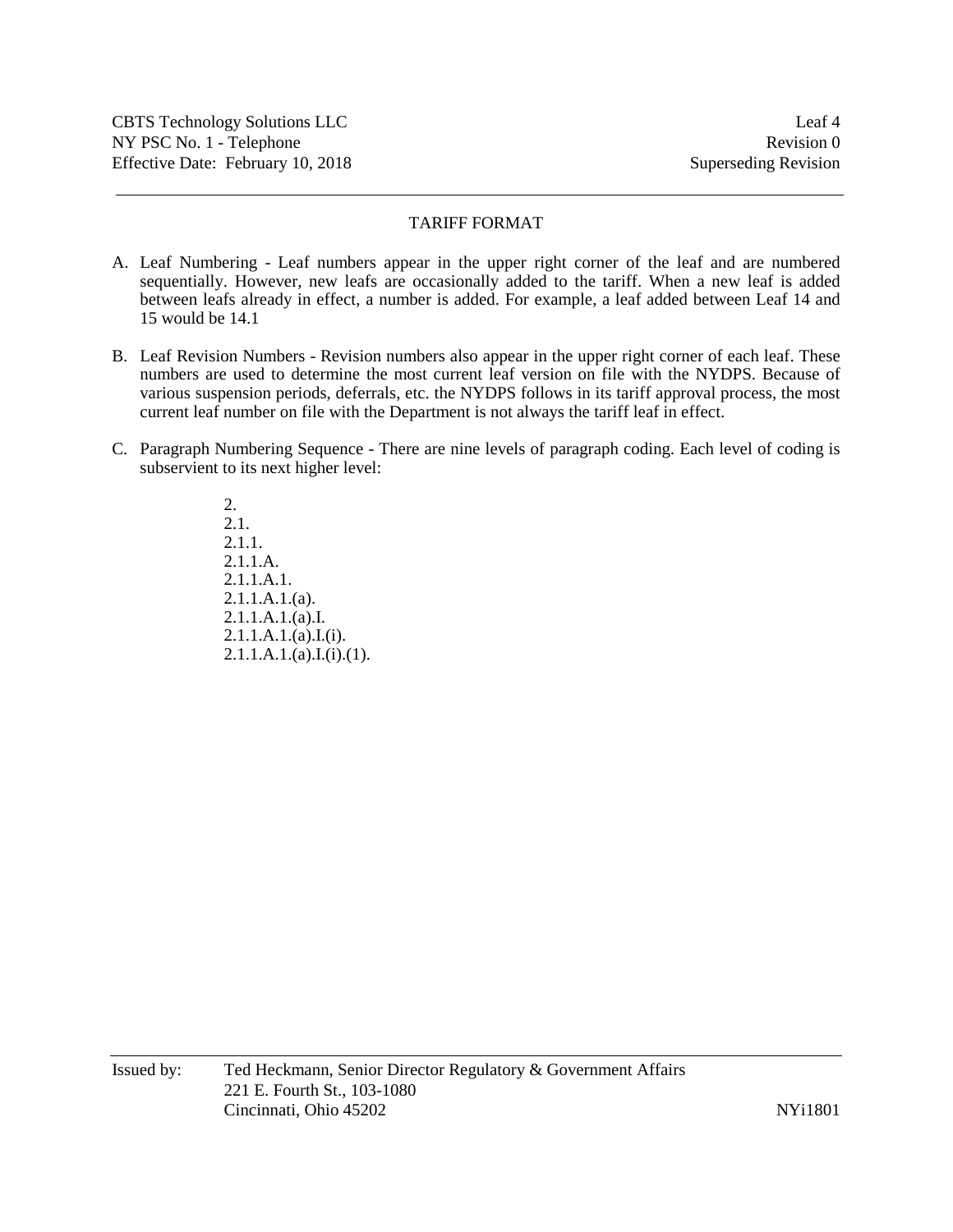## TARIFF FORMAT

A. Leaf Numbering - Leaf numbers appear in the upper right corner of the leaf and are numbered sequentially. However, new leafs are occasionally added to the tariff. When a new leaf is added between leafs already in effect, a number is added. For example, a leaf added between Leaf 14 and 15 would be 14.1

B. Leaf Revision Numbers - Revision numbers also appear in the upper right corner of each leaf. These numbers are used to determine the most current leaf version on file with the NYDPS. Because of various suspension periods, deferrals, etc. the NYDPS follows in its tariff approval process, the most current leaf number on file with the Department is not always the tariff leaf in effect.

C. Paragraph Numbering Sequence - There are nine levels of paragraph coding. Each level of coding is subservient to its next higher level:

    2.
    2.1.
    2.1.1.
    2.1.1.A.
    2.1.1.A.1.
    2.1.1.A.1.(a).
    2.1.1.A.1.(a).I.
    2.1.1.A.1.(a).I.(i).
    2.1.1.A.1.(a).I.(i).(1).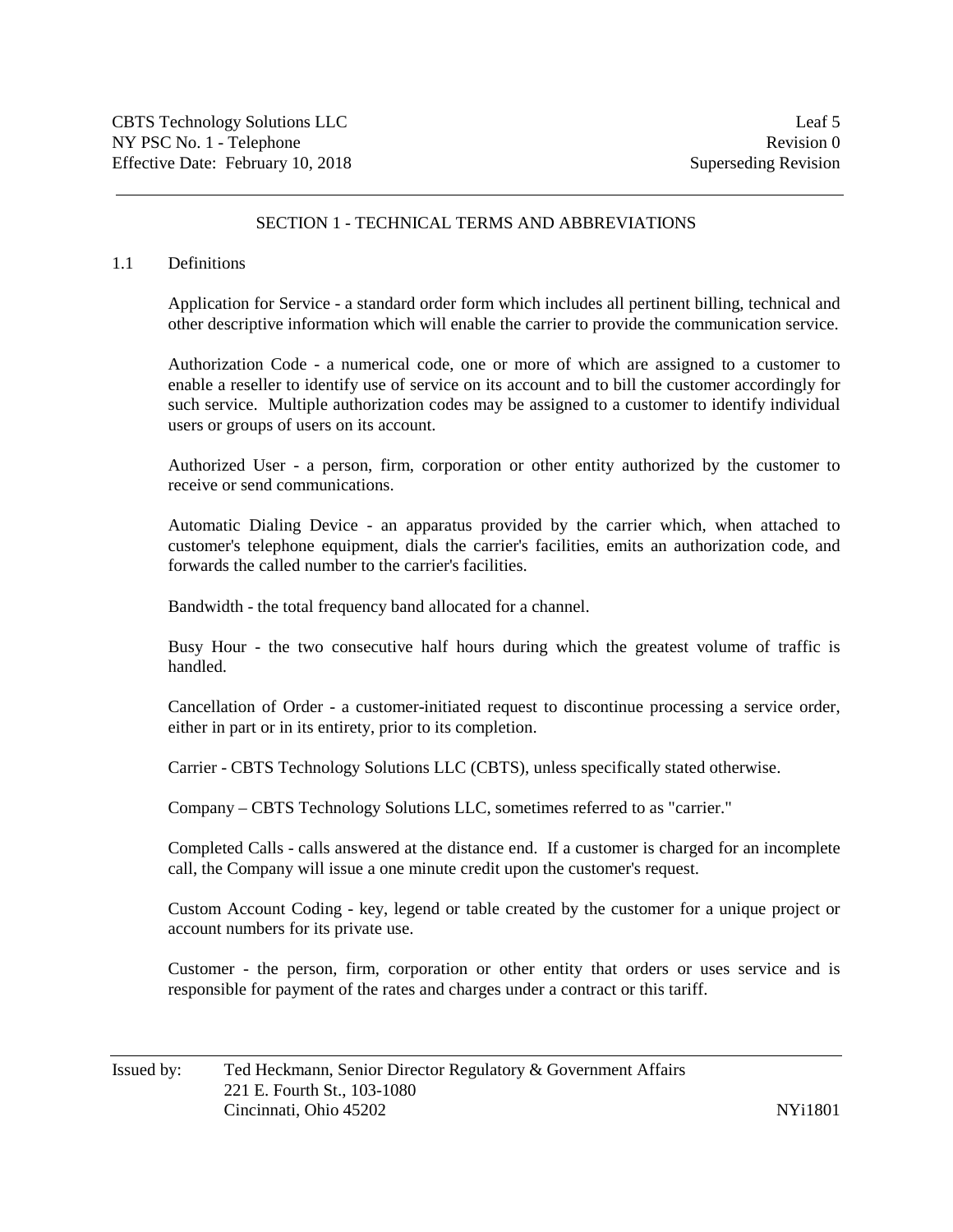## SECTION 1 - TECHNICAL TERMS AND ABBREVIATIONS

### 1.1 Definitions

Application for Service - a standard order form which includes all pertinent billing, technical and other descriptive information which will enable the carrier to provide the communication service.

Authorization Code - a numerical code, one or more of which are assigned to a customer to enable a reseller to identify use of service on its account and to bill the customer accordingly for such service. Multiple authorization codes may be assigned to a customer to identify individual users or groups of users on its account.

Authorized User - a person, firm, corporation or other entity authorized by the customer to receive or send communications.

Automatic Dialing Device - an apparatus provided by the carrier which, when attached to customer's telephone equipment, dials the carrier's facilities, emits an authorization code, and forwards the called number to the carrier's facilities.

Bandwidth - the total frequency band allocated for a channel.

Busy Hour - the two consecutive half hours during which the greatest volume of traffic is handled.

Cancellation of Order - a customer-initiated request to discontinue processing a service order, either in part or in its entirety, prior to its completion.

Carrier - CBTS Technology Solutions LLC (CBTS), unless specifically stated otherwise.

Company – CBTS Technology Solutions LLC, sometimes referred to as "carrier."

Completed Calls - calls answered at the distance end. If a customer is charged for an incomplete call, the Company will issue a one minute credit upon the customer's request.

Custom Account Coding - key, legend or table created by the customer for a unique project or account numbers for its private use.

Customer - the person, firm, corporation or other entity that orders or uses service and is responsible for payment of the rates and charges under a contract or this tariff.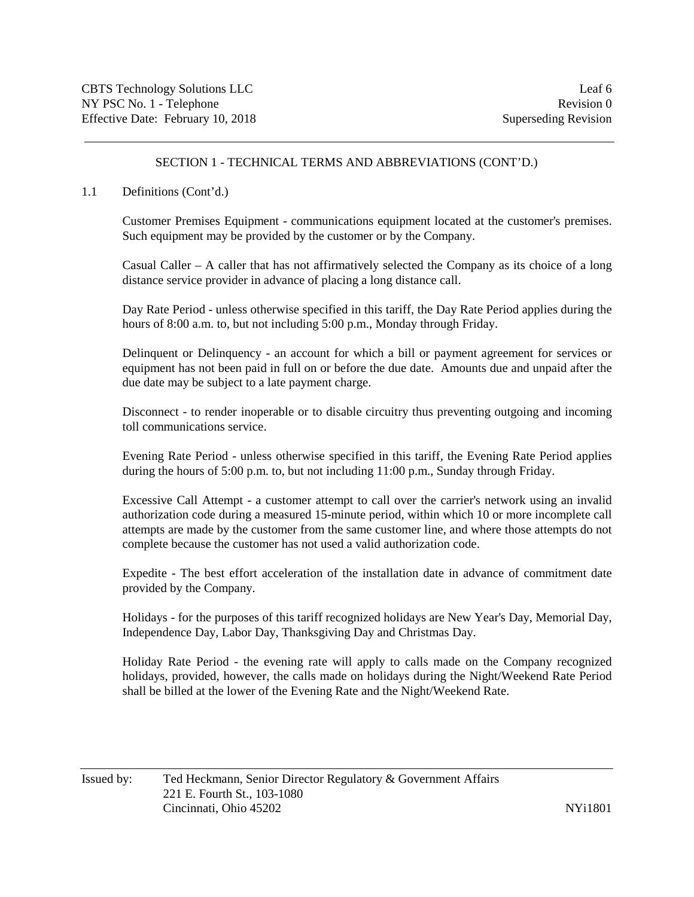## SECTION 1 - TECHNICAL TERMS AND ABBREVIATIONS (CONT'D.)

1.1 Definitions (Cont'd.)

Customer Premises Equipment - communications equipment located at the customer's premises. Such equipment may be provided by the customer or by the Company.

Casual Caller – A caller that has not affirmatively selected the Company as its choice of a long distance service provider in advance of placing a long distance call.

Day Rate Period - unless otherwise specified in this tariff, the Day Rate Period applies during the hours of 8:00 a.m. to, but not including 5:00 p.m., Monday through Friday.

Delinquent or Delinquency - an account for which a bill or payment agreement for services or equipment has not been paid in full on or before the due date. Amounts due and unpaid after the due date may be subject to a late payment charge.

Disconnect - to render inoperable or to disable circuitry thus preventing outgoing and incoming toll communications service.

Evening Rate Period - unless otherwise specified in this tariff, the Evening Rate Period applies during the hours of 5:00 p.m. to, but not including 11:00 p.m., Sunday through Friday.

Excessive Call Attempt - a customer attempt to call over the carrier's network using an invalid authorization code during a measured 15-minute period, within which 10 or more incomplete call attempts are made by the customer from the same customer line, and where those attempts do not complete because the customer has not used a valid authorization code.

Expedite - The best effort acceleration of the installation date in advance of commitment date provided by the Company.

Holidays - for the purposes of this tariff recognized holidays are New Year's Day, Memorial Day, Independence Day, Labor Day, Thanksgiving Day and Christmas Day.

Holiday Rate Period - the evening rate will apply to calls made on the Company recognized holidays, provided, however, the calls made on holidays during the Night/Weekend Rate Period shall be billed at the lower of the Evening Rate and the Night/Weekend Rate.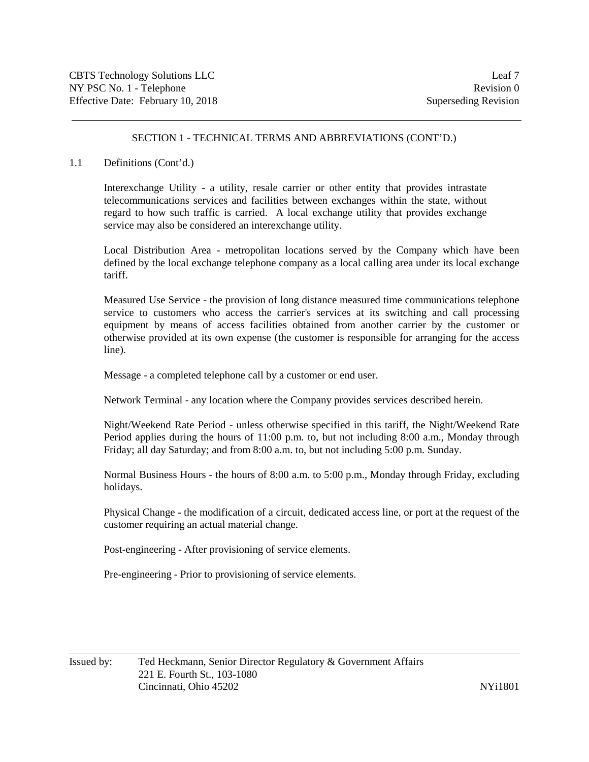## SECTION 1 - TECHNICAL TERMS AND ABBREVIATIONS (CONT'D.)

1.1 Definitions (Cont'd.)

Interexchange Utility - a utility, resale carrier or other entity that provides intrastate telecommunications services and facilities between exchanges within the state, without regard to how such traffic is carried. A local exchange utility that provides exchange service may also be considered an interexchange utility.

Local Distribution Area - metropolitan locations served by the Company which have been defined by the local exchange telephone company as a local calling area under its local exchange tariff.

Measured Use Service - the provision of long distance measured time communications telephone service to customers who access the carrier's services at its switching and call processing equipment by means of access facilities obtained from another carrier by the customer or otherwise provided at its own expense (the customer is responsible for arranging for the access line).

Message - a completed telephone call by a customer or end user.

Network Terminal - any location where the Company provides services described herein.

Night/Weekend Rate Period - unless otherwise specified in this tariff, the Night/Weekend Rate Period applies during the hours of 11:00 p.m. to, but not including 8:00 a.m., Monday through Friday; all day Saturday; and from 8:00 a.m. to, but not including 5:00 p.m. Sunday.

Normal Business Hours - the hours of 8:00 a.m. to 5:00 p.m., Monday through Friday, excluding holidays.

Physical Change - the modification of a circuit, dedicated access line, or port at the request of the customer requiring an actual material change.

Post-engineering - After provisioning of service elements.

Pre-engineering - Prior to provisioning of service elements.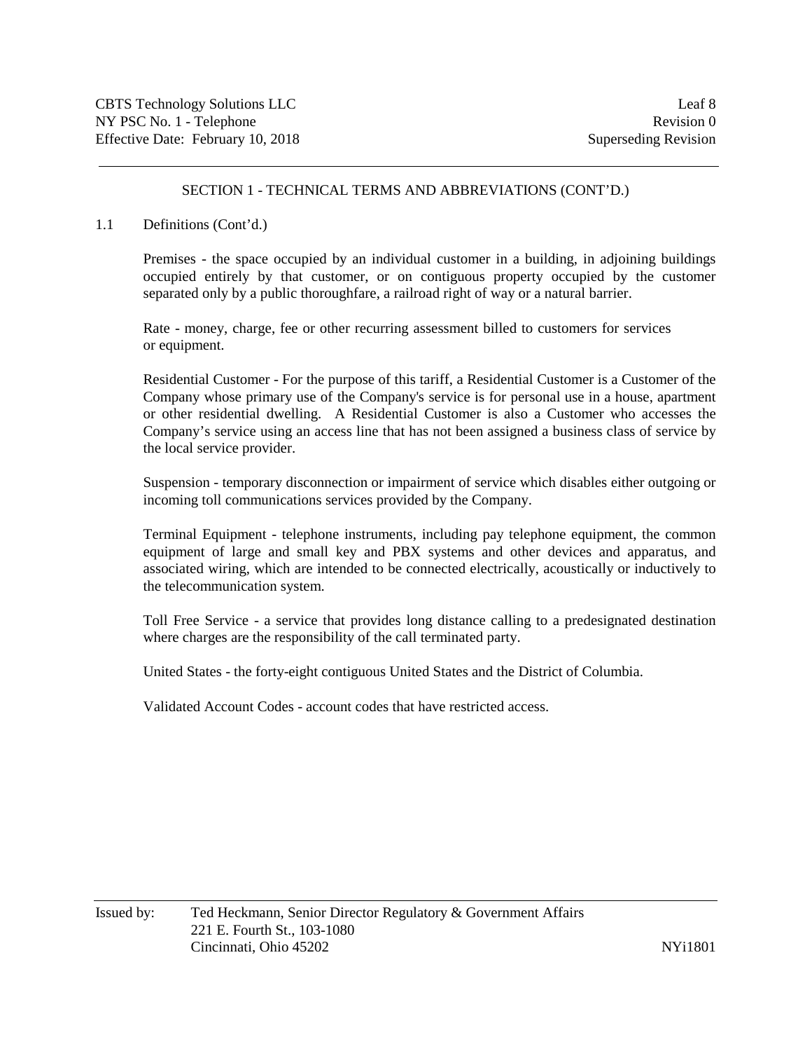## SECTION 1 - TECHNICAL TERMS AND ABBREVIATIONS (CONT'D.)

1.1 Definitions (Cont'd.)

Premises - the space occupied by an individual customer in a building, in adjoining buildings occupied entirely by that customer, or on contiguous property occupied by the customer separated only by a public thoroughfare, a railroad right of way or a natural barrier.

Rate - money, charge, fee or other recurring assessment billed to customers for services or equipment.

Residential Customer - For the purpose of this tariff, a Residential Customer is a Customer of the Company whose primary use of the Company's service is for personal use in a house, apartment or other residential dwelling. A Residential Customer is also a Customer who accesses the Company's service using an access line that has not been assigned a business class of service by the local service provider.

Suspension - temporary disconnection or impairment of service which disables either outgoing or incoming toll communications services provided by the Company.

Terminal Equipment - telephone instruments, including pay telephone equipment, the common equipment of large and small key and PBX systems and other devices and apparatus, and associated wiring, which are intended to be connected electrically, acoustically or inductively to the telecommunication system.

Toll Free Service - a service that provides long distance calling to a predesignated destination where charges are the responsibility of the call terminated party.

United States - the forty-eight contiguous United States and the District of Columbia.

Validated Account Codes - account codes that have restricted access.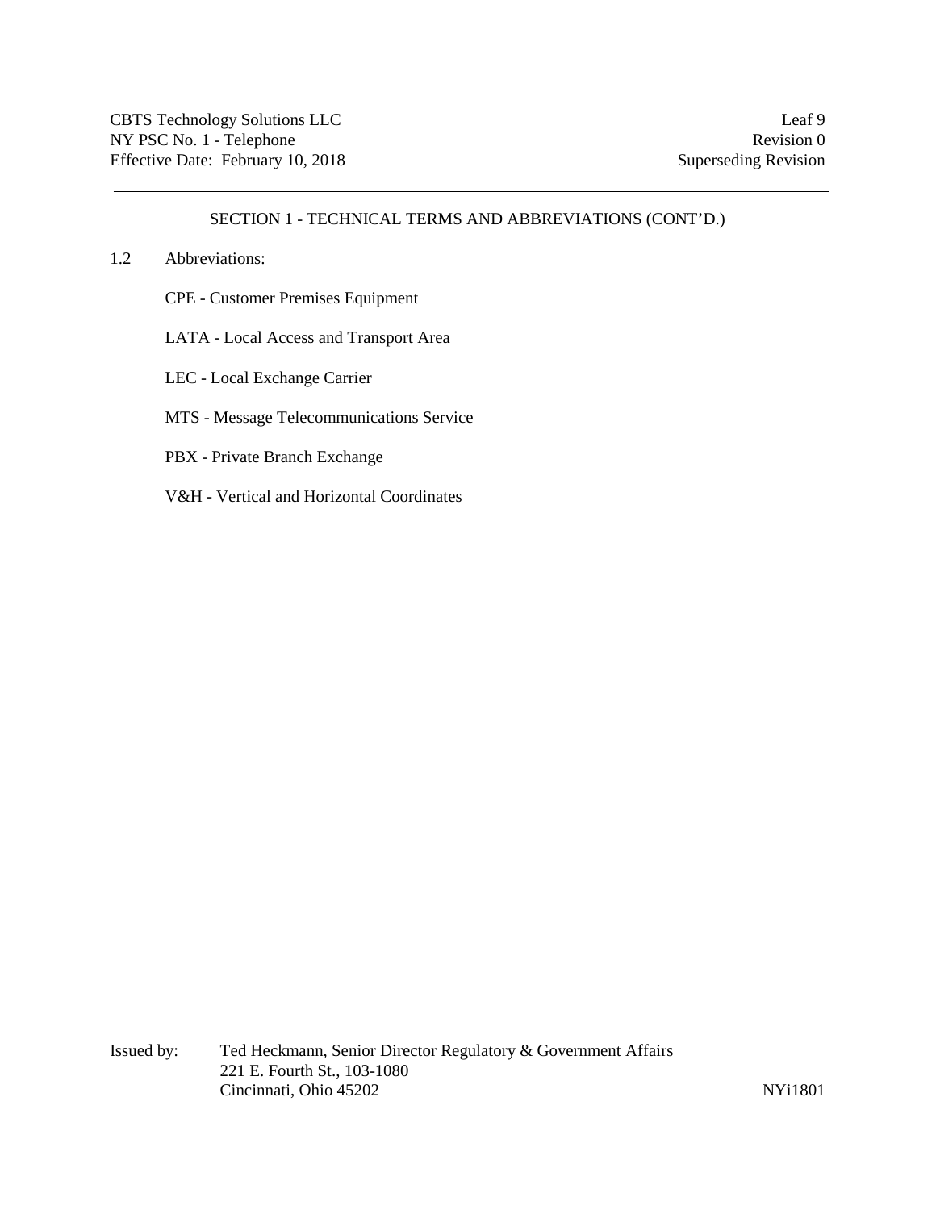## SECTION 1 - TECHNICAL TERMS AND ABBREVIATIONS (CONT'D.)

1.2 Abbreviations:

CPE - Customer Premises Equipment

LATA - Local Access and Transport Area

LEC - Local Exchange Carrier

MTS - Message Telecommunications Service

PBX - Private Branch Exchange

V&H - Vertical and Horizontal Coordinates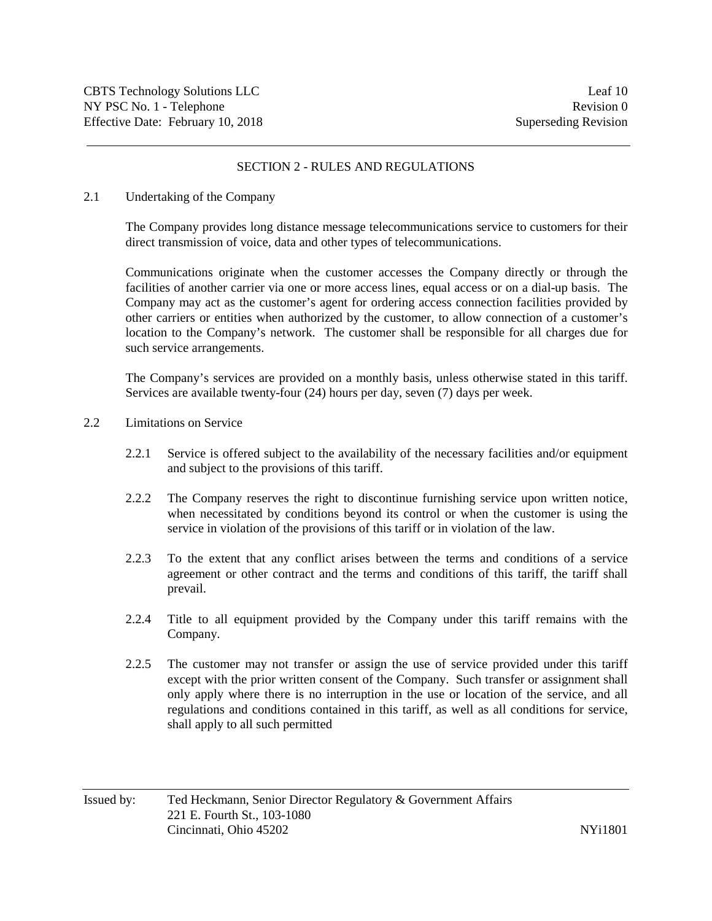## SECTION 2 - RULES AND REGULATIONS

2.1 Undertaking of the Company

The Company provides long distance message telecommunications service to customers for their direct transmission of voice, data and other types of telecommunications.

Communications originate when the customer accesses the Company directly or through the facilities of another carrier via one or more access lines, equal access or on a dial-up basis. The Company may act as the customer's agent for ordering access connection facilities provided by other carriers or entities when authorized by the customer, to allow connection of a customer's location to the Company's network. The customer shall be responsible for all charges due for such service arrangements.

The Company's services are provided on a monthly basis, unless otherwise stated in this tariff. Services are available twenty-four (24) hours per day, seven (7) days per week.

2.2 Limitations on Service

2.2.1 Service is offered subject to the availability of the necessary facilities and/or equipment and subject to the provisions of this tariff.

2.2.2 The Company reserves the right to discontinue furnishing service upon written notice, when necessitated by conditions beyond its control or when the customer is using the service in violation of the provisions of this tariff or in violation of the law.

2.2.3 To the extent that any conflict arises between the terms and conditions of a service agreement or other contract and the terms and conditions of this tariff, the tariff shall prevail.

2.2.4 Title to all equipment provided by the Company under this tariff remains with the Company.

2.2.5 The customer may not transfer or assign the use of service provided under this tariff except with the prior written consent of the Company. Such transfer or assignment shall only apply where there is no interruption in the use or location of the service, and all regulations and conditions contained in this tariff, as well as all conditions for service, shall apply to all such permitted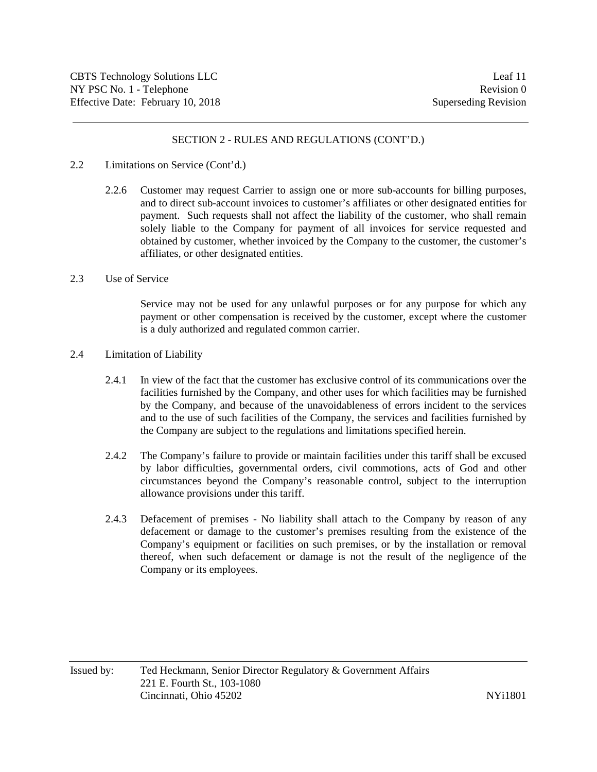## SECTION 2 - RULES AND REGULATIONS (CONT'D.)

2.2 Limitations on Service (Cont'd.)

2.2.6 Customer may request Carrier to assign one or more sub-accounts for billing purposes, and to direct sub-account invoices to customer's affiliates or other designated entities for payment. Such requests shall not affect the liability of the customer, who shall remain solely liable to the Company for payment of all invoices for service requested and obtained by customer, whether invoiced by the Company to the customer, the customer's affiliates, or other designated entities.

2.3 Use of Service

Service may not be used for any unlawful purposes or for any purpose for which any payment or other compensation is received by the customer, except where the customer is a duly authorized and regulated common carrier.

2.4 Limitation of Liability

2.4.1 In view of the fact that the customer has exclusive control of its communications over the facilities furnished by the Company, and other uses for which facilities may be furnished by the Company, and because of the unavoidableness of errors incident to the services and to the use of such facilities of the Company, the services and facilities furnished by the Company are subject to the regulations and limitations specified herein.

2.4.2 The Company's failure to provide or maintain facilities under this tariff shall be excused by labor difficulties, governmental orders, civil commotions, acts of God and other circumstances beyond the Company's reasonable control, subject to the interruption allowance provisions under this tariff.

2.4.3 Defacement of premises - No liability shall attach to the Company by reason of any defacement or damage to the customer's premises resulting from the existence of the Company's equipment or facilities on such premises, or by the installation or removal thereof, when such defacement or damage is not the result of the negligence of the Company or its employees.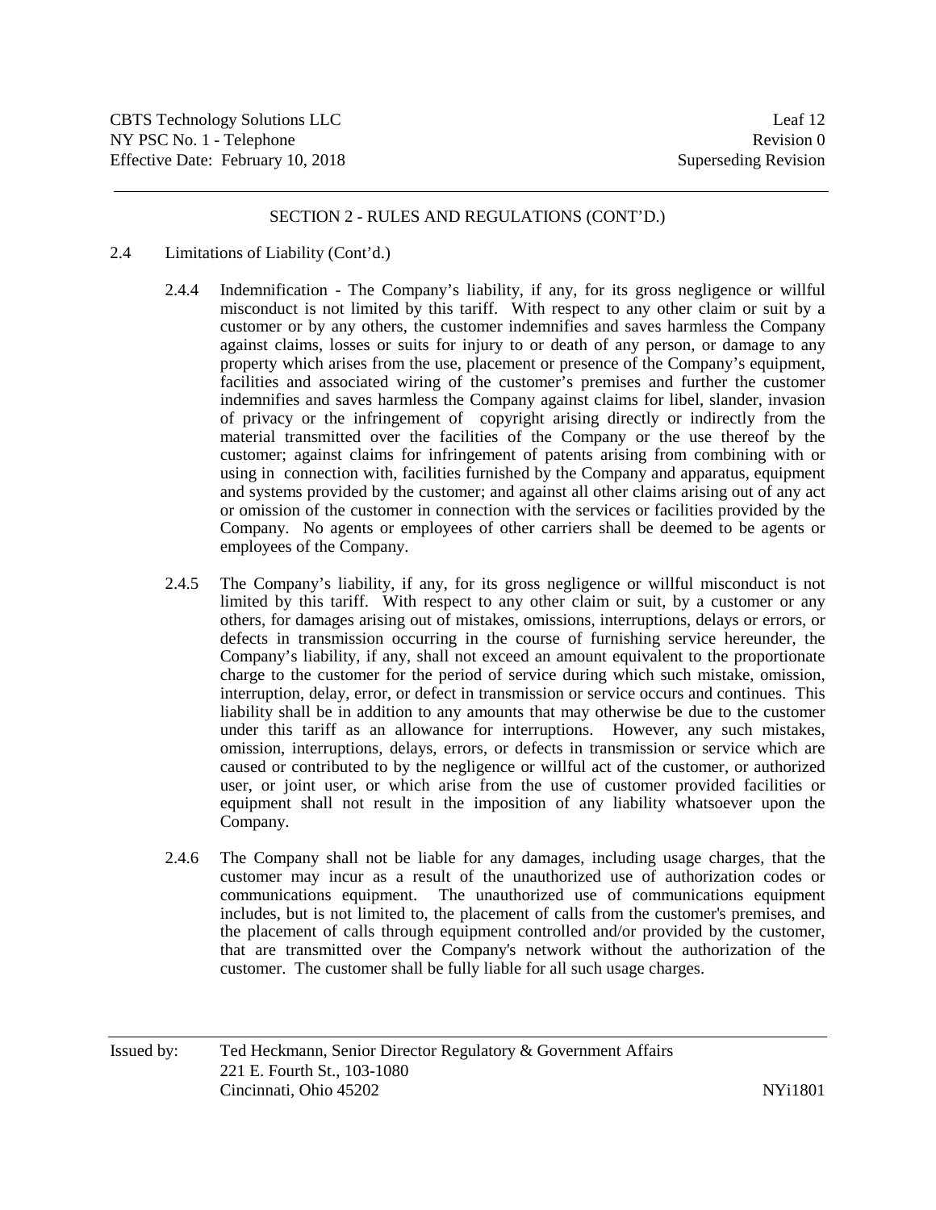## SECTION 2 - RULES AND REGULATIONS (CONT'D.)

### 2.4 Limitations of Liability (Cont'd.)

2.4.4 Indemnification - The Company's liability, if any, for its gross negligence or willful misconduct is not limited by this tariff. With respect to any other claim or suit by a customer or by any others, the customer indemnifies and saves harmless the Company against claims, losses or suits for injury to or death of any person, or damage to any property which arises from the use, placement or presence of the Company's equipment, facilities and associated wiring of the customer's premises and further the customer indemnifies and saves harmless the Company against claims for libel, slander, invasion of privacy or the infringement of copyright arising directly or indirectly from the material transmitted over the facilities of the Company or the use thereof by the customer; against claims for infringement of patents arising from combining with or using in connection with, facilities furnished by the Company and apparatus, equipment and systems provided by the customer; and against all other claims arising out of any act or omission of the customer in connection with the services or facilities provided by the Company. No agents or employees of other carriers shall be deemed to be agents or employees of the Company.

2.4.5 The Company's liability, if any, for its gross negligence or willful misconduct is not limited by this tariff. With respect to any other claim or suit, by a customer or any others, for damages arising out of mistakes, omissions, interruptions, delays or errors, or defects in transmission occurring in the course of furnishing service hereunder, the Company's liability, if any, shall not exceed an amount equivalent to the proportionate charge to the customer for the period of service during which such mistake, omission, interruption, delay, error, or defect in transmission or service occurs and continues. This liability shall be in addition to any amounts that may otherwise be due to the customer under this tariff as an allowance for interruptions. However, any such mistakes, omission, interruptions, delays, errors, or defects in transmission or service which are caused or contributed to by the negligence or willful act of the customer, or authorized user, or joint user, or which arise from the use of customer provided facilities or equipment shall not result in the imposition of any liability whatsoever upon the Company.

2.4.6 The Company shall not be liable for any damages, including usage charges, that the customer may incur as a result of the unauthorized use of authorization codes or communications equipment. The unauthorized use of communications equipment includes, but is not limited to, the placement of calls from the customer's premises, and the placement of calls through equipment controlled and/or provided by the customer, that are transmitted over the Company's network without the authorization of the customer. The customer shall be fully liable for all such usage charges.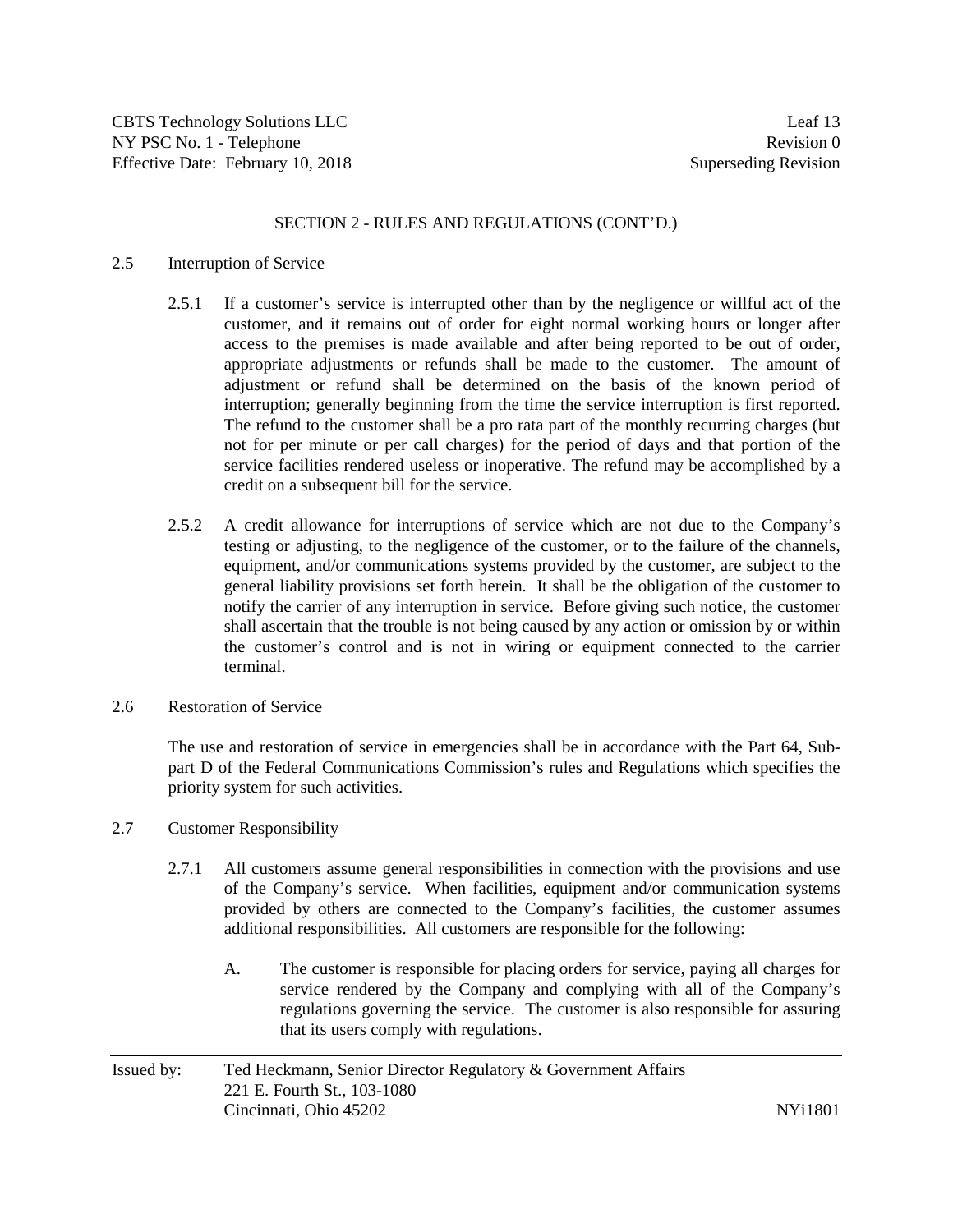## SECTION 2 - RULES AND REGULATIONS (CONT'D.)

2.5 Interruption of Service

2.5.1 If a customer's service is interrupted other than by the negligence or willful act of the customer, and it remains out of order for eight normal working hours or longer after access to the premises is made available and after being reported to be out of order, appropriate adjustments or refunds shall be made to the customer. The amount of adjustment or refund shall be determined on the basis of the known period of interruption; generally beginning from the time the service interruption is first reported. The refund to the customer shall be a pro rata part of the monthly recurring charges (but not for per minute or per call charges) for the period of days and that portion of the service facilities rendered useless or inoperative. The refund may be accomplished by a credit on a subsequent bill for the service.

2.5.2 A credit allowance for interruptions of service which are not due to the Company's testing or adjusting, to the negligence of the customer, or to the failure of the channels, equipment, and/or communications systems provided by the customer, are subject to the general liability provisions set forth herein. It shall be the obligation of the customer to notify the carrier of any interruption in service. Before giving such notice, the customer shall ascertain that the trouble is not being caused by any action or omission by or within the customer's control and is not in wiring or equipment connected to the carrier terminal.

2.6 Restoration of Service

The use and restoration of service in emergencies shall be in accordance with the Part 64, Sub-part D of the Federal Communications Commission's rules and Regulations which specifies the priority system for such activities.

2.7 Customer Responsibility

2.7.1 All customers assume general responsibilities in connection with the provisions and use of the Company's service. When facilities, equipment and/or communication systems provided by others are connected to the Company's facilities, the customer assumes additional responsibilities. All customers are responsible for the following:

A. The customer is responsible for placing orders for service, paying all charges for service rendered by the Company and complying with all of the Company's regulations governing the service. The customer is also responsible for assuring that its users comply with regulations.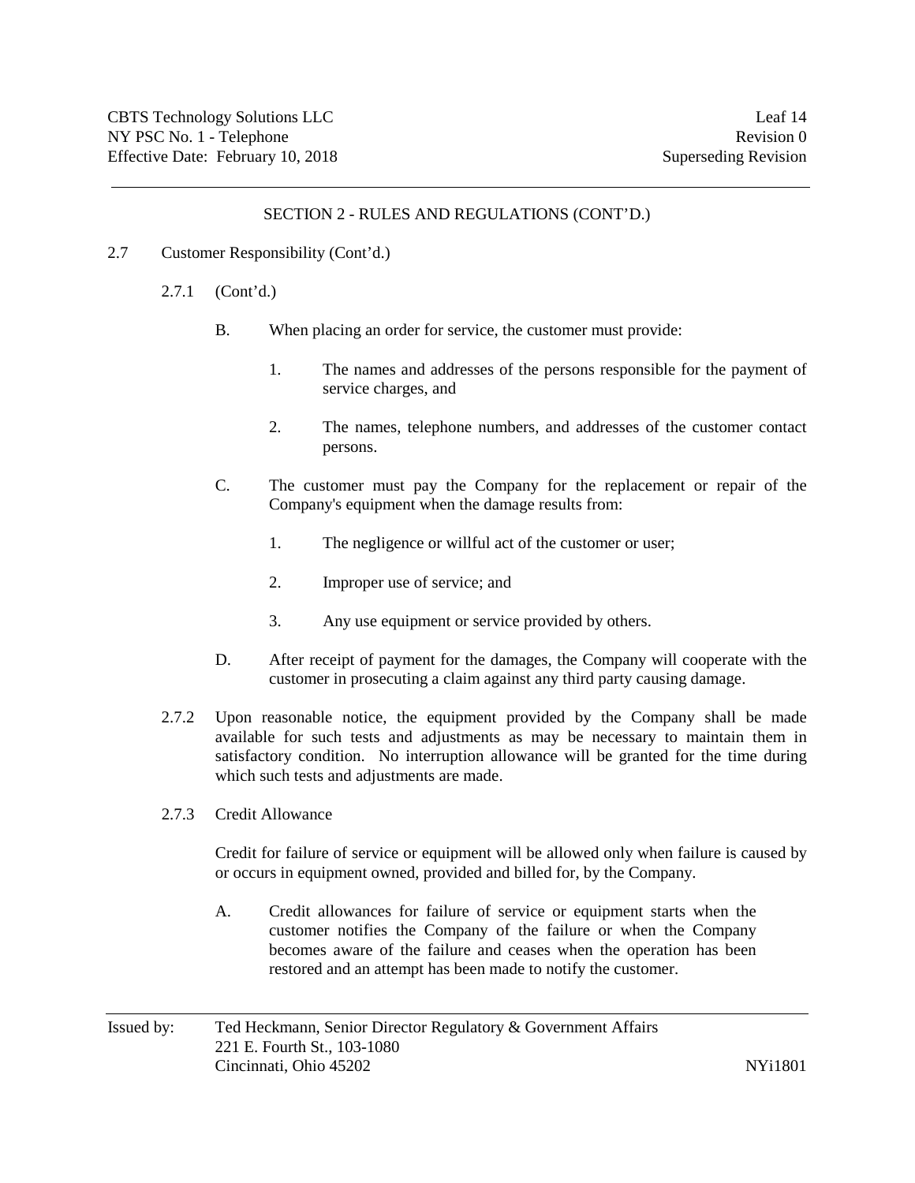## SECTION 2 - RULES AND REGULATIONS (CONT'D.)

2.7 Customer Responsibility (Cont'd.)

2.7.1 (Cont'd.)

B. When placing an order for service, the customer must provide:

1. The names and addresses of the persons responsible for the payment of service charges, and

2. The names, telephone numbers, and addresses of the customer contact persons.

C. The customer must pay the Company for the replacement or repair of the Company's equipment when the damage results from:

1. The negligence or willful act of the customer or user;

2. Improper use of service; and

3. Any use equipment or service provided by others.

D. After receipt of payment for the damages, the Company will cooperate with the customer in prosecuting a claim against any third party causing damage.

2.7.2 Upon reasonable notice, the equipment provided by the Company shall be made available for such tests and adjustments as may be necessary to maintain them in satisfactory condition. No interruption allowance will be granted for the time during which such tests and adjustments are made.

2.7.3 Credit Allowance

Credit for failure of service or equipment will be allowed only when failure is caused by or occurs in equipment owned, provided and billed for, by the Company.

A. Credit allowances for failure of service or equipment starts when the customer notifies the Company of the failure or when the Company becomes aware of the failure and ceases when the operation has been restored and an attempt has been made to notify the customer.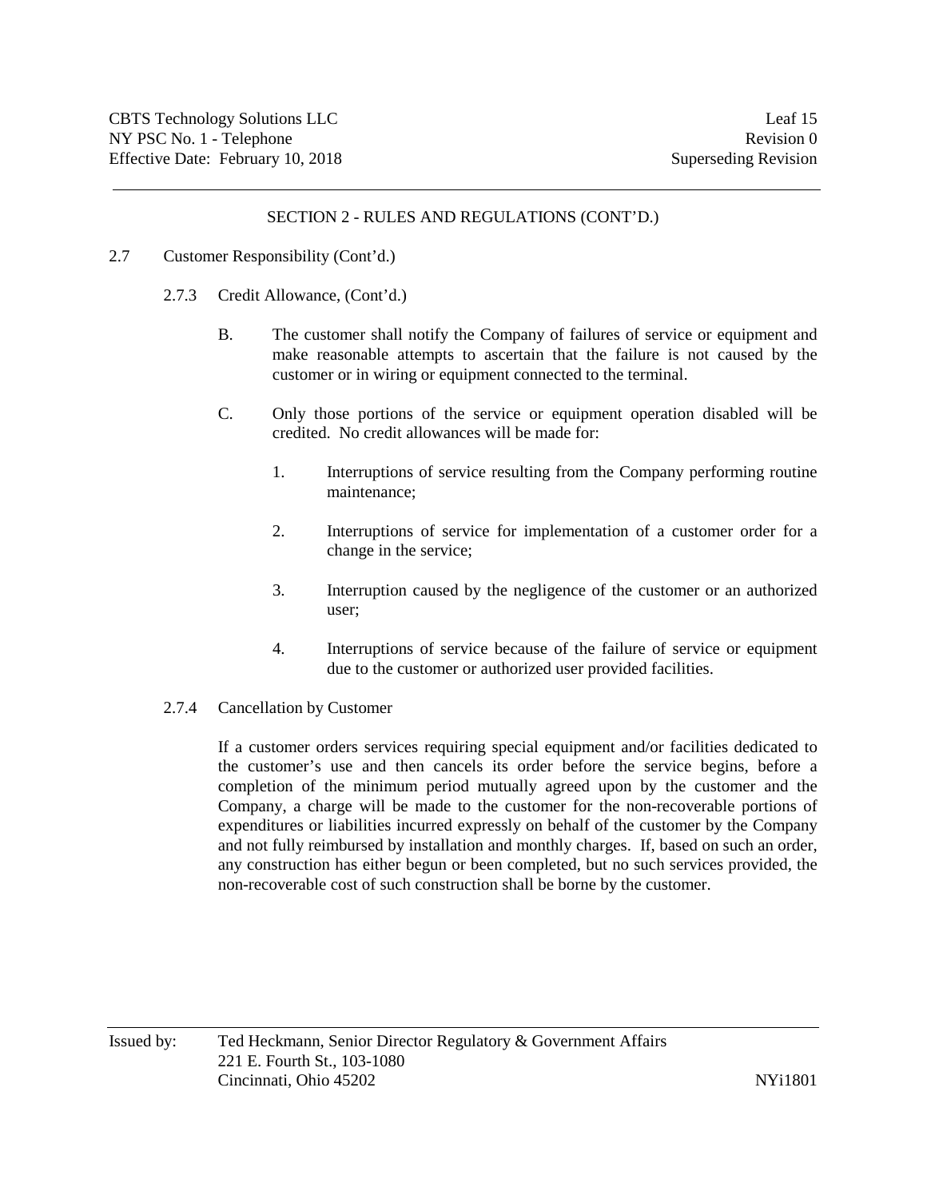## SECTION 2 - RULES AND REGULATIONS (CONT'D.)

2.7 Customer Responsibility (Cont'd.)

2.7.3 Credit Allowance, (Cont'd.)

B. The customer shall notify the Company of failures of service or equipment and make reasonable attempts to ascertain that the failure is not caused by the customer or in wiring or equipment connected to the terminal.

C. Only those portions of the service or equipment operation disabled will be credited. No credit allowances will be made for:

1. Interruptions of service resulting from the Company performing routine maintenance;

2. Interruptions of service for implementation of a customer order for a change in the service;

3. Interruption caused by the negligence of the customer or an authorized user;

4. Interruptions of service because of the failure of service or equipment due to the customer or authorized user provided facilities.

2.7.4 Cancellation by Customer

If a customer orders services requiring special equipment and/or facilities dedicated to the customer's use and then cancels its order before the service begins, before a completion of the minimum period mutually agreed upon by the customer and the Company, a charge will be made to the customer for the non-recoverable portions of expenditures or liabilities incurred expressly on behalf of the customer by the Company and not fully reimbursed by installation and monthly charges. If, based on such an order, any construction has either begun or been completed, but no such services provided, the non-recoverable cost of such construction shall be borne by the customer.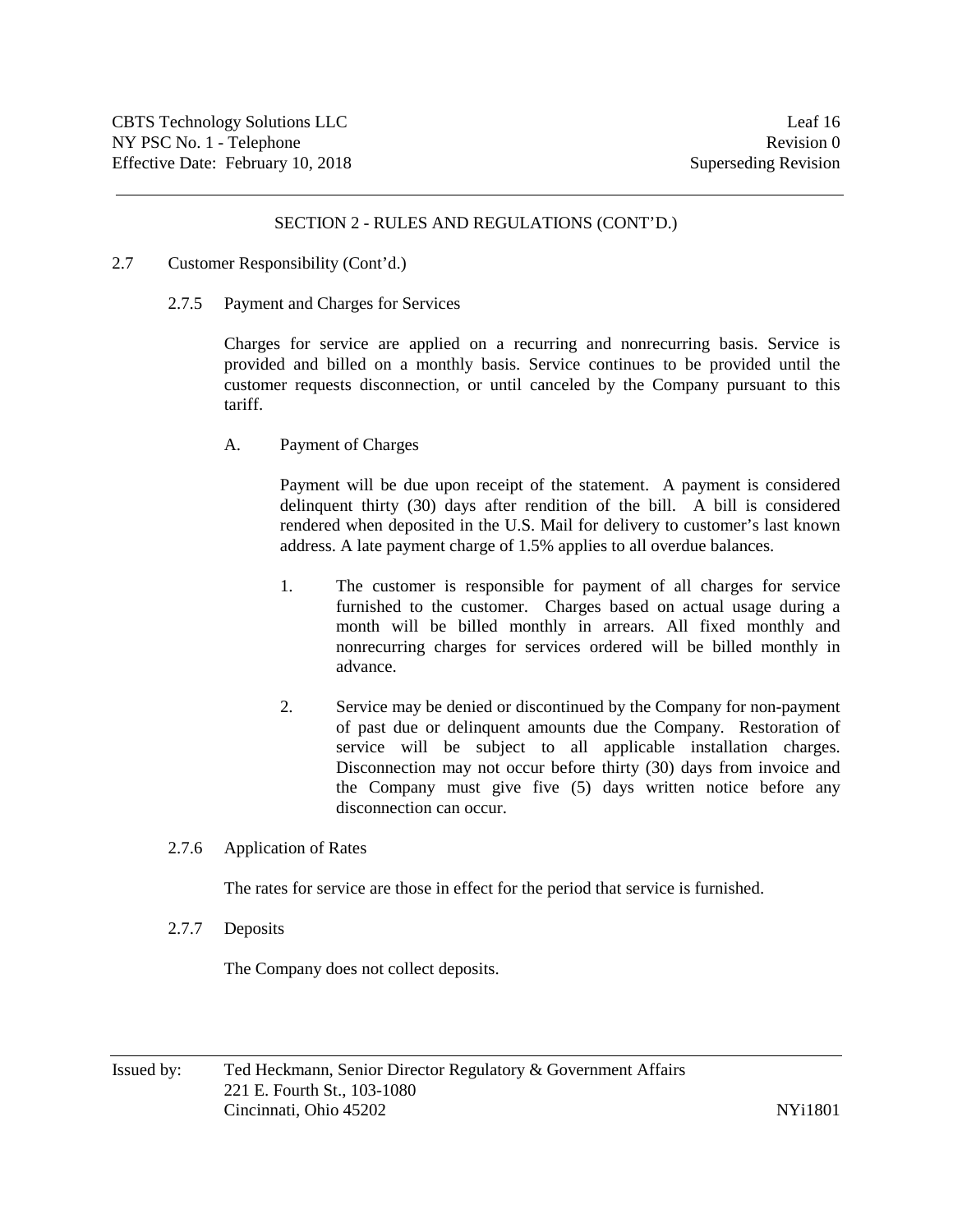## SECTION 2 - RULES AND REGULATIONS (CONT'D.)

2.7 Customer Responsibility (Cont'd.)

2.7.5 Payment and Charges for Services

Charges for service are applied on a recurring and nonrecurring basis. Service is provided and billed on a monthly basis. Service continues to be provided until the customer requests disconnection, or until canceled by the Company pursuant to this tariff.

A. Payment of Charges

Payment will be due upon receipt of the statement. A payment is considered delinquent thirty (30) days after rendition of the bill. A bill is considered rendered when deposited in the U.S. Mail for delivery to customer's last known address. A late payment charge of 1.5% applies to all overdue balances.

1. The customer is responsible for payment of all charges for service furnished to the customer. Charges based on actual usage during a month will be billed monthly in arrears. All fixed monthly and nonrecurring charges for services ordered will be billed monthly in advance.

2. Service may be denied or discontinued by the Company for non-payment of past due or delinquent amounts due the Company. Restoration of service will be subject to all applicable installation charges. Disconnection may not occur before thirty (30) days from invoice and the Company must give five (5) days written notice before any disconnection can occur.

2.7.6 Application of Rates

The rates for service are those in effect for the period that service is furnished.

2.7.7 Deposits

The Company does not collect deposits.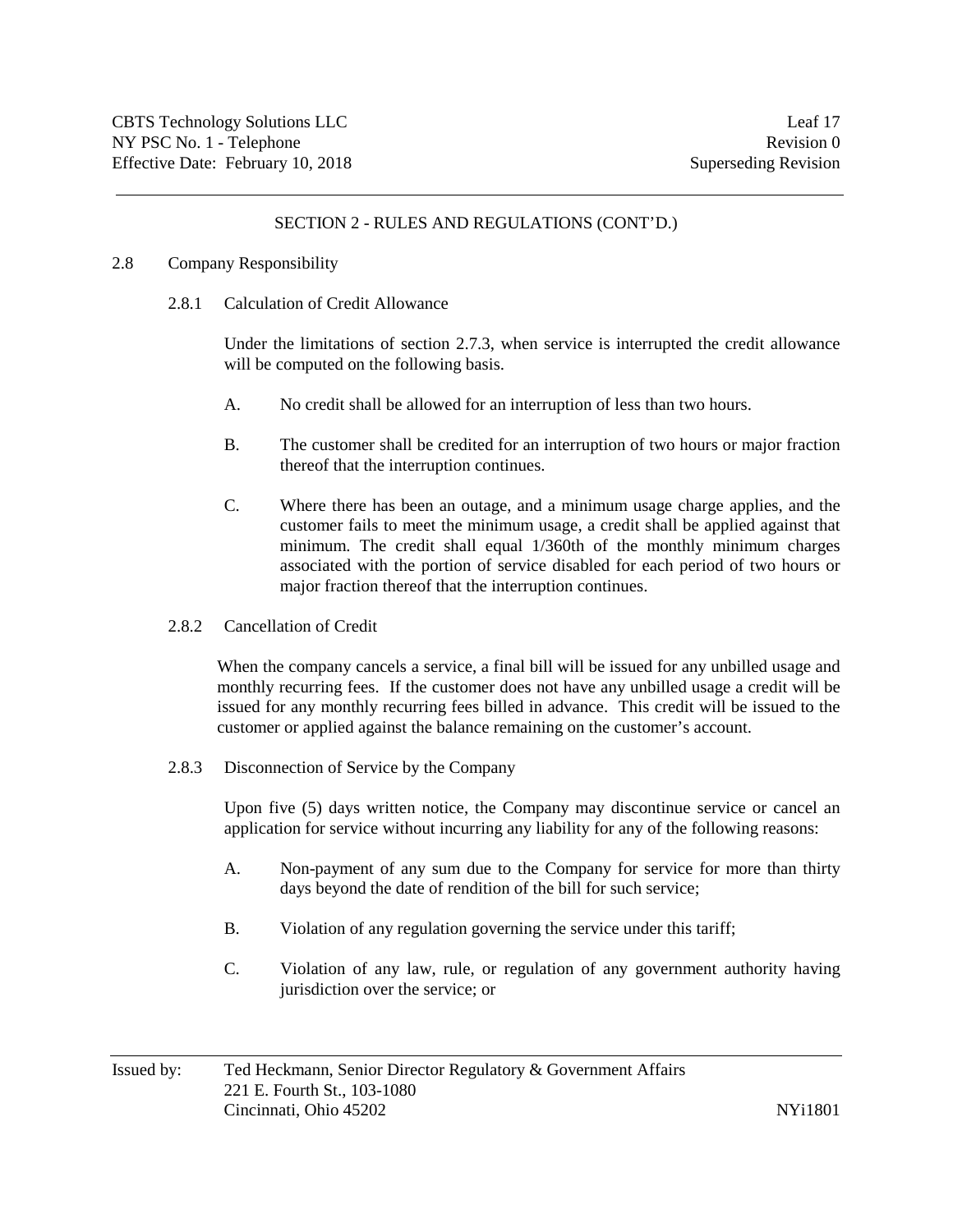## SECTION 2 - RULES AND REGULATIONS (CONT'D.)

### 2.8 Company Responsibility

#### 2.8.1 Calculation of Credit Allowance

Under the limitations of section 2.7.3, when service is interrupted the credit allowance will be computed on the following basis.

A. No credit shall be allowed for an interruption of less than two hours.

B. The customer shall be credited for an interruption of two hours or major fraction thereof that the interruption continues.

C. Where there has been an outage, and a minimum usage charge applies, and the customer fails to meet the minimum usage, a credit shall be applied against that minimum. The credit shall equal 1/360th of the monthly minimum charges associated with the portion of service disabled for each period of two hours or major fraction thereof that the interruption continues.

#### 2.8.2 Cancellation of Credit

When the company cancels a service, a final bill will be issued for any unbilled usage and monthly recurring fees. If the customer does not have any unbilled usage a credit will be issued for any monthly recurring fees billed in advance. This credit will be issued to the customer or applied against the balance remaining on the customer's account.

#### 2.8.3 Disconnection of Service by the Company

Upon five (5) days written notice, the Company may discontinue service or cancel an application for service without incurring any liability for any of the following reasons:

A. Non-payment of any sum due to the Company for service for more than thirty days beyond the date of rendition of the bill for such service;

B. Violation of any regulation governing the service under this tariff;

C. Violation of any law, rule, or regulation of any government authority having jurisdiction over the service; or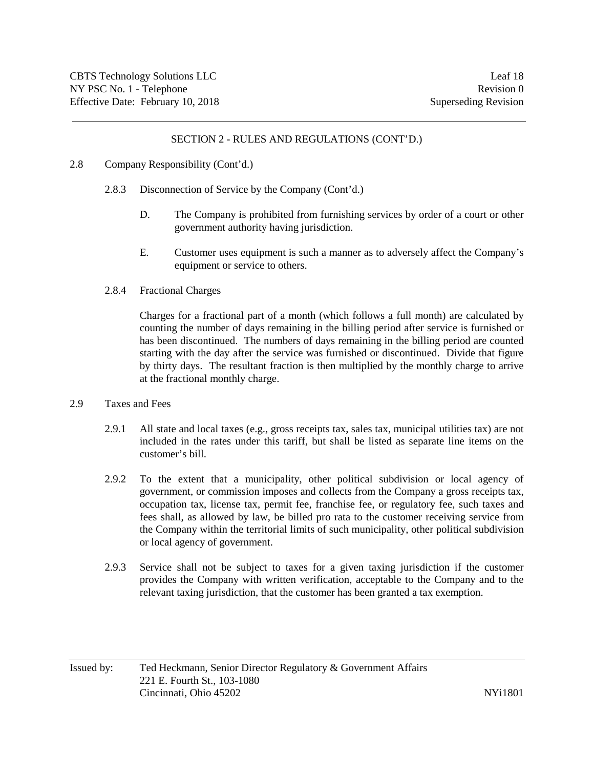## SECTION 2 - RULES AND REGULATIONS (CONT'D.)

2.8 Company Responsibility (Cont'd.)

2.8.3 Disconnection of Service by the Company (Cont'd.)

D. The Company is prohibited from furnishing services by order of a court or other government authority having jurisdiction.

E. Customer uses equipment is such a manner as to adversely affect the Company's equipment or service to others.

2.8.4 Fractional Charges

Charges for a fractional part of a month (which follows a full month) are calculated by counting the number of days remaining in the billing period after service is furnished or has been discontinued. The numbers of days remaining in the billing period are counted starting with the day after the service was furnished or discontinued. Divide that figure by thirty days. The resultant fraction is then multiplied by the monthly charge to arrive at the fractional monthly charge.

2.9 Taxes and Fees

2.9.1 All state and local taxes (e.g., gross receipts tax, sales tax, municipal utilities tax) are not included in the rates under this tariff, but shall be listed as separate line items on the customer's bill.

2.9.2 To the extent that a municipality, other political subdivision or local agency of government, or commission imposes and collects from the Company a gross receipts tax, occupation tax, license tax, permit fee, franchise fee, or regulatory fee, such taxes and fees shall, as allowed by law, be billed pro rata to the customer receiving service from the Company within the territorial limits of such municipality, other political subdivision or local agency of government.

2.9.3 Service shall not be subject to taxes for a given taxing jurisdiction if the customer provides the Company with written verification, acceptable to the Company and to the relevant taxing jurisdiction, that the customer has been granted a tax exemption.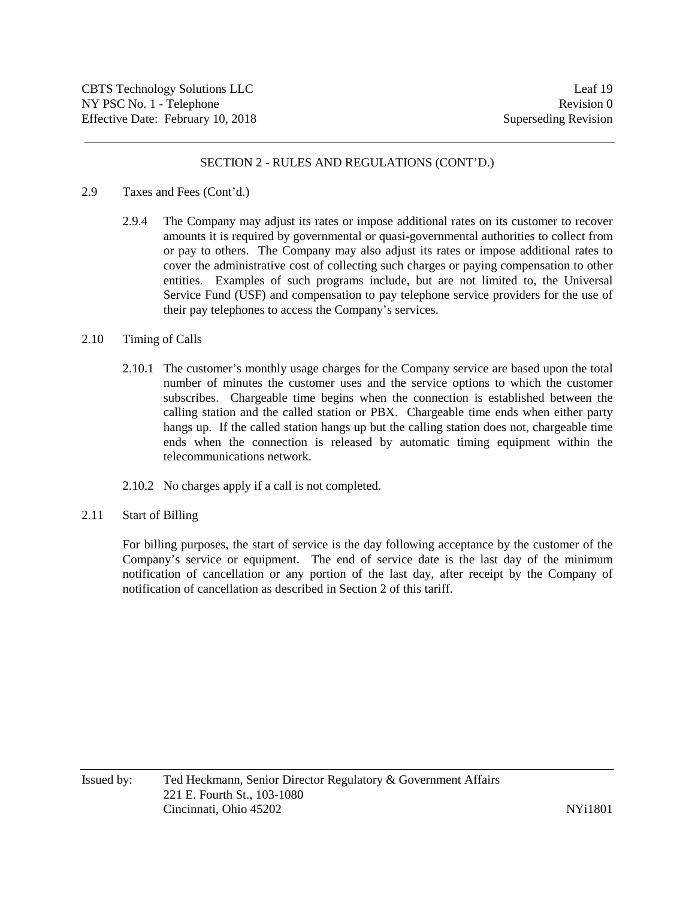## SECTION 2 - RULES AND REGULATIONS (CONT'D.)

2.9 Taxes and Fees (Cont'd.)

2.9.4 The Company may adjust its rates or impose additional rates on its customer to recover amounts it is required by governmental or quasi-governmental authorities to collect from or pay to others. The Company may also adjust its rates or impose additional rates to cover the administrative cost of collecting such charges or paying compensation to other entities. Examples of such programs include, but are not limited to, the Universal Service Fund (USF) and compensation to pay telephone service providers for the use of their pay telephones to access the Company's services.

2.10 Timing of Calls

2.10.1 The customer's monthly usage charges for the Company service are based upon the total number of minutes the customer uses and the service options to which the customer subscribes. Chargeable time begins when the connection is established between the calling station and the called station or PBX. Chargeable time ends when either party hangs up. If the called station hangs up but the calling station does not, chargeable time ends when the connection is released by automatic timing equipment within the telecommunications network.

2.10.2 No charges apply if a call is not completed.

2.11 Start of Billing

For billing purposes, the start of service is the day following acceptance by the customer of the Company's service or equipment. The end of service date is the last day of the minimum notification of cancellation or any portion of the last day, after receipt by the Company of notification of cancellation as described in Section 2 of this tariff.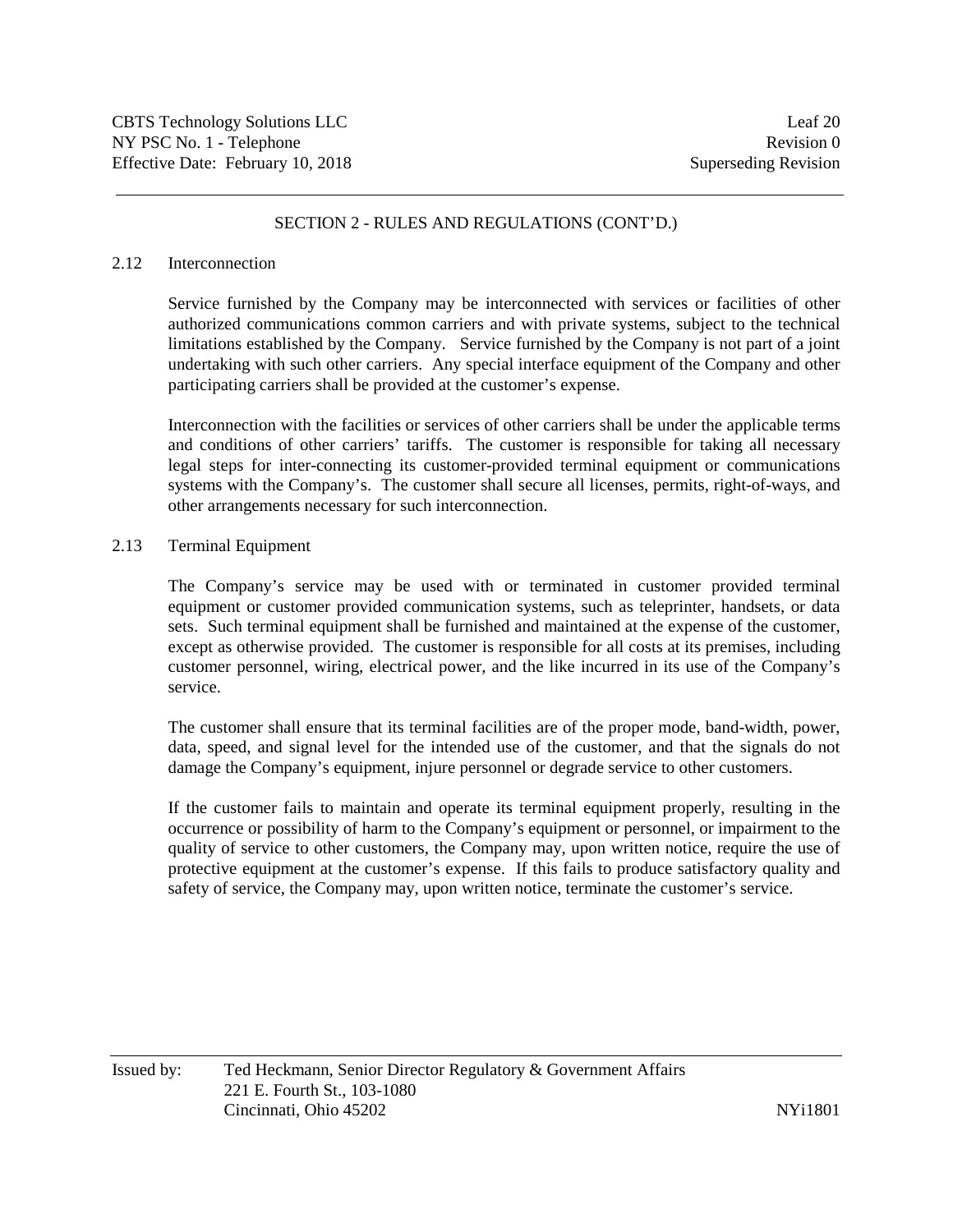## SECTION 2 - RULES AND REGULATIONS (CONT'D.)

### 2.12 Interconnection

Service furnished by the Company may be interconnected with services or facilities of other authorized communications common carriers and with private systems, subject to the technical limitations established by the Company. Service furnished by the Company is not part of a joint undertaking with such other carriers. Any special interface equipment of the Company and other participating carriers shall be provided at the customer's expense.

Interconnection with the facilities or services of other carriers shall be under the applicable terms and conditions of other carriers' tariffs. The customer is responsible for taking all necessary legal steps for inter-connecting its customer-provided terminal equipment or communications systems with the Company's. The customer shall secure all licenses, permits, right-of-ways, and other arrangements necessary for such interconnection.

### 2.13 Terminal Equipment

The Company's service may be used with or terminated in customer provided terminal equipment or customer provided communication systems, such as teleprinter, handsets, or data sets. Such terminal equipment shall be furnished and maintained at the expense of the customer, except as otherwise provided. The customer is responsible for all costs at its premises, including customer personnel, wiring, electrical power, and the like incurred in its use of the Company's service.

The customer shall ensure that its terminal facilities are of the proper mode, band-width, power, data, speed, and signal level for the intended use of the customer, and that the signals do not damage the Company's equipment, injure personnel or degrade service to other customers.

If the customer fails to maintain and operate its terminal equipment properly, resulting in the occurrence or possibility of harm to the Company's equipment or personnel, or impairment to the quality of service to other customers, the Company may, upon written notice, require the use of protective equipment at the customer's expense. If this fails to produce satisfactory quality and safety of service, the Company may, upon written notice, terminate the customer's service.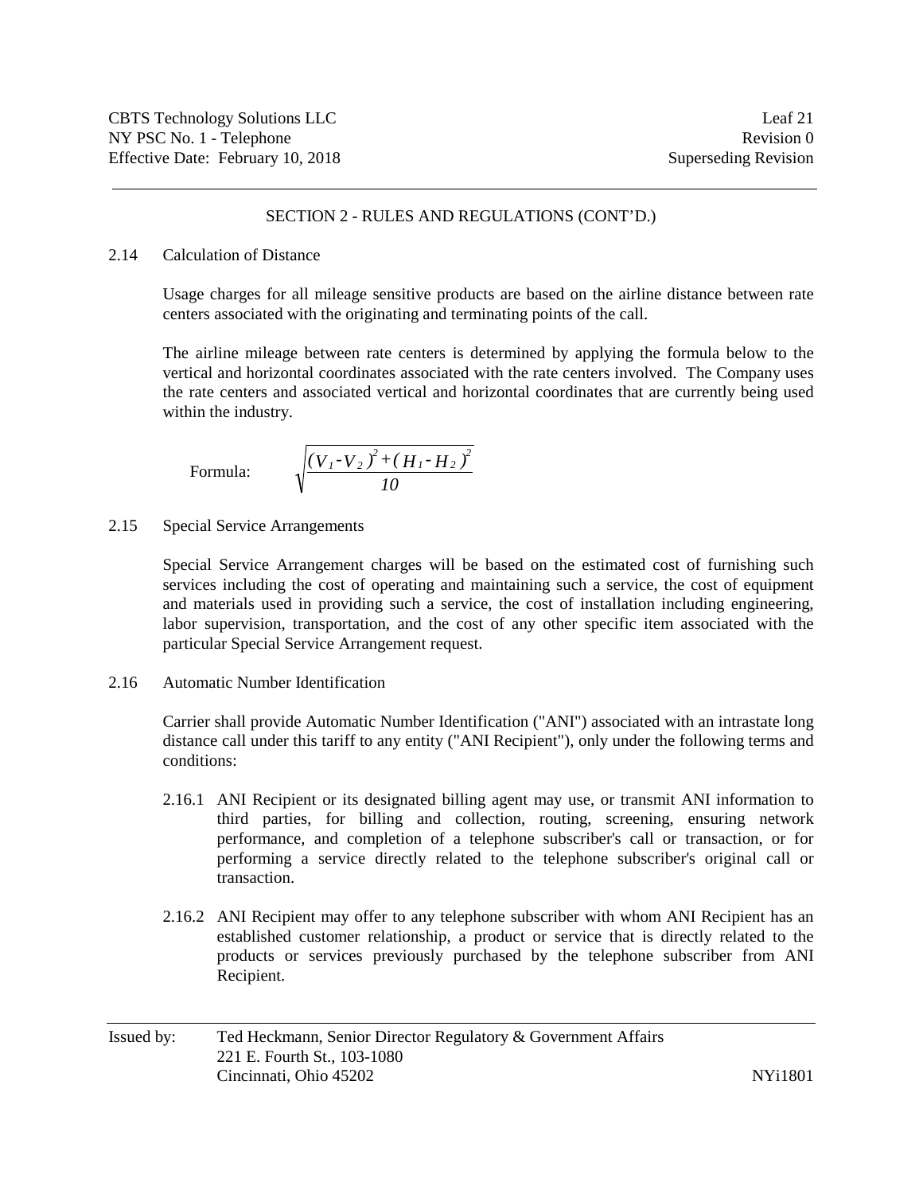## SECTION 2 - RULES AND REGULATIONS (CONT'D.)

### 2.14 Calculation of Distance

Usage charges for all mileage sensitive products are based on the airline distance between rate centers associated with the originating and terminating points of the call.

The airline mileage between rate centers is determined by applying the formula below to the vertical and horizontal coordinates associated with the rate centers involved. The Company uses the rate centers and associated vertical and horizontal coordinates that are currently being used within the industry.

Formula: $$\sqrt{\frac{(V_1 - V_2)^2 + (H_1 - H_2)^2}{10}}$$

### 2.15 Special Service Arrangements

Special Service Arrangement charges will be based on the estimated cost of furnishing such services including the cost of operating and maintaining such a service, the cost of equipment and materials used in providing such a service, the cost of installation including engineering, labor supervision, transportation, and the cost of any other specific item associated with the particular Special Service Arrangement request.

### 2.16 Automatic Number Identification

Carrier shall provide Automatic Number Identification ("ANI") associated with an intrastate long distance call under this tariff to any entity ("ANI Recipient"), only under the following terms and conditions:

2.16.1 ANI Recipient or its designated billing agent may use, or transmit ANI information to third parties, for billing and collection, routing, screening, ensuring network performance, and completion of a telephone subscriber's call or transaction, or for performing a service directly related to the telephone subscriber's original call or transaction.

2.16.2 ANI Recipient may offer to any telephone subscriber with whom ANI Recipient has an established customer relationship, a product or service that is directly related to the products or services previously purchased by the telephone subscriber from ANI Recipient.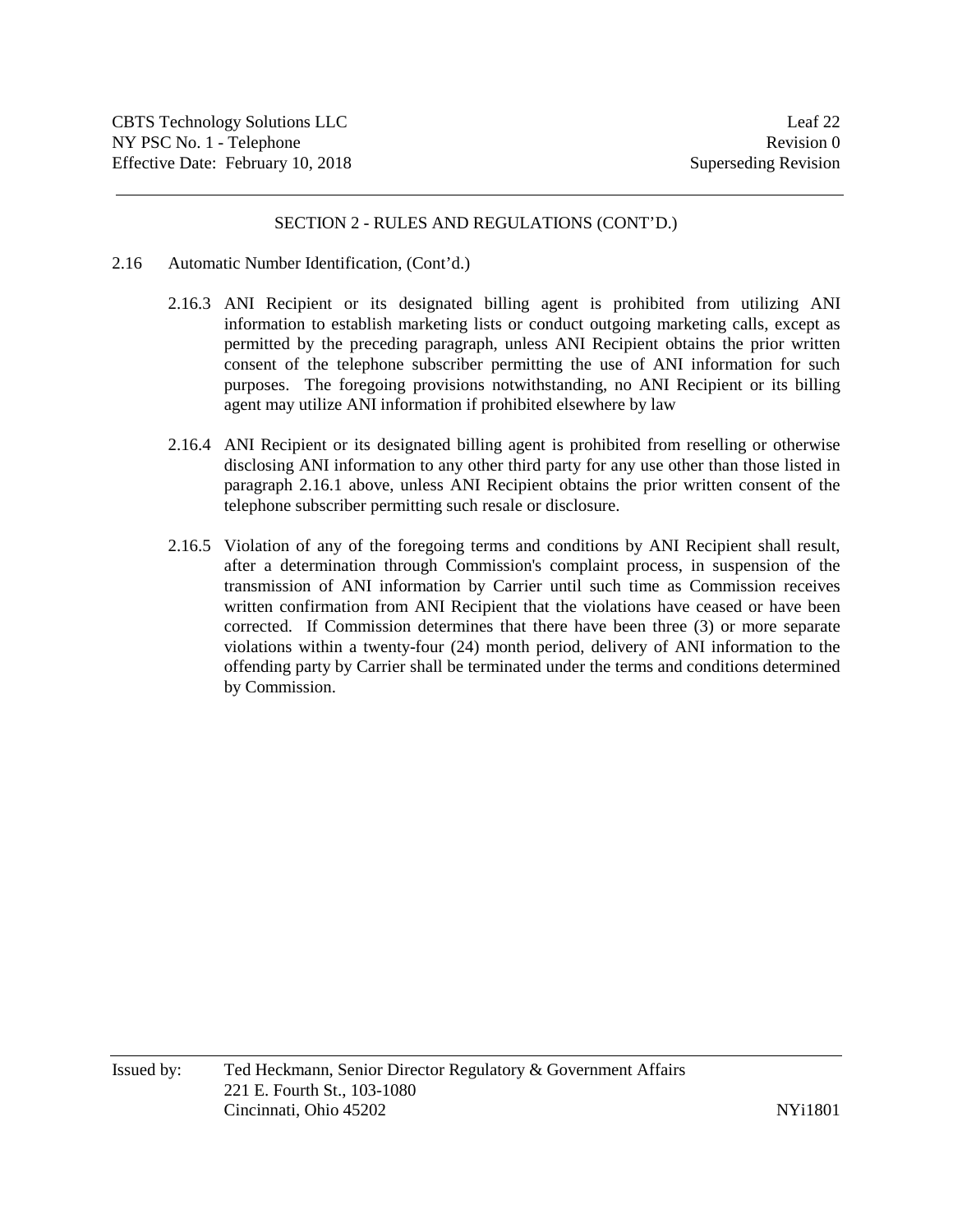## SECTION 2 - RULES AND REGULATIONS (CONT'D.)

2.16 Automatic Number Identification, (Cont'd.)

2.16.3 ANI Recipient or its designated billing agent is prohibited from utilizing ANI information to establish marketing lists or conduct outgoing marketing calls, except as permitted by the preceding paragraph, unless ANI Recipient obtains the prior written consent of the telephone subscriber permitting the use of ANI information for such purposes. The foregoing provisions notwithstanding, no ANI Recipient or its billing agent may utilize ANI information if prohibited elsewhere by law

2.16.4 ANI Recipient or its designated billing agent is prohibited from reselling or otherwise disclosing ANI information to any other third party for any use other than those listed in paragraph 2.16.1 above, unless ANI Recipient obtains the prior written consent of the telephone subscriber permitting such resale or disclosure.

2.16.5 Violation of any of the foregoing terms and conditions by ANI Recipient shall result, after a determination through Commission's complaint process, in suspension of the transmission of ANI information by Carrier until such time as Commission receives written confirmation from ANI Recipient that the violations have ceased or have been corrected. If Commission determines that there have been three (3) or more separate violations within a twenty-four (24) month period, delivery of ANI information to the offending party by Carrier shall be terminated under the terms and conditions determined by Commission.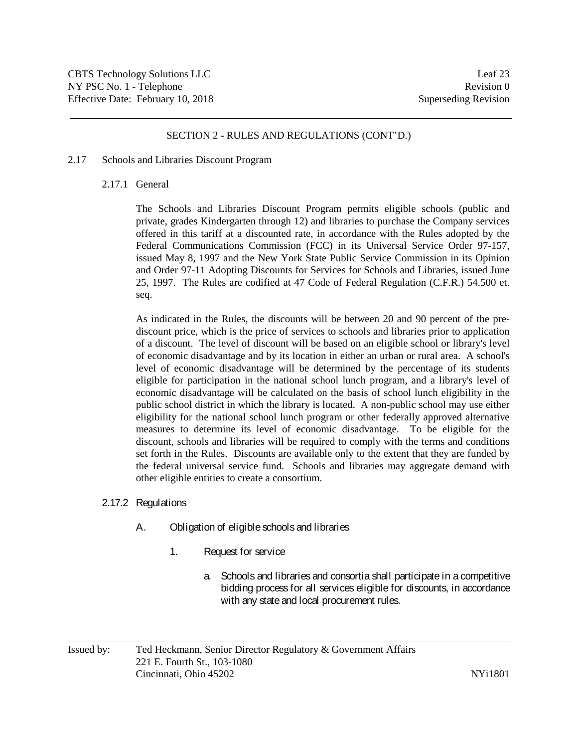SECTION 2 - RULES AND REGULATIONS (CONT'D.)

## 2.17 Schools and Libraries Discount Program

### 2.17.1 General

The Schools and Libraries Discount Program permits eligible schools (public and private, grades Kindergarten through 12) and libraries to purchase the Company services offered in this tariff at a discounted rate, in accordance with the Rules adopted by the Federal Communications Commission (FCC) in its Universal Service Order 97-157, issued May 8, 1997 and the New York State Public Service Commission in its Opinion and Order 97-11 Adopting Discounts for Services for Schools and Libraries, issued June 25, 1997. The Rules are codified at 47 Code of Federal Regulation (C.F.R.) 54.500 et. seq.

As indicated in the Rules, the discounts will be between 20 and 90 percent of the pre-discount price, which is the price of services to schools and libraries prior to application of a discount. The level of discount will be based on an eligible school or library's level of economic disadvantage and by its location in either an urban or rural area. A school's level of economic disadvantage will be determined by the percentage of its students eligible for participation in the national school lunch program, and a library's level of economic disadvantage will be calculated on the basis of school lunch eligibility in the public school district in which the library is located. A non-public school may use either eligibility for the national school lunch program or other federally approved alternative measures to determine its level of economic disadvantage. To be eligible for the discount, schools and libraries will be required to comply with the terms and conditions set forth in the Rules. Discounts are available only to the extent that they are funded by the federal universal service fund. Schools and libraries may aggregate demand with other eligible entities to create a consortium.

### 2.17.2 Regulations

A. Obligation of eligible schools and libraries

1. Request for service

a. Schools and libraries and consortia shall participate in a competitive bidding process for all services eligible for discounts, in accordance with any state and local procurement rules.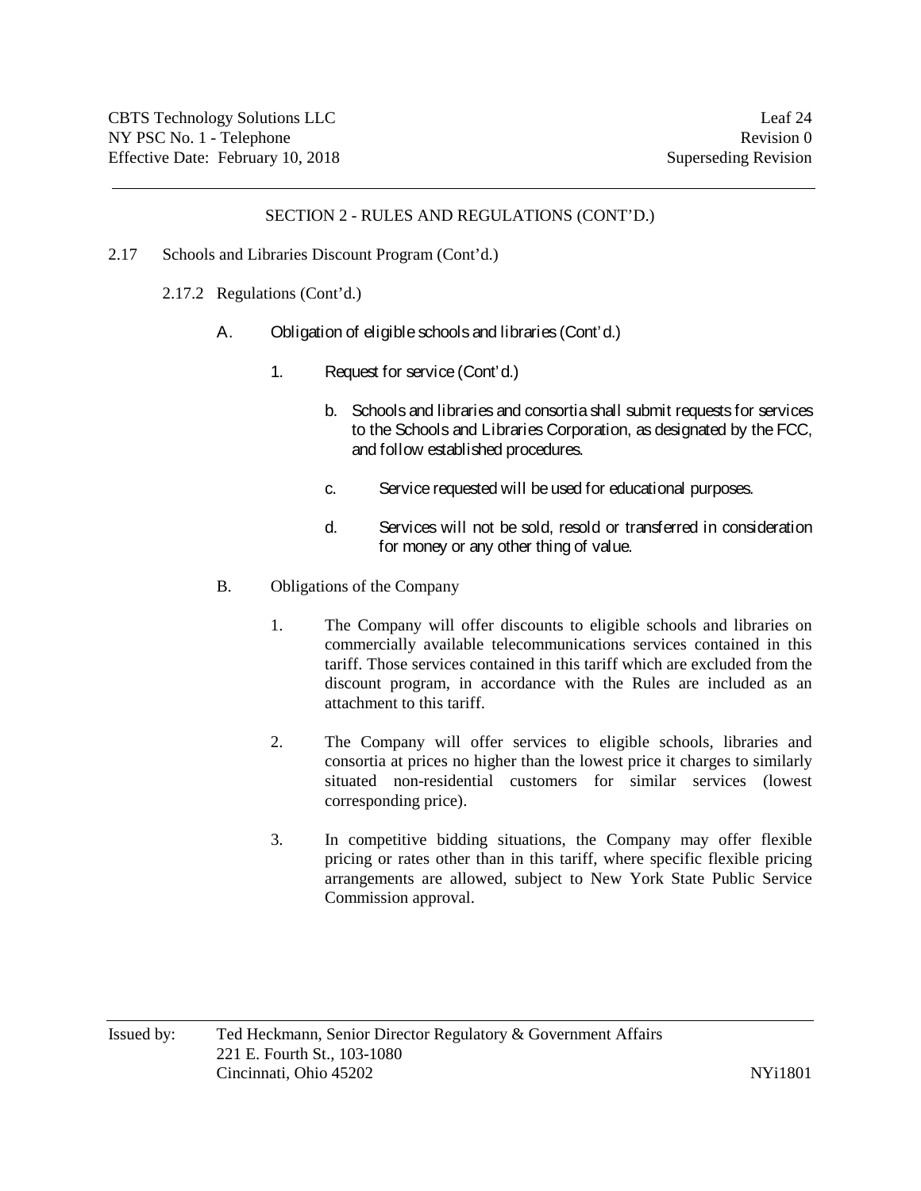SECTION 2 - RULES AND REGULATIONS (CONT'D.)

2.17 Schools and Libraries Discount Program (Cont'd.)

2.17.2 Regulations (Cont'd.)

A. Obligation of eligible schools and libraries (Cont'd.)

1. Request for service (Cont'd.)

b. Schools and libraries and consortia shall submit requests for services to the Schools and Libraries Corporation, as designated by the FCC, and follow established procedures.

c. Service requested will be used for educational purposes.

d. Services will not be sold, resold or transferred in consideration for money or any other thing of value.

B. Obligations of the Company

1. The Company will offer discounts to eligible schools and libraries on commercially available telecommunications services contained in this tariff. Those services contained in this tariff which are excluded from the discount program, in accordance with the Rules are included as an attachment to this tariff.

2. The Company will offer services to eligible schools, libraries and consortia at prices no higher than the lowest price it charges to similarly situated non-residential customers for similar services (lowest corresponding price).

3. In competitive bidding situations, the Company may offer flexible pricing or rates other than in this tariff, where specific flexible pricing arrangements are allowed, subject to New York State Public Service Commission approval.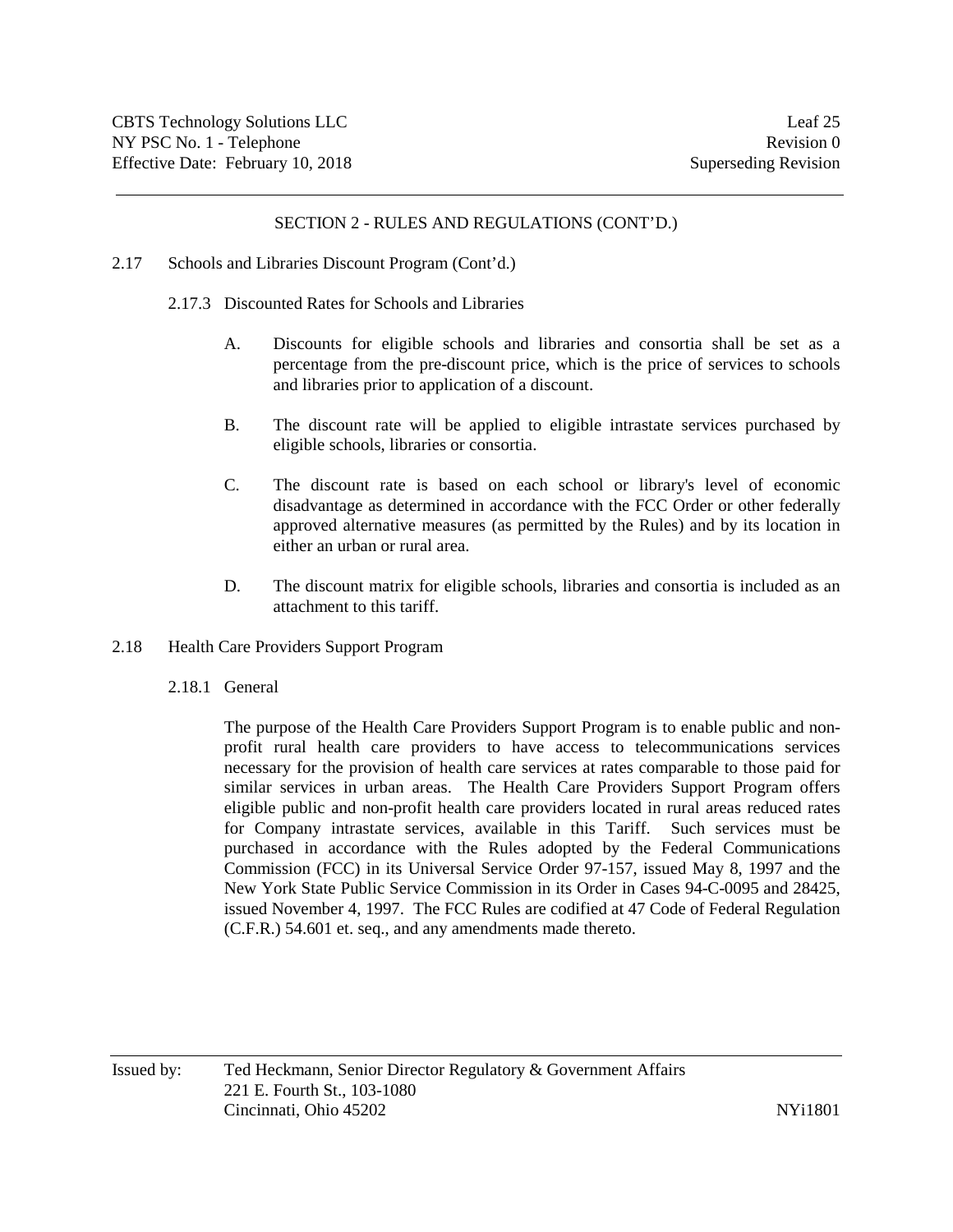## SECTION 2 - RULES AND REGULATIONS (CONT'D.)

### 2.17 Schools and Libraries Discount Program (Cont'd.)

#### 2.17.3 Discounted Rates for Schools and Libraries

A. Discounts for eligible schools and libraries and consortia shall be set as a percentage from the pre-discount price, which is the price of services to schools and libraries prior to application of a discount.

B. The discount rate will be applied to eligible intrastate services purchased by eligible schools, libraries or consortia.

C. The discount rate is based on each school or library's level of economic disadvantage as determined in accordance with the FCC Order or other federally approved alternative measures (as permitted by the Rules) and by its location in either an urban or rural area.

D. The discount matrix for eligible schools, libraries and consortia is included as an attachment to this tariff.

### 2.18 Health Care Providers Support Program

#### 2.18.1 General

The purpose of the Health Care Providers Support Program is to enable public and non-profit rural health care providers to have access to telecommunications services necessary for the provision of health care services at rates comparable to those paid for similar services in urban areas. The Health Care Providers Support Program offers eligible public and non-profit health care providers located in rural areas reduced rates for Company intrastate services, available in this Tariff. Such services must be purchased in accordance with the Rules adopted by the Federal Communications Commission (FCC) in its Universal Service Order 97-157, issued May 8, 1997 and the New York State Public Service Commission in its Order in Cases 94-C-0095 and 28425, issued November 4, 1997. The FCC Rules are codified at 47 Code of Federal Regulation (C.F.R.) 54.601 et. seq., and any amendments made thereto.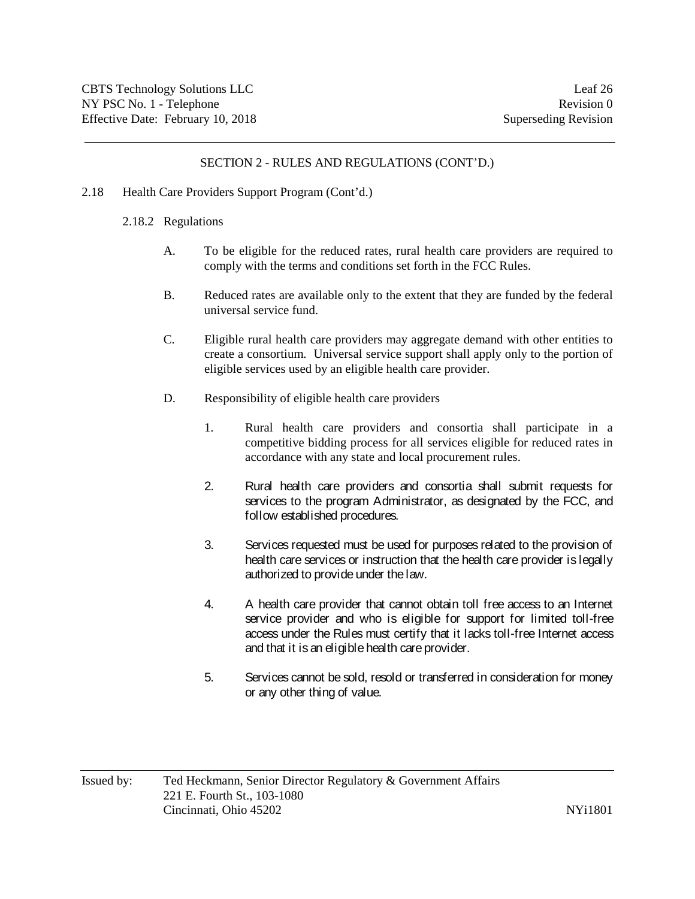## SECTION 2 - RULES AND REGULATIONS (CONT'D.)

2.18 Health Care Providers Support Program (Cont'd.)

2.18.2 Regulations

A. To be eligible for the reduced rates, rural health care providers are required to comply with the terms and conditions set forth in the FCC Rules.

B. Reduced rates are available only to the extent that they are funded by the federal universal service fund.

C. Eligible rural health care providers may aggregate demand with other entities to create a consortium. Universal service support shall apply only to the portion of eligible services used by an eligible health care provider.

D. Responsibility of eligible health care providers

1. Rural health care providers and consortia shall participate in a competitive bidding process for all services eligible for reduced rates in accordance with any state and local procurement rules.

2. Rural health care providers and consortia shall submit requests for services to the program Administrator, as designated by the FCC, and follow established procedures.

3. Services requested must be used for purposes related to the provision of health care services or instruction that the health care provider is legally authorized to provide under the law.

4. A health care provider that cannot obtain toll free access to an Internet service provider and who is eligible for support for limited toll-free access under the Rules must certify that it lacks toll-free Internet access and that it is an eligible health care provider.

5. Services cannot be sold, resold or transferred in consideration for money or any other thing of value.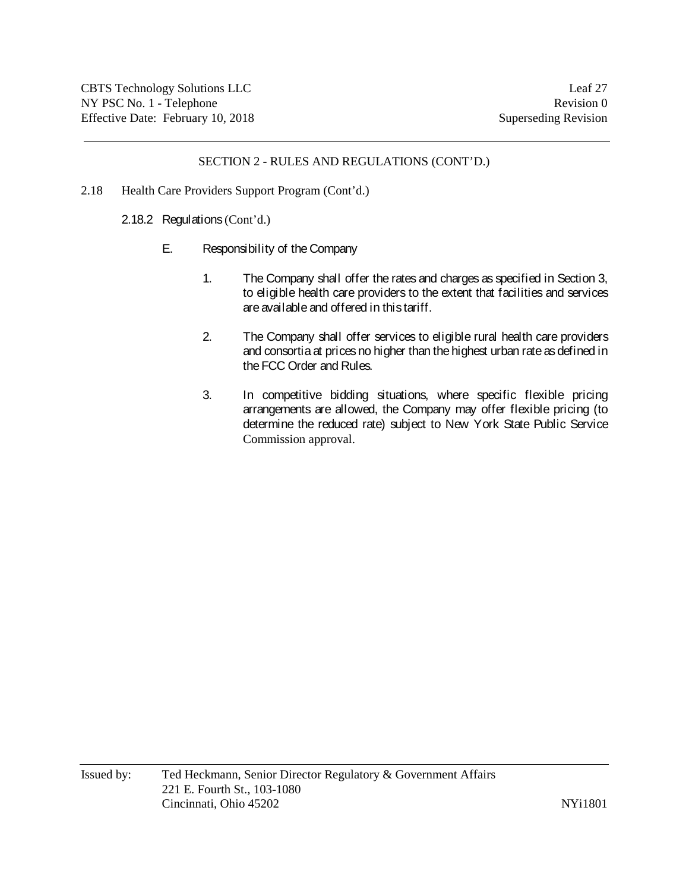SECTION 2 - RULES AND REGULATIONS (CONT'D.)

2.18 Health Care Providers Support Program (Cont'd.)

2.18.2 Regulations (Cont'd.)

E. Responsibility of the Company

1. The Company shall offer the rates and charges as specified in Section 3, to eligible health care providers to the extent that facilities and services are available and offered in this tariff.

2. The Company shall offer services to eligible rural health care providers and consortia at prices no higher than the highest urban rate as defined in the FCC Order and Rules.

3. In competitive bidding situations, where specific flexible pricing arrangements are allowed, the Company may offer flexible pricing (to determine the reduced rate) subject to New York State Public Service Commission approval.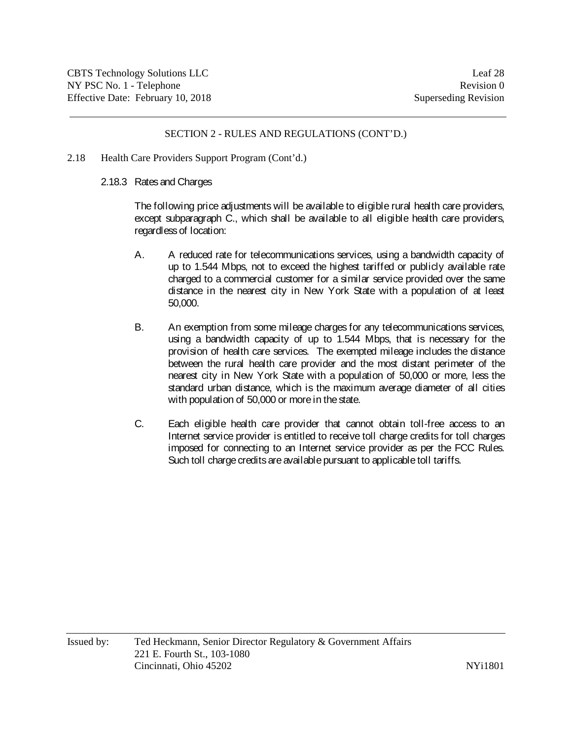SECTION 2 - RULES AND REGULATIONS (CONT'D.)

2.18 Health Care Providers Support Program (Cont'd.)

2.18.3 Rates and Charges

The following price adjustments will be available to eligible rural health care providers, except subparagraph C., which shall be available to all eligible health care providers, regardless of location:

A. A reduced rate for telecommunications services, using a bandwidth capacity of up to 1.544 Mbps, not to exceed the highest tariffed or publicly available rate charged to a commercial customer for a similar service provided over the same distance in the nearest city in New York State with a population of at least 50,000.

B. An exemption from some mileage charges for any telecommunications services, using a bandwidth capacity of up to 1.544 Mbps, that is necessary for the provision of health care services. The exempted mileage includes the distance between the rural health care provider and the most distant perimeter of the nearest city in New York State with a population of 50,000 or more, less the standard urban distance, which is the maximum average diameter of all cities with population of 50,000 or more in the state.

C. Each eligible health care provider that cannot obtain toll-free access to an Internet service provider is entitled to receive toll charge credits for toll charges imposed for connecting to an Internet service provider as per the FCC Rules. Such toll charge credits are available pursuant to applicable toll tariffs.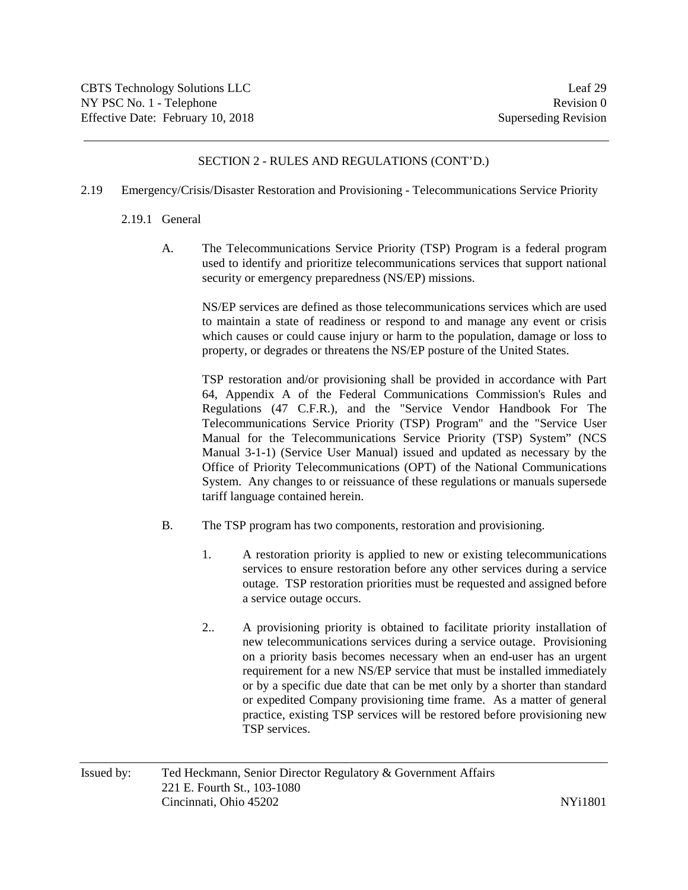## SECTION 2 - RULES AND REGULATIONS (CONT'D.)

### 2.19 Emergency/Crisis/Disaster Restoration and Provisioning - Telecommunications Service Priority

#### 2.19.1 General

A. The Telecommunications Service Priority (TSP) Program is a federal program used to identify and prioritize telecommunications services that support national security or emergency preparedness (NS/EP) missions.

NS/EP services are defined as those telecommunications services which are used to maintain a state of readiness or respond to and manage any event or crisis which causes or could cause injury or harm to the population, damage or loss to property, or degrades or threatens the NS/EP posture of the United States.

TSP restoration and/or provisioning shall be provided in accordance with Part 64, Appendix A of the Federal Communications Commission's Rules and Regulations (47 C.F.R.), and the "Service Vendor Handbook For The Telecommunications Service Priority (TSP) Program" and the "Service User Manual for the Telecommunications Service Priority (TSP) System" (NCS Manual 3-1-1) (Service User Manual) issued and updated as necessary by the Office of Priority Telecommunications (OPT) of the National Communications System. Any changes to or reissuance of these regulations or manuals supersede tariff language contained herein.

B. The TSP program has two components, restoration and provisioning.

1. A restoration priority is applied to new or existing telecommunications services to ensure restoration before any other services during a service outage. TSP restoration priorities must be requested and assigned before a service outage occurs.

2.. A provisioning priority is obtained to facilitate priority installation of new telecommunications services during a service outage. Provisioning on a priority basis becomes necessary when an end-user has an urgent requirement for a new NS/EP service that must be installed immediately or by a specific due date that can be met only by a shorter than standard or expedited Company provisioning time frame. As a matter of general practice, existing TSP services will be restored before provisioning new TSP services.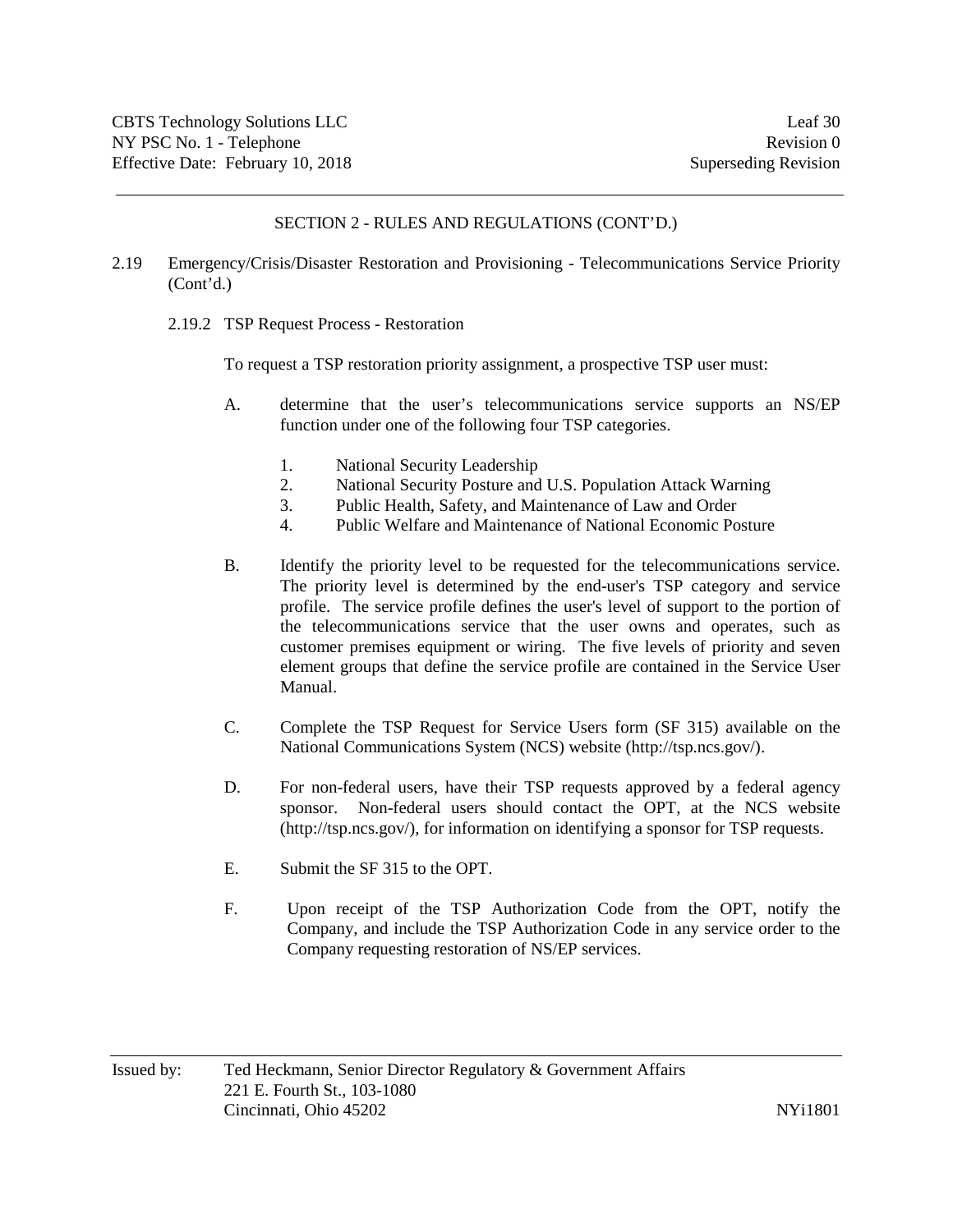SECTION 2 - RULES AND REGULATIONS (CONT'D.)

2.19 Emergency/Crisis/Disaster Restoration and Provisioning - Telecommunications Service Priority (Cont'd.)

2.19.2 TSP Request Process - Restoration

To request a TSP restoration priority assignment, a prospective TSP user must:

A. determine that the user's telecommunications service supports an NS/EP function under one of the following four TSP categories.

1. National Security Leadership
2. National Security Posture and U.S. Population Attack Warning
3. Public Health, Safety, and Maintenance of Law and Order
4. Public Welfare and Maintenance of National Economic Posture

B. Identify the priority level to be requested for the telecommunications service. The priority level is determined by the end-user's TSP category and service profile. The service profile defines the user's level of support to the portion of the telecommunications service that the user owns and operates, such as customer premises equipment or wiring. The five levels of priority and seven element groups that define the service profile are contained in the Service User Manual.

C. Complete the TSP Request for Service Users form (SF 315) available on the National Communications System (NCS) website (http://tsp.ncs.gov/).

D. For non-federal users, have their TSP requests approved by a federal agency sponsor. Non-federal users should contact the OPT, at the NCS website (http://tsp.ncs.gov/), for information on identifying a sponsor for TSP requests.

E. Submit the SF 315 to the OPT.

F. Upon receipt of the TSP Authorization Code from the OPT, notify the Company, and include the TSP Authorization Code in any service order to the Company requesting restoration of NS/EP services.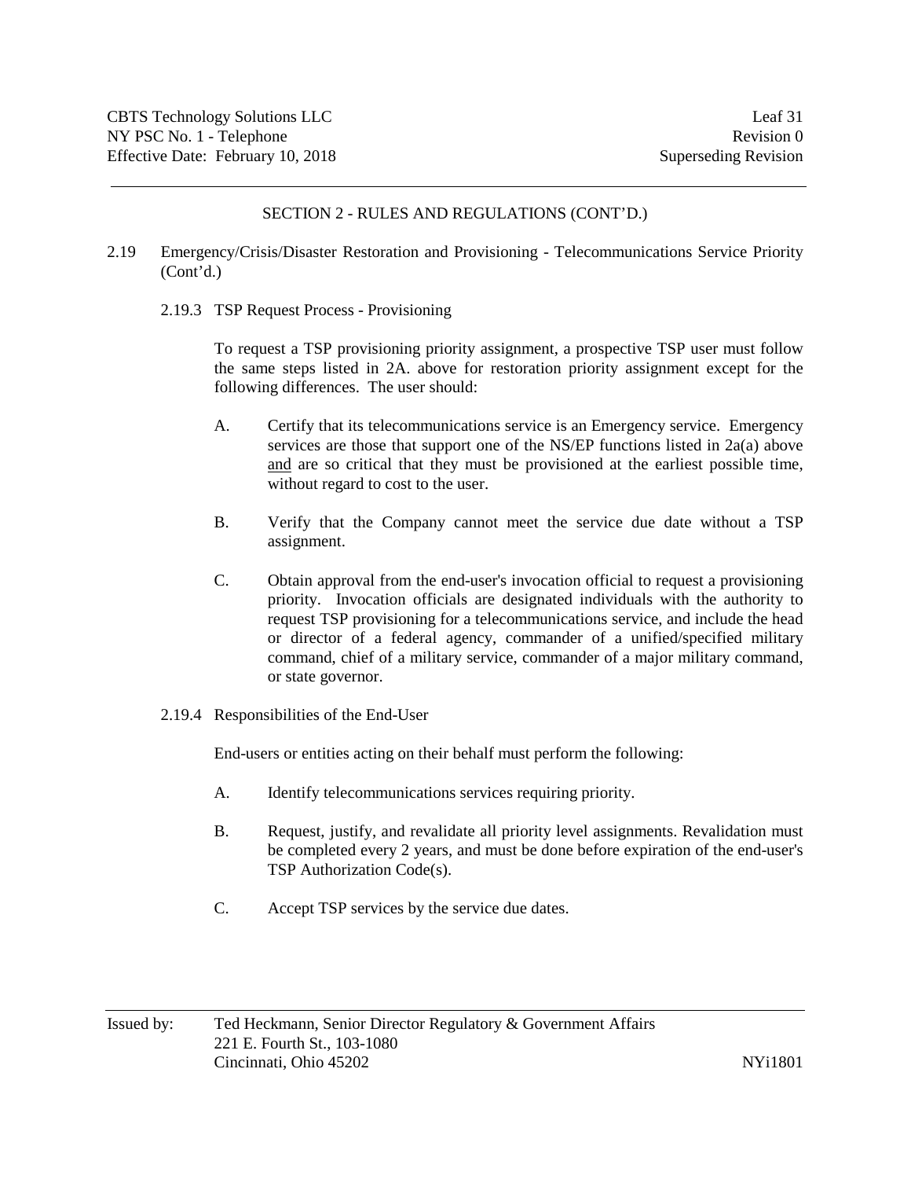SECTION 2 - RULES AND REGULATIONS (CONT'D.)

2.19 Emergency/Crisis/Disaster Restoration and Provisioning - Telecommunications Service Priority (Cont'd.)

2.19.3 TSP Request Process - Provisioning

To request a TSP provisioning priority assignment, a prospective TSP user must follow the same steps listed in 2A. above for restoration priority assignment except for the following differences. The user should:

A. Certify that its telecommunications service is an Emergency service. Emergency services are those that support one of the NS/EP functions listed in 2a(a) above and are so critical that they must be provisioned at the earliest possible time, without regard to cost to the user.

B. Verify that the Company cannot meet the service due date without a TSP assignment.

C. Obtain approval from the end-user's invocation official to request a provisioning priority. Invocation officials are designated individuals with the authority to request TSP provisioning for a telecommunications service, and include the head or director of a federal agency, commander of a unified/specified military command, chief of a military service, commander of a major military command, or state governor.

2.19.4 Responsibilities of the End-User

End-users or entities acting on their behalf must perform the following:

A. Identify telecommunications services requiring priority.

B. Request, justify, and revalidate all priority level assignments. Revalidation must be completed every 2 years, and must be done before expiration of the end-user's TSP Authorization Code(s).

C. Accept TSP services by the service due dates.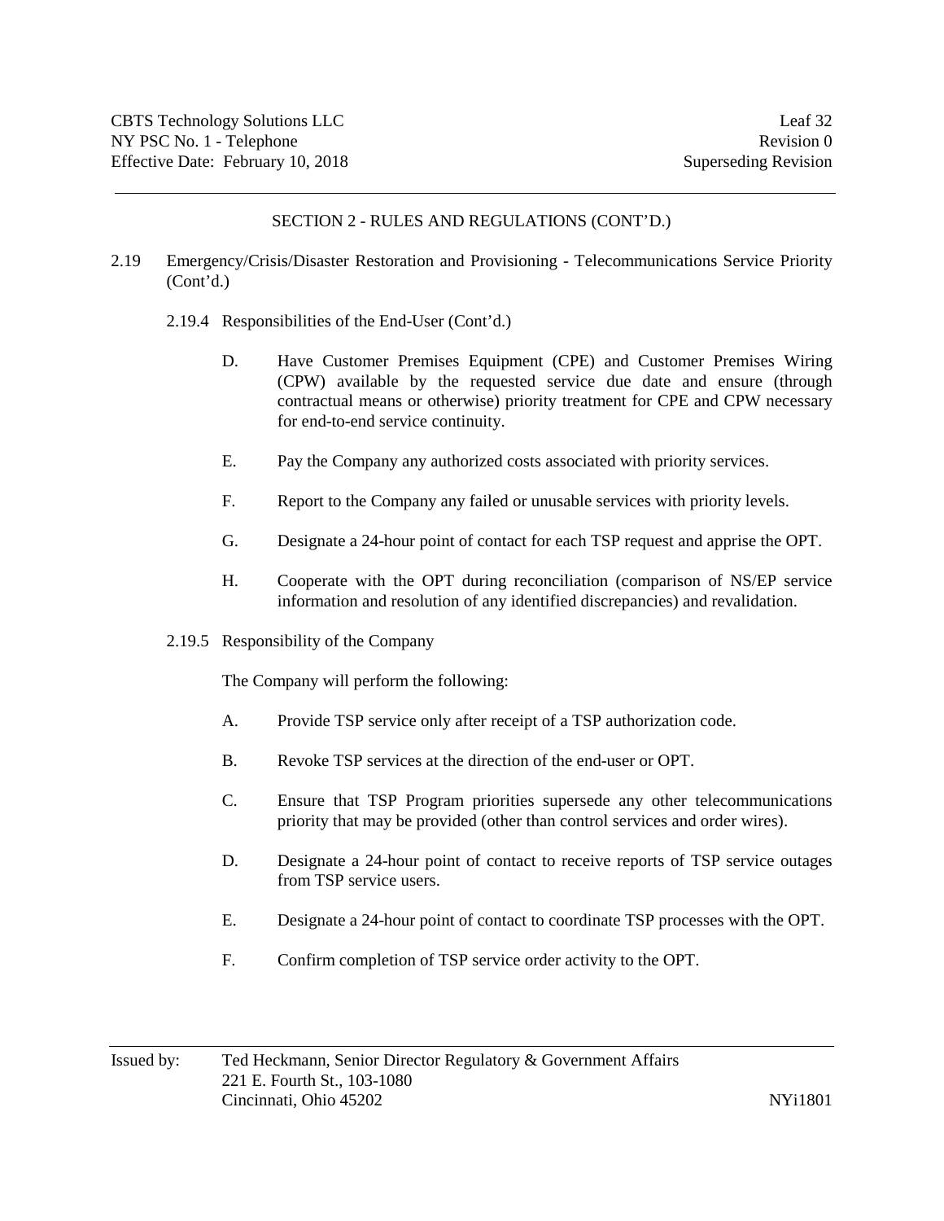SECTION 2 - RULES AND REGULATIONS (CONT'D.)

2.19 Emergency/Crisis/Disaster Restoration and Provisioning - Telecommunications Service Priority (Cont'd.)

2.19.4 Responsibilities of the End-User (Cont'd.)

D. Have Customer Premises Equipment (CPE) and Customer Premises Wiring (CPW) available by the requested service due date and ensure (through contractual means or otherwise) priority treatment for CPE and CPW necessary for end-to-end service continuity.

E. Pay the Company any authorized costs associated with priority services.

F. Report to the Company any failed or unusable services with priority levels.

G. Designate a 24-hour point of contact for each TSP request and apprise the OPT.

H. Cooperate with the OPT during reconciliation (comparison of NS/EP service information and resolution of any identified discrepancies) and revalidation.

2.19.5 Responsibility of the Company

The Company will perform the following:

A. Provide TSP service only after receipt of a TSP authorization code.

B. Revoke TSP services at the direction of the end-user or OPT.

C. Ensure that TSP Program priorities supersede any other telecommunications priority that may be provided (other than control services and order wires).

D. Designate a 24-hour point of contact to receive reports of TSP service outages from TSP service users.

E. Designate a 24-hour point of contact to coordinate TSP processes with the OPT.

F. Confirm completion of TSP service order activity to the OPT.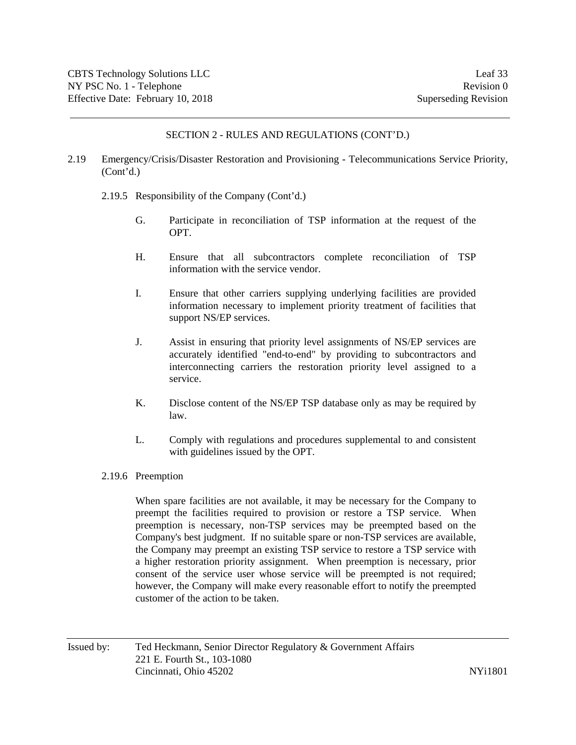SECTION 2 - RULES AND REGULATIONS (CONT'D.)

2.19 Emergency/Crisis/Disaster Restoration and Provisioning - Telecommunications Service Priority, (Cont'd.)

2.19.5 Responsibility of the Company (Cont'd.)

G. Participate in reconciliation of TSP information at the request of the OPT.

H. Ensure that all subcontractors complete reconciliation of TSP information with the service vendor.

I. Ensure that other carriers supplying underlying facilities are provided information necessary to implement priority treatment of facilities that support NS/EP services.

J. Assist in ensuring that priority level assignments of NS/EP services are accurately identified "end-to-end" by providing to subcontractors and interconnecting carriers the restoration priority level assigned to a service.

K. Disclose content of the NS/EP TSP database only as may be required by law.

L. Comply with regulations and procedures supplemental to and consistent with guidelines issued by the OPT.

2.19.6 Preemption

When spare facilities are not available, it may be necessary for the Company to preempt the facilities required to provision or restore a TSP service. When preemption is necessary, non-TSP services may be preempted based on the Company's best judgment. If no suitable spare or non-TSP services are available, the Company may preempt an existing TSP service to restore a TSP service with a higher restoration priority assignment. When preemption is necessary, prior consent of the service user whose service will be preempted is not required; however, the Company will make every reasonable effort to notify the preempted customer of the action to be taken.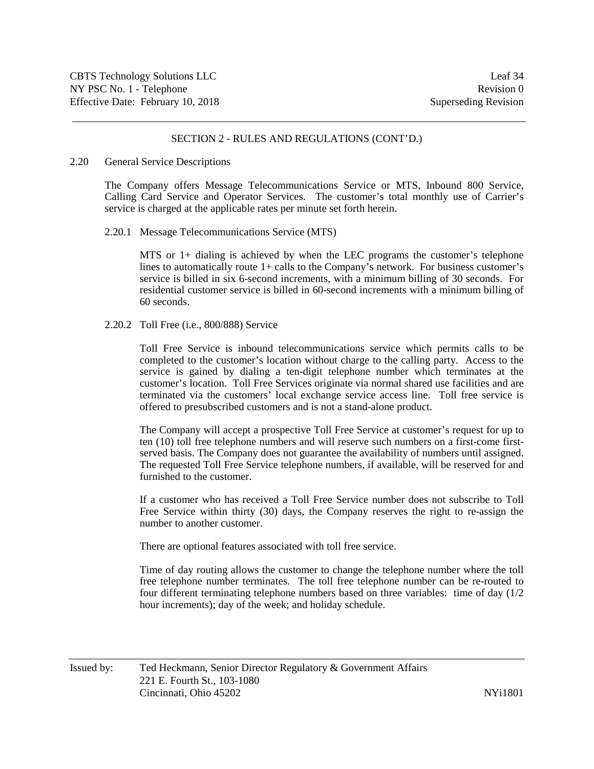SECTION 2 - RULES AND REGULATIONS (CONT'D.)

2.20 General Service Descriptions

The Company offers Message Telecommunications Service or MTS, Inbound 800 Service, Calling Card Service and Operator Services. The customer's total monthly use of Carrier's service is charged at the applicable rates per minute set forth herein.

2.20.1 Message Telecommunications Service (MTS)

MTS or 1+ dialing is achieved by when the LEC programs the customer's telephone lines to automatically route 1+ calls to the Company's network. For business customer's service is billed in six 6-second increments, with a minimum billing of 30 seconds. For residential customer service is billed in 60-second increments with a minimum billing of 60 seconds.

2.20.2 Toll Free (i.e., 800/888) Service

Toll Free Service is inbound telecommunications service which permits calls to be completed to the customer's location without charge to the calling party. Access to the service is gained by dialing a ten-digit telephone number which terminates at the customer's location. Toll Free Services originate via normal shared use facilities and are terminated via the customers' local exchange service access line. Toll free service is offered to presubscribed customers and is not a stand-alone product.

The Company will accept a prospective Toll Free Service at customer's request for up to ten (10) toll free telephone numbers and will reserve such numbers on a first-come first-served basis. The Company does not guarantee the availability of numbers until assigned. The requested Toll Free Service telephone numbers, if available, will be reserved for and furnished to the customer.

If a customer who has received a Toll Free Service number does not subscribe to Toll Free Service within thirty (30) days, the Company reserves the right to re-assign the number to another customer.

There are optional features associated with toll free service.

Time of day routing allows the customer to change the telephone number where the toll free telephone number terminates. The toll free telephone number can be re-routed to four different terminating telephone numbers based on three variables: time of day (1/2 hour increments); day of the week; and holiday schedule.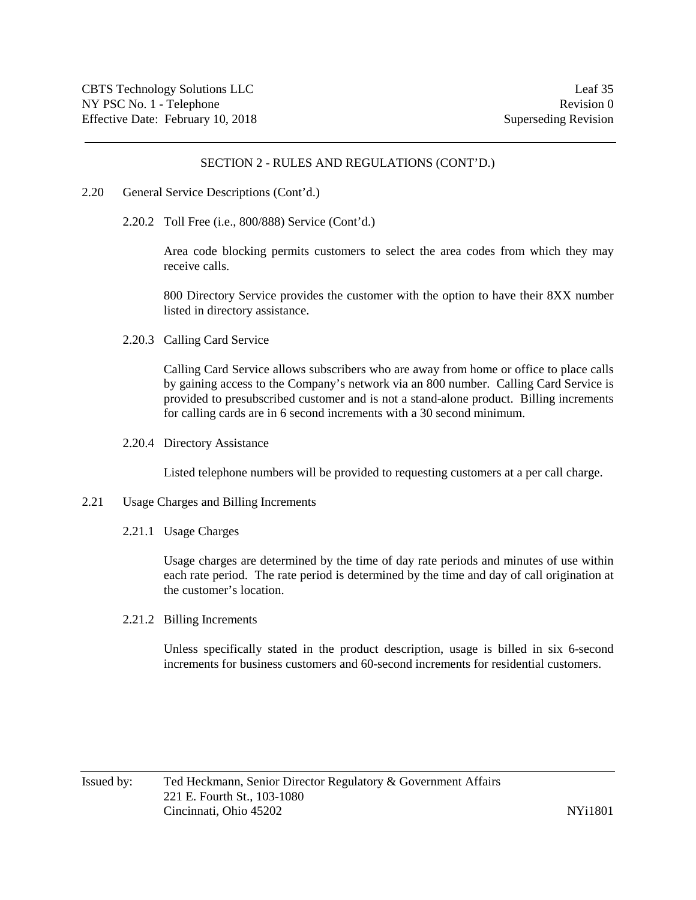SECTION 2 - RULES AND REGULATIONS (CONT'D.)

2.20 General Service Descriptions (Cont'd.)

2.20.2 Toll Free (i.e., 800/888) Service (Cont'd.)

Area code blocking permits customers to select the area codes from which they may receive calls.

800 Directory Service provides the customer with the option to have their 8XX number listed in directory assistance.

2.20.3 Calling Card Service

Calling Card Service allows subscribers who are away from home or office to place calls by gaining access to the Company's network via an 800 number. Calling Card Service is provided to presubscribed customer and is not a stand-alone product. Billing increments for calling cards are in 6 second increments with a 30 second minimum.

2.20.4 Directory Assistance

Listed telephone numbers will be provided to requesting customers at a per call charge.

2.21 Usage Charges and Billing Increments

2.21.1 Usage Charges

Usage charges are determined by the time of day rate periods and minutes of use within each rate period. The rate period is determined by the time and day of call origination at the customer's location.

2.21.2 Billing Increments

Unless specifically stated in the product description, usage is billed in six 6-second increments for business customers and 60-second increments for residential customers.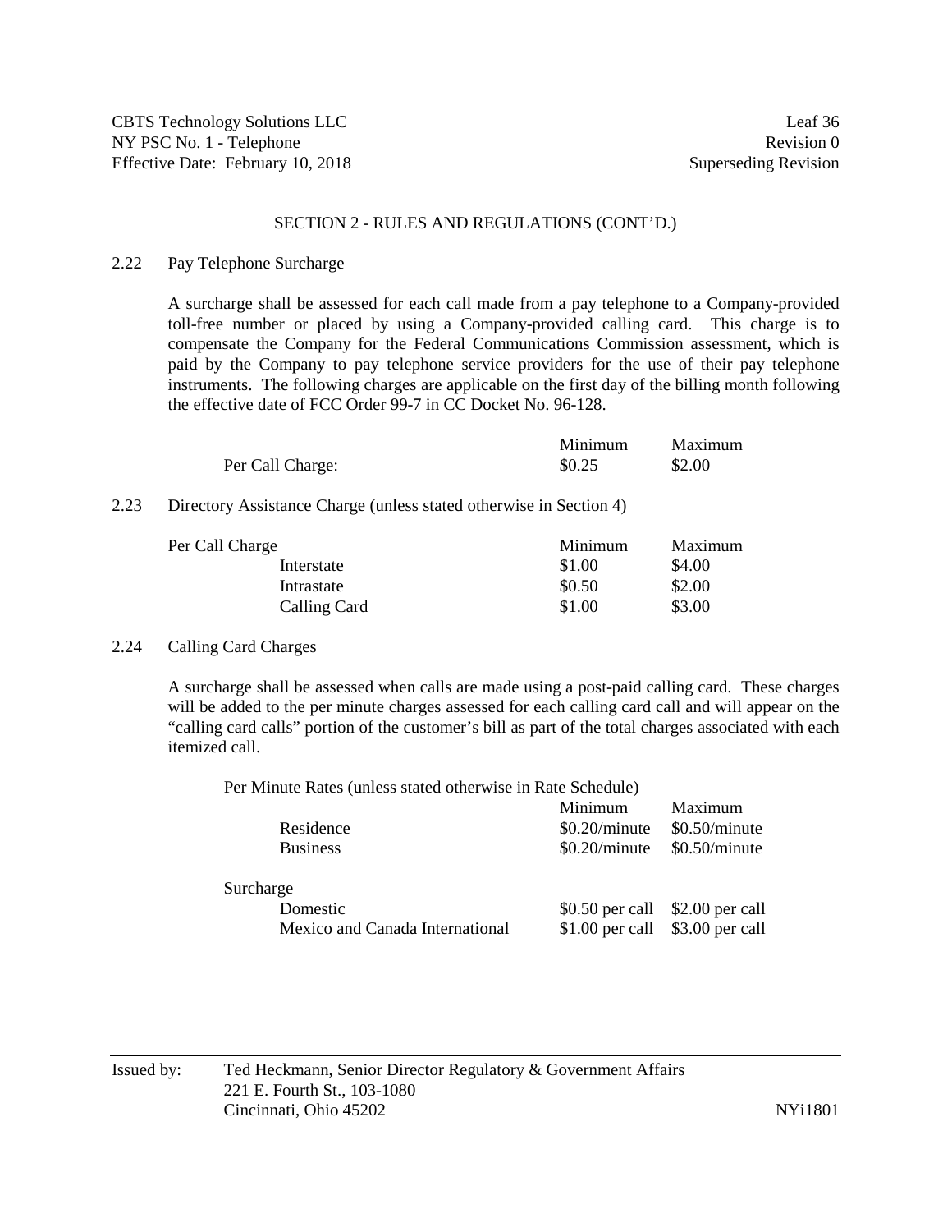## SECTION 2 - RULES AND REGULATIONS (CONT'D.)

### 2.22 Pay Telephone Surcharge

A surcharge shall be assessed for each call made from a pay telephone to a Company-provided toll-free number or placed by using a Company-provided calling card. This charge is to compensate the Company for the Federal Communications Commission assessment, which is paid by the Company to pay telephone service providers for the use of their pay telephone instruments. The following charges are applicable on the first day of the billing month following the effective date of FCC Order 99-7 in CC Docket No. 96-128.

| | Minimum | Maximum |
|---|---|---|
| Per Call Charge: | $0.25 | $2.00 |

### 2.23 Directory Assistance Charge (unless stated otherwise in Section 4)

| Per Call Charge | Minimum | Maximum |
|---|---|---|
| Interstate | $1.00 | $4.00 |
| Intrastate | $0.50 | $2.00 |
| Calling Card | $1.00 | $3.00 |

### 2.24 Calling Card Charges

A surcharge shall be assessed when calls are made using a post-paid calling card. These charges will be added to the per minute charges assessed for each calling card call and will appear on the "calling card calls" portion of the customer's bill as part of the total charges associated with each itemized call.

Per Minute Rates (unless stated otherwise in Rate Schedule)

| | Minimum | Maximum |
|---|---|---|
| Residence | $0.20/minute | $0.50/minute |
| Business | $0.20/minute | $0.50/minute |
| **Surcharge** | | |
| Domestic | $0.50 per call | $2.00 per call |
| Mexico and Canada International | $1.00 per call | $3.00 per call |

Issued by: Ted Heckmann, Senior Director Regulatory & Government Affairs
221 E. Fourth St., 103-1080
Cincinnati, Ohio 45202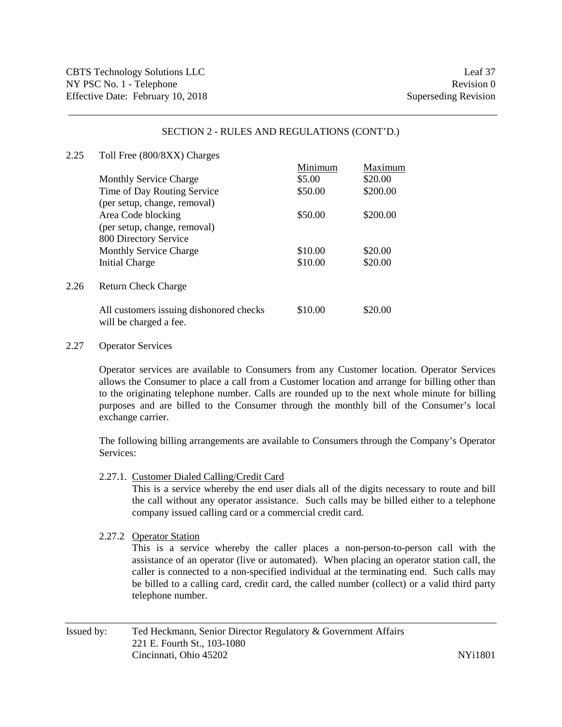SECTION 2 - RULES AND REGULATIONS (CONT'D.)

2.25 Toll Free (800/8XX) Charges

| | Minimum | Maximum |
|---|---|---|
| Monthly Service Charge | $5.00 | $20.00 |
| Time of Day Routing Service (per setup, change, removal) | $50.00 | $200.00 |
| Area Code blocking (per setup, change, removal) | $50.00 | $200.00 |
| 800 Directory Service | | |
| Monthly Service Charge | $10.00 | $20.00 |
| Initial Charge | $10.00 | $20.00 |

2.26 Return Check Charge

| | | |
|---|---|---|
| All customers issuing dishonored checks will be charged a fee. | $10.00 | $20.00 |

2.27 Operator Services

Operator services are available to Consumers from any Customer location. Operator Services allows the Consumer to place a call from a Customer location and arrange for billing other than to the originating telephone number. Calls are rounded up to the next whole minute for billing purposes and are billed to the Consumer through the monthly bill of the Consumer's local exchange carrier.

The following billing arrangements are available to Consumers through the Company's Operator Services:

2.27.1. Customer Dialed Calling/Credit Card

This is a service whereby the end user dials all of the digits necessary to route and bill the call without any operator assistance. Such calls may be billed either to a telephone company issued calling card or a commercial credit card.

2.27.2 Operator Station

This is a service whereby the caller places a non-person-to-person call with the assistance of an operator (live or automated). When placing an operator station call, the caller is connected to a non-specified individual at the terminating end. Such calls may be billed to a calling card, credit card, the called number (collect) or a valid third party telephone number.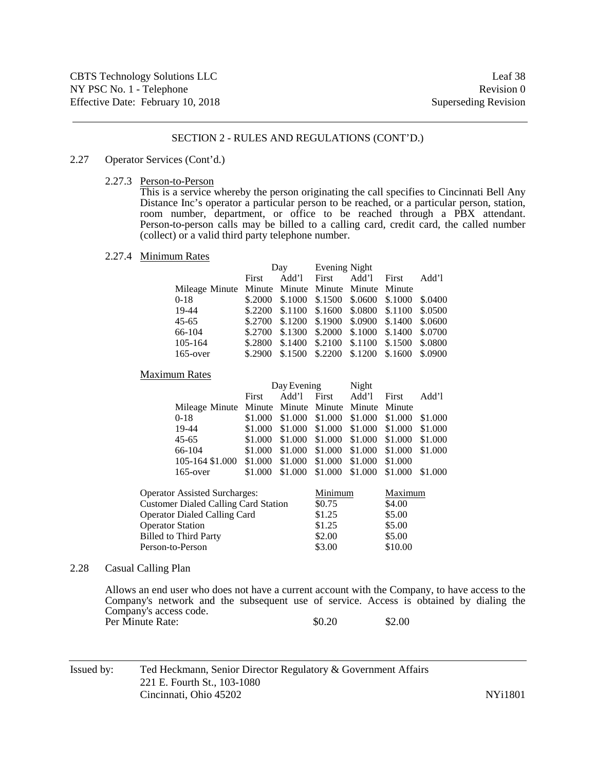CBTS Technology Solutions LLC | Leaf 38
NY PSC No. 1 - Telephone | Revision 0
Effective Date: February 10, 2018 | Superseding Revision

SECTION 2 - RULES AND REGULATIONS (CONT'D.)

2.27 Operator Services (Cont'd.)

2.27.3 Person-to-Person

This is a service whereby the person originating the call specifies to Cincinnati Bell Any Distance Inc's operator a particular person to be reached, or a particular person, station, room number, department, or office to be reached through a PBX attendant. Person-to-person calls may be billed to a calling card, credit card, the called number (collect) or a valid third party telephone number.

2.27.4 Minimum Rates

| | Day | | Evening | Night | | |
|---|---|---|---|---|---|---|
| | First | Add'l | First | Add'l | First | Add'l |
| Mileage | Minute | Minute | Minute | Minute | Minute | Minute |
| 0-18 | $.2000 | $.1000 | $.1500 | $.0600 | $.1000 | $.0400 |
| 19-44 | $.2200 | $.1100 | $.1600 | $.0800 | $.1100 | $.0500 |
| 45-65 | $.2700 | $.1200 | $.1900 | $.0900 | $.1400 | $.0600 |
| 66-104 | $.2700 | $.1300 | $.2000 | $.1000 | $.1400 | $.0700 |
| 105-164 | $.2800 | $.1400 | $.2100 | $.1100 | $.1500 | $.0800 |
| 165-over | $.2900 | $.1500 | $.2200 | $.1200 | $.1600 | $.0900 |

Maximum Rates

| | Day | Evening | | Night | | |
|---|---|---|---|---|---|---|
| | First | Add'l | First | Add'l | First | Add'l |
| Mileage | Minute | Minute | Minute | Minute | Minute | |
| 0-18 | $1.000 | $1.000 | $1.000 | $1.000 | $1.000 | $1.000 |
| 19-44 | $1.000 | $1.000 | $1.000 | $1.000 | $1.000 | $1.000 |
| 45-65 | $1.000 | $1.000 | $1.000 | $1.000 | $1.000 | $1.000 |
| 66-104 | $1.000 | $1.000 | $1.000 | $1.000 | $1.000 | $1.000 |
| 105-164 $1.000 | $1.000 | $1.000 | $1.000 | $1.000 | $1.000 | |
| 165-over | $1.000 | $1.000 | $1.000 | $1.000 | $1.000 | $1.000 |

| Operator Assisted Surcharges: | Minimum | Maximum |
|---|---|---|
| Customer Dialed Calling Card Station | $0.75 | $4.00 |
| Operator Dialed Calling Card | $1.25 | $5.00 |
| Operator Station | $1.25 | $5.00 |
| Billed to Third Party | $2.00 | $5.00 |
| Person-to-Person | $3.00 | $10.00 |

2.28 Casual Calling Plan

Allows an end user who does not have a current account with the Company, to have access to the Company's network and the subsequent use of service. Access is obtained by dialing the Company's access code.

| Per Minute Rate: | $0.20 | $2.00 |
|---|---|---|

Issued by: Ted Heckmann, Senior Director Regulatory & Government Affairs
221 E. Fourth St., 103-1080
Cincinnati, Ohio 45202

NYi1801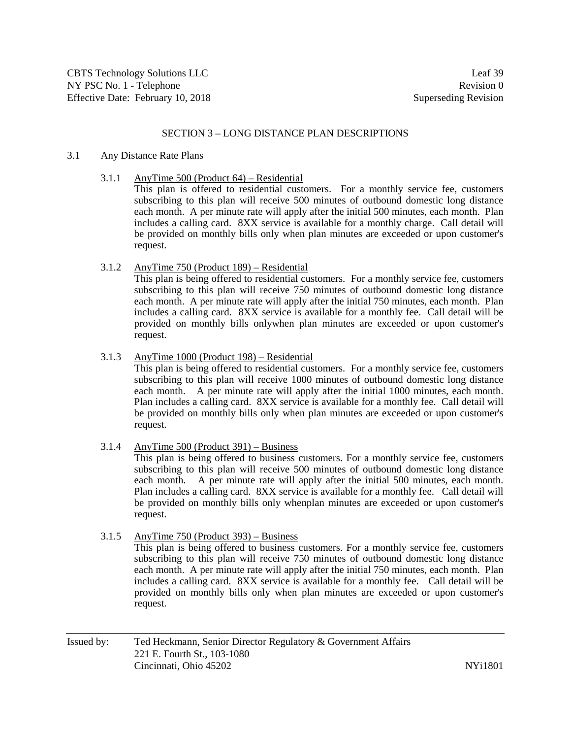## SECTION 3 – LONG DISTANCE PLAN DESCRIPTIONS

3.1 Any Distance Rate Plans

3.1.1 AnyTime 500 (Product 64) – Residential

This plan is offered to residential customers. For a monthly service fee, customers subscribing to this plan will receive 500 minutes of outbound domestic long distance each month. A per minute rate will apply after the initial 500 minutes, each month. Plan includes a calling card. 8XX service is available for a monthly charge. Call detail will be provided on monthly bills only when plan minutes are exceeded or upon customer's request.

3.1.2 AnyTime 750 (Product 189) – Residential

This plan is being offered to residential customers. For a monthly service fee, customers subscribing to this plan will receive 750 minutes of outbound domestic long distance each month. A per minute rate will apply after the initial 750 minutes, each month. Plan includes a calling card. 8XX service is available for a monthly fee. Call detail will be provided on monthly bills onlywhen plan minutes are exceeded or upon customer's request.

3.1.3 AnyTime 1000 (Product 198) – Residential

This plan is being offered to residential customers. For a monthly service fee, customers subscribing to this plan will receive 1000 minutes of outbound domestic long distance each month. A per minute rate will apply after the initial 1000 minutes, each month. Plan includes a calling card. 8XX service is available for a monthly fee. Call detail will be provided on monthly bills only when plan minutes are exceeded or upon customer's request.

3.1.4 AnyTime 500 (Product 391) – Business

This plan is being offered to business customers. For a monthly service fee, customers subscribing to this plan will receive 500 minutes of outbound domestic long distance each month. A per minute rate will apply after the initial 500 minutes, each month. Plan includes a calling card. 8XX service is available for a monthly fee. Call detail will be provided on monthly bills only whenplan minutes are exceeded or upon customer's request.

3.1.5 AnyTime 750 (Product 393) – Business

This plan is being offered to business customers. For a monthly service fee, customers subscribing to this plan will receive 750 minutes of outbound domestic long distance each month. A per minute rate will apply after the initial 750 minutes, each month. Plan includes a calling card. 8XX service is available for a monthly fee. Call detail will be provided on monthly bills only when plan minutes are exceeded or upon customer's request.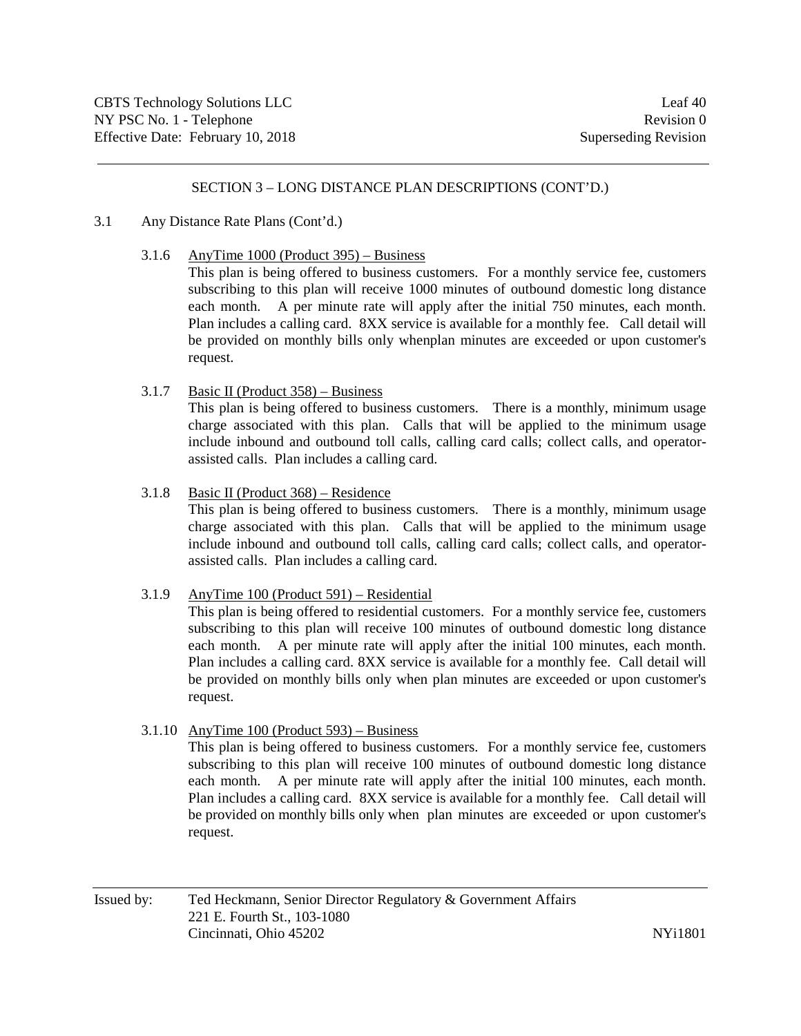## SECTION 3 – LONG DISTANCE PLAN DESCRIPTIONS (CONT'D.)

3.1 Any Distance Rate Plans (Cont'd.)

3.1.6 AnyTime 1000 (Product 395) – Business

This plan is being offered to business customers. For a monthly service fee, customers subscribing to this plan will receive 1000 minutes of outbound domestic long distance each month. A per minute rate will apply after the initial 750 minutes, each month. Plan includes a calling card. 8XX service is available for a monthly fee. Call detail will be provided on monthly bills only whenplan minutes are exceeded or upon customer's request.

3.1.7 Basic II (Product 358) – Business

This plan is being offered to business customers. There is a monthly, minimum usage charge associated with this plan. Calls that will be applied to the minimum usage include inbound and outbound toll calls, calling card calls; collect calls, and operator-assisted calls. Plan includes a calling card.

3.1.8 Basic II (Product 368) – Residence

This plan is being offered to business customers. There is a monthly, minimum usage charge associated with this plan. Calls that will be applied to the minimum usage include inbound and outbound toll calls, calling card calls; collect calls, and operator-assisted calls. Plan includes a calling card.

3.1.9 AnyTime 100 (Product 591) – Residential

This plan is being offered to residential customers. For a monthly service fee, customers subscribing to this plan will receive 100 minutes of outbound domestic long distance each month. A per minute rate will apply after the initial 100 minutes, each month. Plan includes a calling card. 8XX service is available for a monthly fee. Call detail will be provided on monthly bills only when plan minutes are exceeded or upon customer's request.

3.1.10 AnyTime 100 (Product 593) – Business

This plan is being offered to business customers. For a monthly service fee, customers subscribing to this plan will receive 100 minutes of outbound domestic long distance each month. A per minute rate will apply after the initial 100 minutes, each month. Plan includes a calling card. 8XX service is available for a monthly fee. Call detail will be provided on monthly bills only when plan minutes are exceeded or upon customer's request.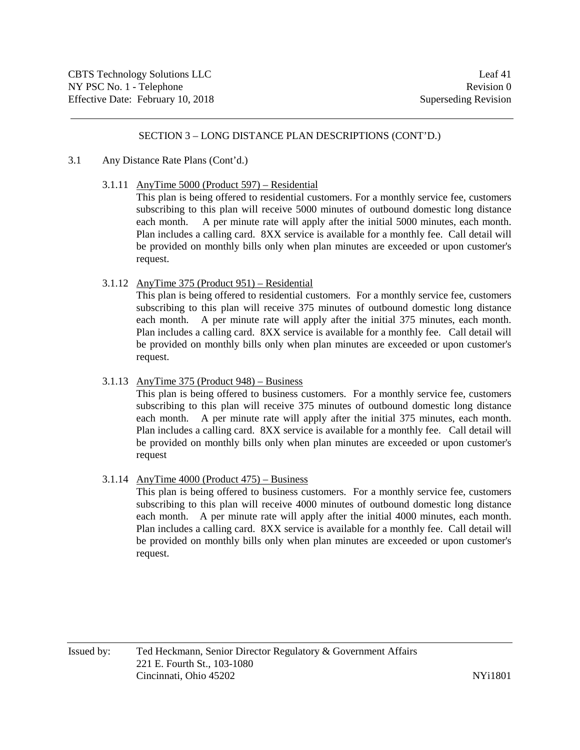## SECTION 3 – LONG DISTANCE PLAN DESCRIPTIONS (CONT'D.)

3.1 Any Distance Rate Plans (Cont'd.)

3.1.11 AnyTime 5000 (Product 597) – Residential

This plan is being offered to residential customers. For a monthly service fee, customers subscribing to this plan will receive 5000 minutes of outbound domestic long distance each month. A per minute rate will apply after the initial 5000 minutes, each month. Plan includes a calling card. 8XX service is available for a monthly fee. Call detail will be provided on monthly bills only when plan minutes are exceeded or upon customer's request.

3.1.12 AnyTime 375 (Product 951) – Residential

This plan is being offered to residential customers. For a monthly service fee, customers subscribing to this plan will receive 375 minutes of outbound domestic long distance each month. A per minute rate will apply after the initial 375 minutes, each month. Plan includes a calling card. 8XX service is available for a monthly fee. Call detail will be provided on monthly bills only when plan minutes are exceeded or upon customer's request.

3.1.13 AnyTime 375 (Product 948) – Business

This plan is being offered to business customers. For a monthly service fee, customers subscribing to this plan will receive 375 minutes of outbound domestic long distance each month. A per minute rate will apply after the initial 375 minutes, each month. Plan includes a calling card. 8XX service is available for a monthly fee. Call detail will be provided on monthly bills only when plan minutes are exceeded or upon customer's request

3.1.14 AnyTime 4000 (Product 475) – Business

This plan is being offered to business customers. For a monthly service fee, customers subscribing to this plan will receive 4000 minutes of outbound domestic long distance each month. A per minute rate will apply after the initial 4000 minutes, each month. Plan includes a calling card. 8XX service is available for a monthly fee. Call detail will be provided on monthly bills only when plan minutes are exceeded or upon customer's request.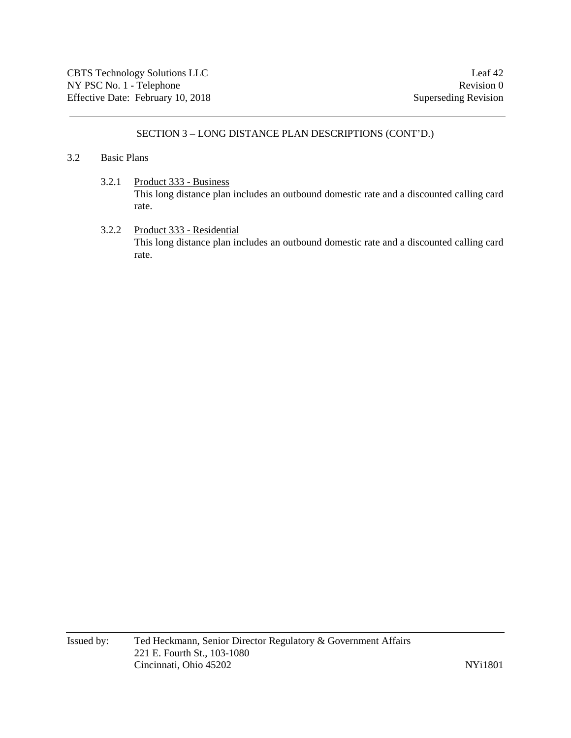## SECTION 3 – LONG DISTANCE PLAN DESCRIPTIONS (CONT'D.)

### 3.2 Basic Plans

3.2.1 Product 333 - Business

This long distance plan includes an outbound domestic rate and a discounted calling card rate.

3.2.2 Product 333 - Residential

This long distance plan includes an outbound domestic rate and a discounted calling card rate.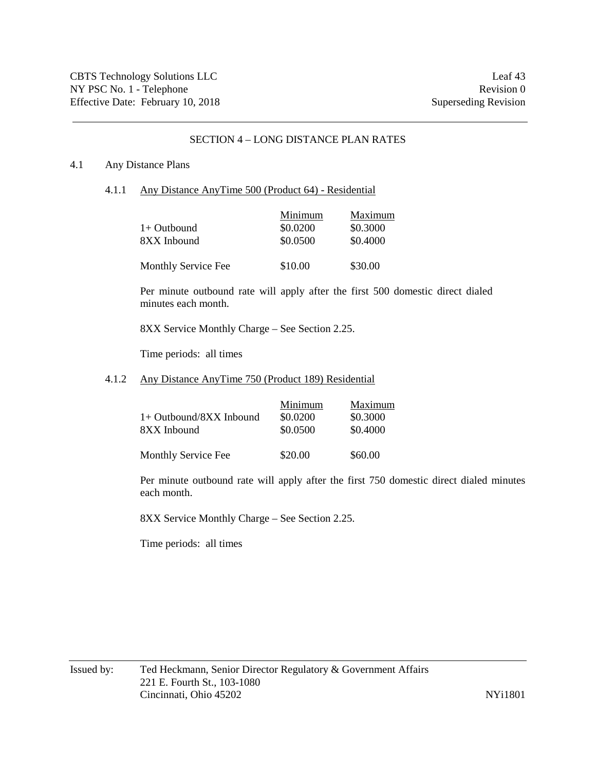## SECTION 4 – LONG DISTANCE PLAN RATES

### 4.1 Any Distance Plans

#### 4.1.1 Any Distance AnyTime 500 (Product 64) - Residential

| | Minimum | Maximum |
|---|---|---|
| 1+ Outbound | $0.0200 | $0.3000 |
| 8XX Inbound | $0.0500 | $0.4000 |
| | | |
| Monthly Service Fee | $10.00 | $30.00 |

Per minute outbound rate will apply after the first 500 domestic direct dialed minutes each month.

8XX Service Monthly Charge – See Section 2.25.

Time periods: all times

#### 4.1.2 Any Distance AnyTime 750 (Product 189) Residential

| | Minimum | Maximum |
|---|---|---|
| 1+ Outbound/8XX Inbound | $0.0200 | $0.3000 |
| 8XX Inbound | $0.0500 | $0.4000 |
| | | |
| Monthly Service Fee | $20.00 | $60.00 |

Per minute outbound rate will apply after the first 750 domestic direct dialed minutes each month.

8XX Service Monthly Charge – See Section 2.25.

Time periods: all times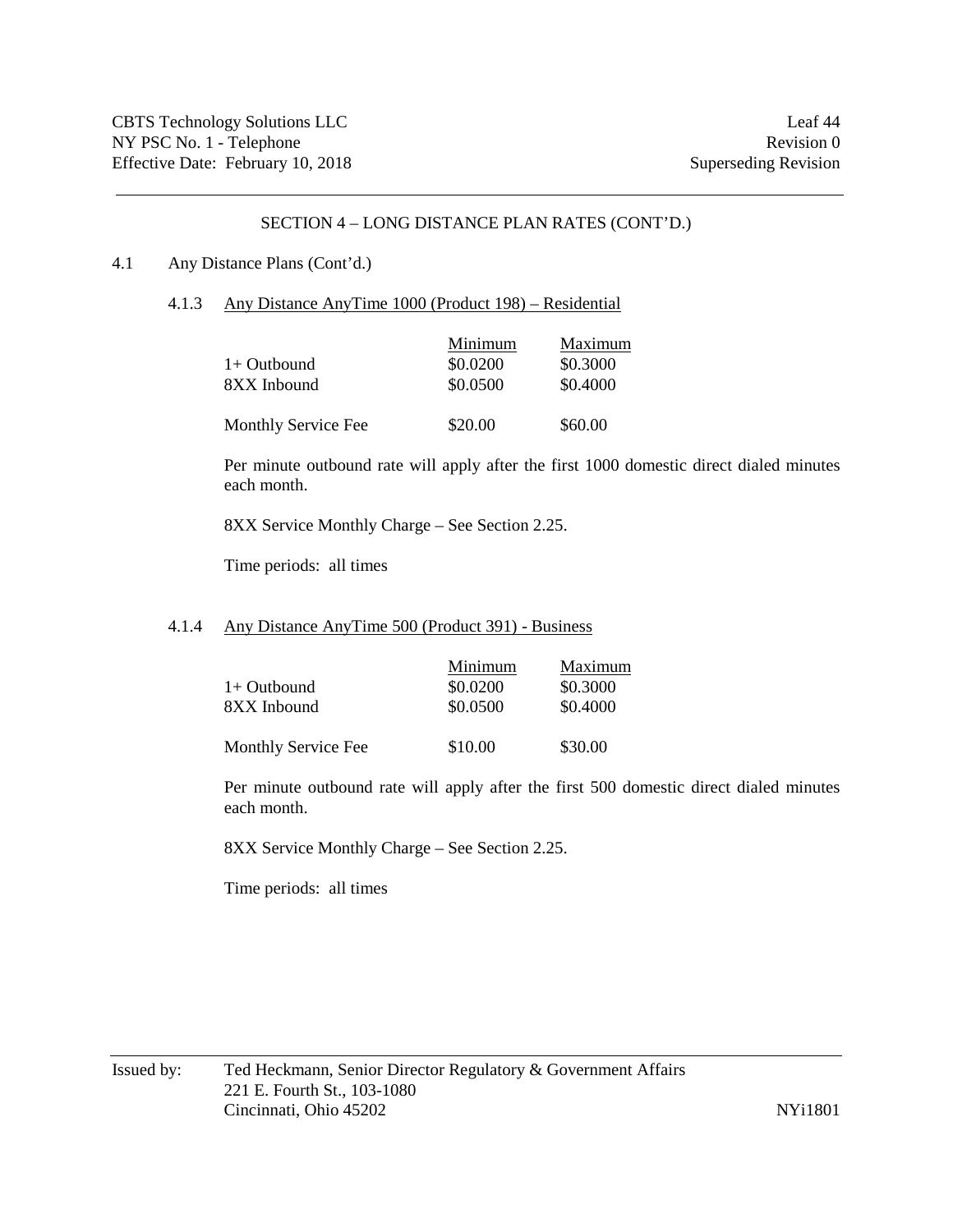## SECTION 4 – LONG DISTANCE PLAN RATES (CONT'D.)

4.1 Any Distance Plans (Cont'd.)

### 4.1.3 Any Distance AnyTime 1000 (Product 198) – Residential

| | Minimum | Maximum |
|---|---|---|
| 1+ Outbound | $0.0200 | $0.3000 |
| 8XX Inbound | $0.0500 | $0.4000 |
| Monthly Service Fee | $20.00 | $60.00 |

Per minute outbound rate will apply after the first 1000 domestic direct dialed minutes each month.

8XX Service Monthly Charge – See Section 2.25.

Time periods: all times

### 4.1.4 Any Distance AnyTime 500 (Product 391) - Business

| | Minimum | Maximum |
|---|---|---|
| 1+ Outbound | $0.0200 | $0.3000 |
| 8XX Inbound | $0.0500 | $0.4000 |
| Monthly Service Fee | $10.00 | $30.00 |

Per minute outbound rate will apply after the first 500 domestic direct dialed minutes each month.

8XX Service Monthly Charge – See Section 2.25.

Time periods: all times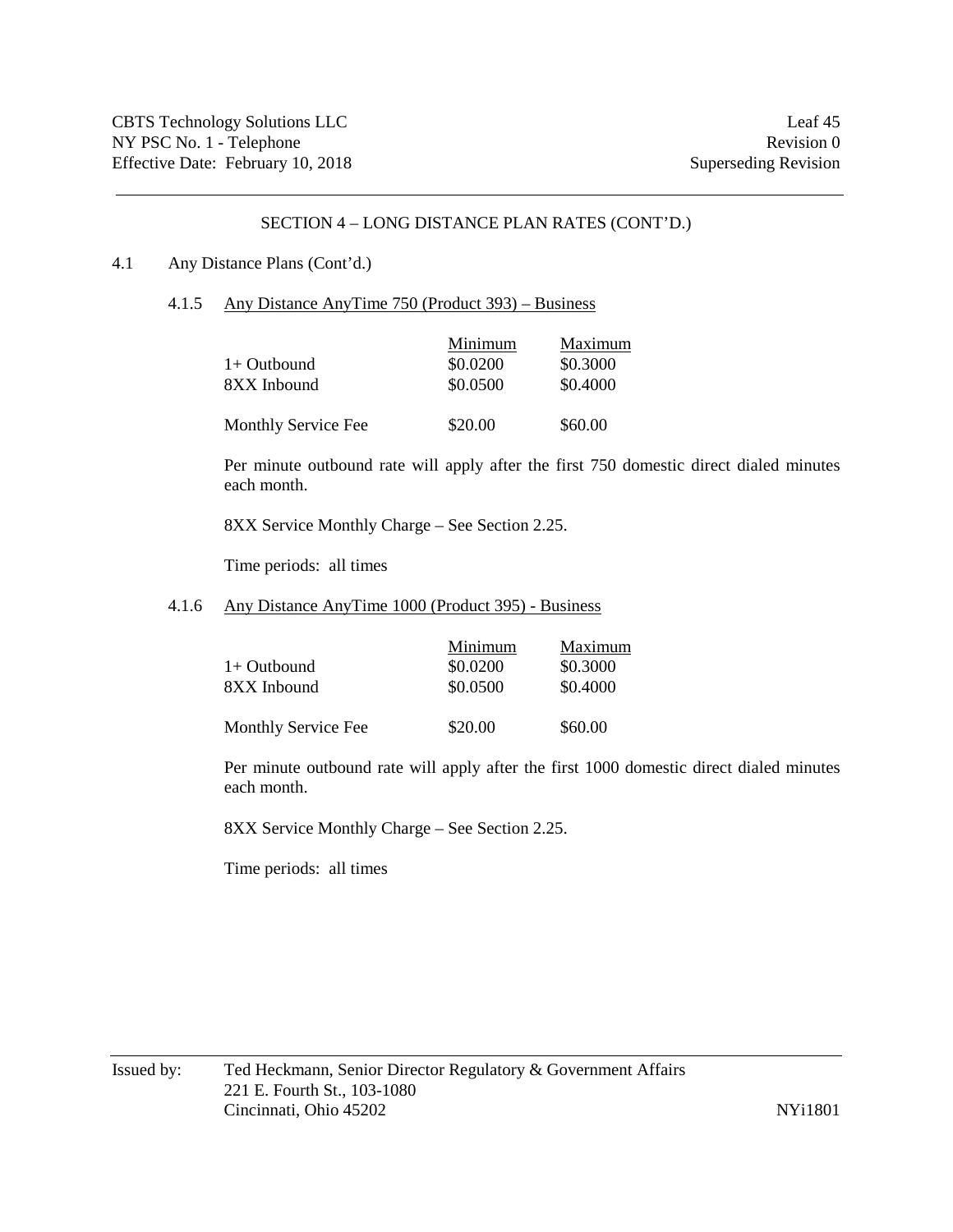## SECTION 4 – LONG DISTANCE PLAN RATES (CONT'D.)

4.1 Any Distance Plans (Cont'd.)

### 4.1.5 Any Distance AnyTime 750 (Product 393) – Business

| | Minimum | Maximum |
|---|---|---|
| 1+ Outbound | $0.0200 | $0.3000 |
| 8XX Inbound | $0.0500 | $0.4000 |
| Monthly Service Fee | $20.00 | $60.00 |

Per minute outbound rate will apply after the first 750 domestic direct dialed minutes each month.

8XX Service Monthly Charge – See Section 2.25.

Time periods: all times

### 4.1.6 Any Distance AnyTime 1000 (Product 395) - Business

| | Minimum | Maximum |
|---|---|---|
| 1+ Outbound | $0.0200 | $0.3000 |
| 8XX Inbound | $0.0500 | $0.4000 |
| Monthly Service Fee | $20.00 | $60.00 |

Per minute outbound rate will apply after the first 1000 domestic direct dialed minutes each month.

8XX Service Monthly Charge – See Section 2.25.

Time periods: all times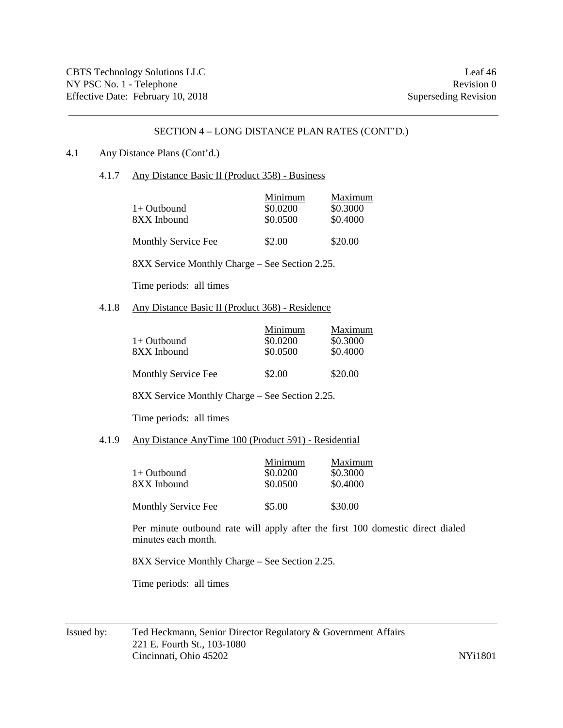## SECTION 4 – LONG DISTANCE PLAN RATES (CONT'D.)

4.1 Any Distance Plans (Cont'd.)

### 4.1.7 Any Distance Basic II (Product 358) - Business

| | Minimum | Maximum |
|---|---|---|
| 1+ Outbound | $0.0200 | $0.3000 |
| 8XX Inbound | $0.0500 | $0.4000 |
| Monthly Service Fee | $2.00 | $20.00 |

8XX Service Monthly Charge – See Section 2.25.

Time periods: all times

### 4.1.8 Any Distance Basic II (Product 368) - Residence

| | Minimum | Maximum |
|---|---|---|
| 1+ Outbound | $0.0200 | $0.3000 |
| 8XX Inbound | $0.0500 | $0.4000 |
| Monthly Service Fee | $2.00 | $20.00 |

8XX Service Monthly Charge – See Section 2.25.

Time periods: all times

### 4.1.9 Any Distance AnyTime 100 (Product 591) - Residential

| | Minimum | Maximum |
|---|---|---|
| 1+ Outbound | $0.0200 | $0.3000 |
| 8XX Inbound | $0.0500 | $0.4000 |
| Monthly Service Fee | $5.00 | $30.00 |

Per minute outbound rate will apply after the first 100 domestic direct dialed minutes each month.

8XX Service Monthly Charge – See Section 2.25.

Time periods: all times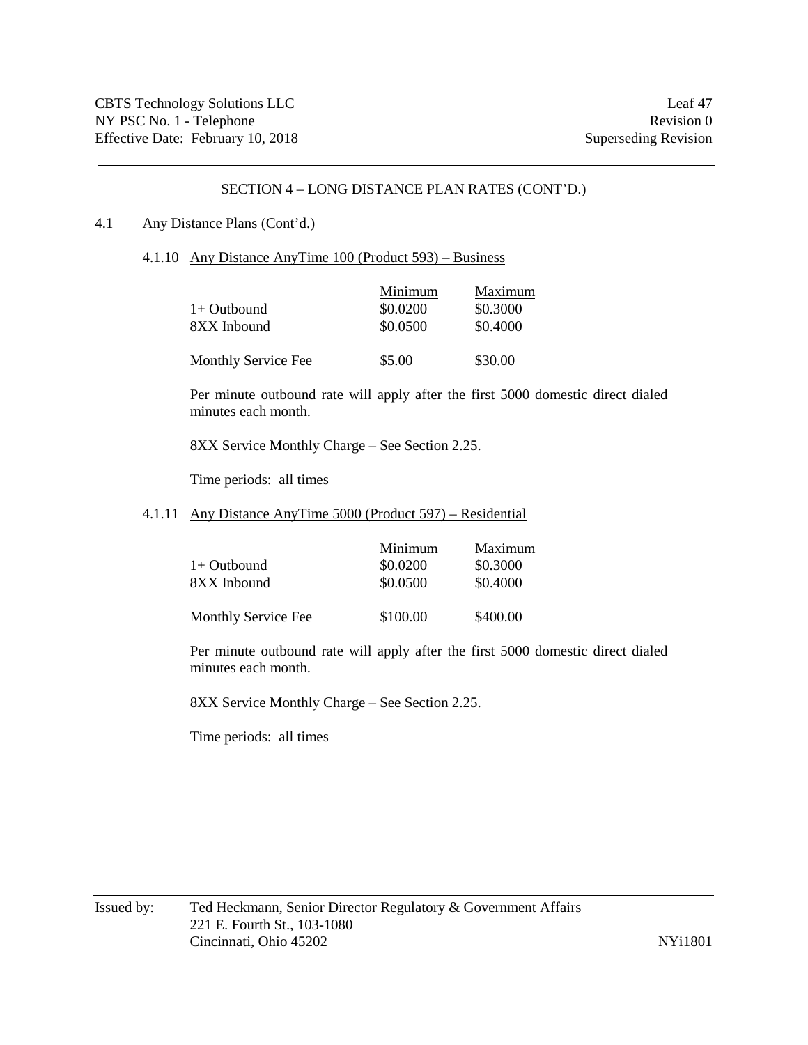## SECTION 4 – LONG DISTANCE PLAN RATES (CONT'D.)

4.1 Any Distance Plans (Cont'd.)

### 4.1.10 Any Distance AnyTime 100 (Product 593) – Business

| | Minimum | Maximum |
|---|---|---|
| 1+ Outbound | $0.0200 | $0.3000 |
| 8XX Inbound | $0.0500 | $0.4000 |
| Monthly Service Fee | $5.00 | $30.00 |

Per minute outbound rate will apply after the first 5000 domestic direct dialed minutes each month.

8XX Service Monthly Charge – See Section 2.25.

Time periods: all times

### 4.1.11 Any Distance AnyTime 5000 (Product 597) – Residential

| | Minimum | Maximum |
|---|---|---|
| 1+ Outbound | $0.0200 | $0.3000 |
| 8XX Inbound | $0.0500 | $0.4000 |
| Monthly Service Fee | $100.00 | $400.00 |

Per minute outbound rate will apply after the first 5000 domestic direct dialed minutes each month.

8XX Service Monthly Charge – See Section 2.25.

Time periods: all times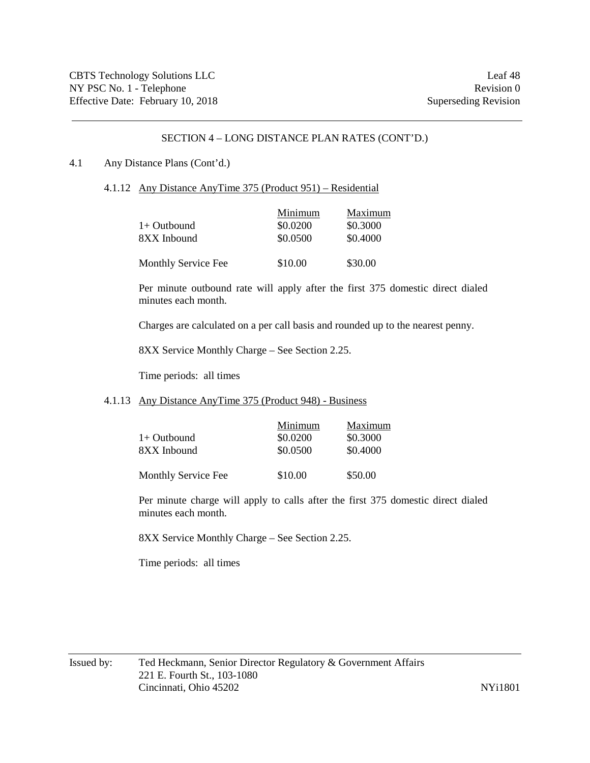## SECTION 4 – LONG DISTANCE PLAN RATES (CONT'D.)

### 4.1 Any Distance Plans (Cont'd.)

#### 4.1.12 Any Distance AnyTime 375 (Product 951) – Residential

| | Minimum | Maximum |
|---|---|---|
| 1+ Outbound | \$0.0200 | \$0.3000 |
| 8XX Inbound | \$0.0500 | \$0.4000 |
| Monthly Service Fee | \$10.00 | \$30.00 |

Per minute outbound rate will apply after the first 375 domestic direct dialed minutes each month.

Charges are calculated on a per call basis and rounded up to the nearest penny.

8XX Service Monthly Charge – See Section 2.25.

Time periods: all times

#### 4.1.13 Any Distance AnyTime 375 (Product 948) - Business

| | Minimum | Maximum |
|---|---|---|
| 1+ Outbound | \$0.0200 | \$0.3000 |
| 8XX Inbound | \$0.0500 | \$0.4000 |
| Monthly Service Fee | \$10.00 | \$50.00 |

Per minute charge will apply to calls after the first 375 domestic direct dialed minutes each month.

8XX Service Monthly Charge – See Section 2.25.

Time periods: all times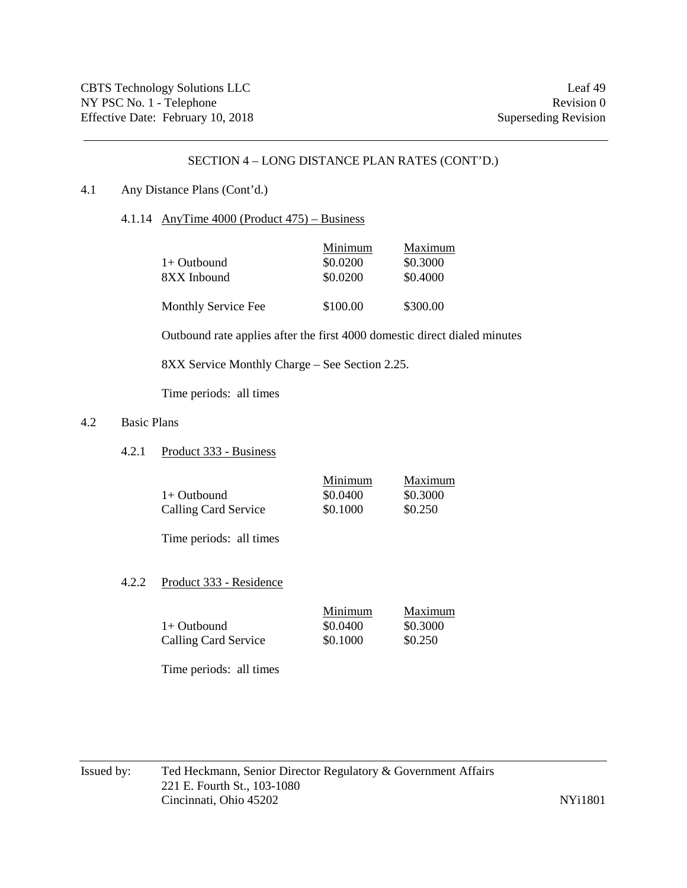## SECTION 4 – LONG DISTANCE PLAN RATES (CONT'D.)

4.1 Any Distance Plans (Cont'd.)

### 4.1.14 AnyTime 4000 (Product 475) – Business

| | Minimum | Maximum |
|---|---|---|
| 1+ Outbound | $0.0200 | $0.3000 |
| 8XX Inbound | $0.0200 | $0.4000 |
| Monthly Service Fee | $100.00 | $300.00 |

Outbound rate applies after the first 4000 domestic direct dialed minutes

8XX Service Monthly Charge – See Section 2.25.

Time periods: all times

## 4.2 Basic Plans

### 4.2.1 Product 333 - Business

| | Minimum | Maximum |
|---|---|---|
| 1+ Outbound | $0.0400 | $0.3000 |
| Calling Card Service | $0.1000 | $0.250 |

Time periods: all times

### 4.2.2 Product 333 - Residence

| | Minimum | Maximum |
|---|---|---|
| 1+ Outbound | $0.0400 | $0.3000 |
| Calling Card Service | $0.1000 | $0.250 |

Time periods: all times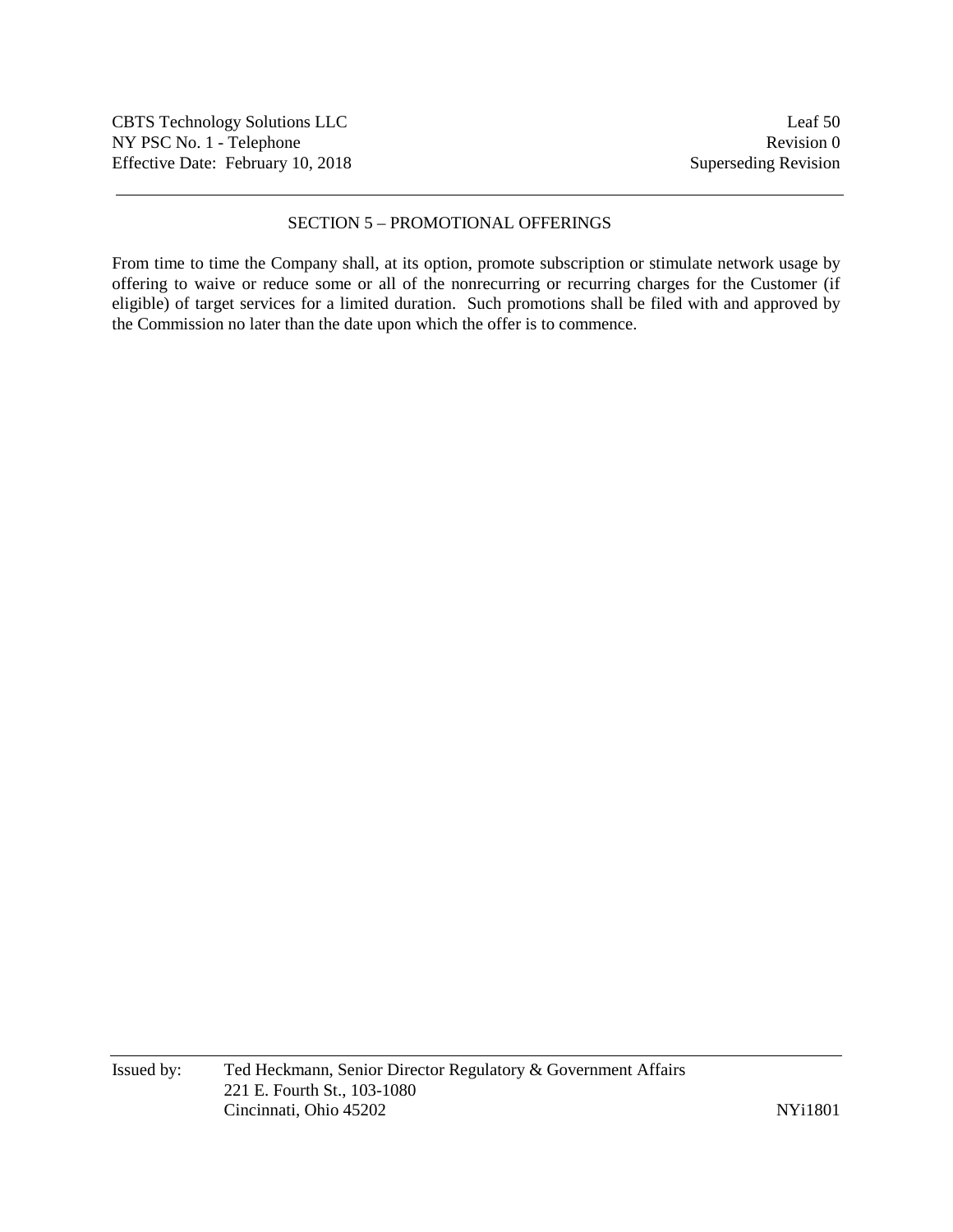## SECTION 5 – PROMOTIONAL OFFERINGS

From time to time the Company shall, at its option, promote subscription or stimulate network usage by offering to waive or reduce some or all of the nonrecurring or recurring charges for the Customer (if eligible) of target services for a limited duration. Such promotions shall be filed with and approved by the Commission no later than the date upon which the offer is to commence.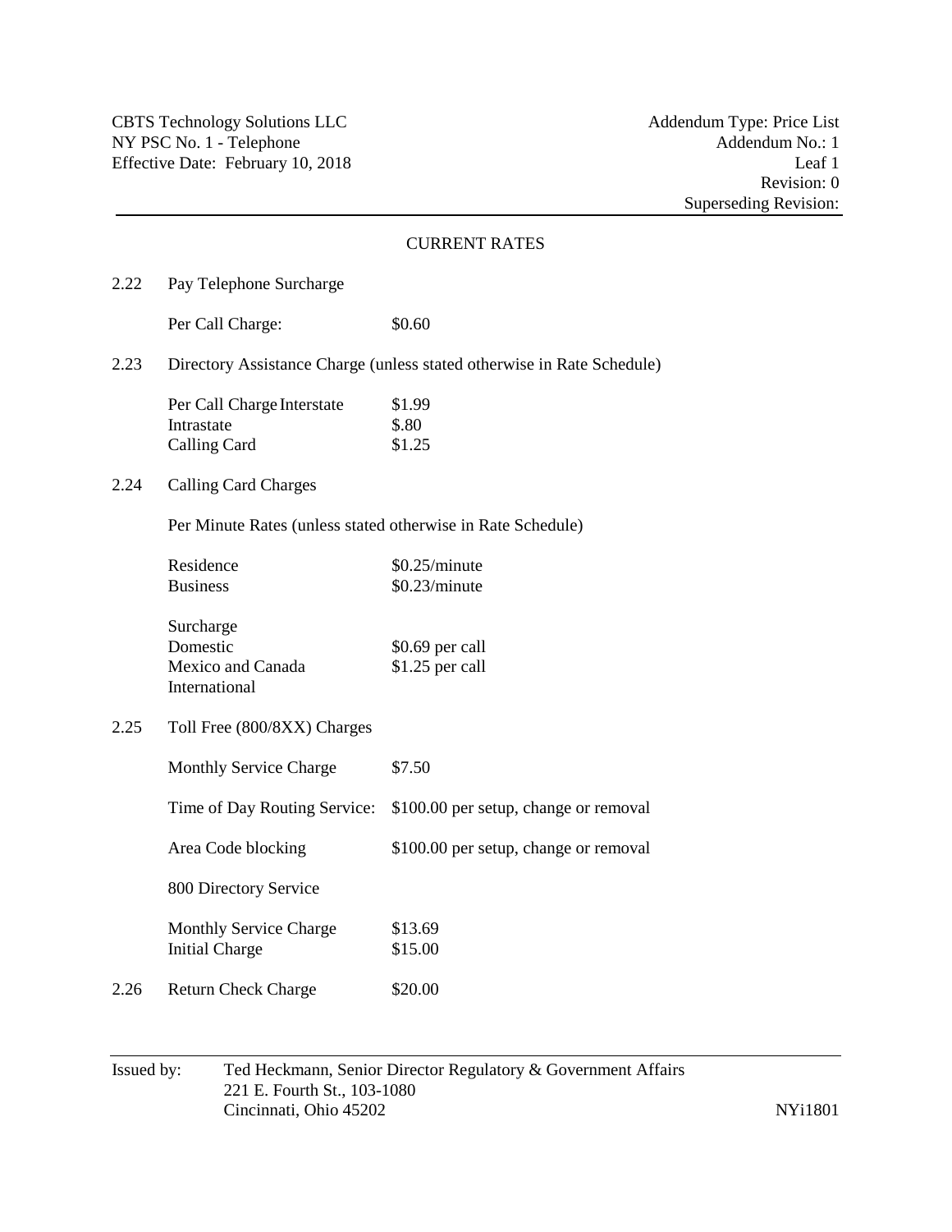CBTS Technology Solutions LLC
NY PSC No. 1 - Telephone
Effective Date: February 10, 2018

Addendum Type: Price List
Addendum No.: 1
Leaf 1
Revision: 0
Superseding Revision:

## CURRENT RATES

### 2.22 Pay Telephone Surcharge

| | |
|---|---|
| Per Call Charge: | $0.60 |

### 2.23 Directory Assistance Charge (unless stated otherwise in Rate Schedule)

| | |
|---|---|
| Per Call Charge Interstate | $1.99 |
| Intrastate | $.80 |
| Calling Card | $1.25 |

### 2.24 Calling Card Charges

Per Minute Rates (unless stated otherwise in Rate Schedule)

| | |
|---|---|
| Residence | $0.25/minute |
| Business | $0.23/minute |

| | |
|---|---|
| Surcharge | |
| Domestic | $0.69 per call |
| Mexico and Canada | $1.25 per call |
| International | |

### 2.25 Toll Free (800/8XX) Charges

| | |
|---|---|
| Monthly Service Charge | $7.50 |
| Time of Day Routing Service: | $100.00 per setup, change or removal |
| Area Code blocking | $100.00 per setup, change or removal |

800 Directory Service

| | |
|---|---|
| Monthly Service Charge | $13.69 |
| Initial Charge | $15.00 |

### 2.26 Return Check Charge $20.00

Issued by: Ted Heckmann, Senior Director Regulatory & Government Affairs
221 E. Fourth St., 103-1080
Cincinnati, Ohio 45202

NYi1801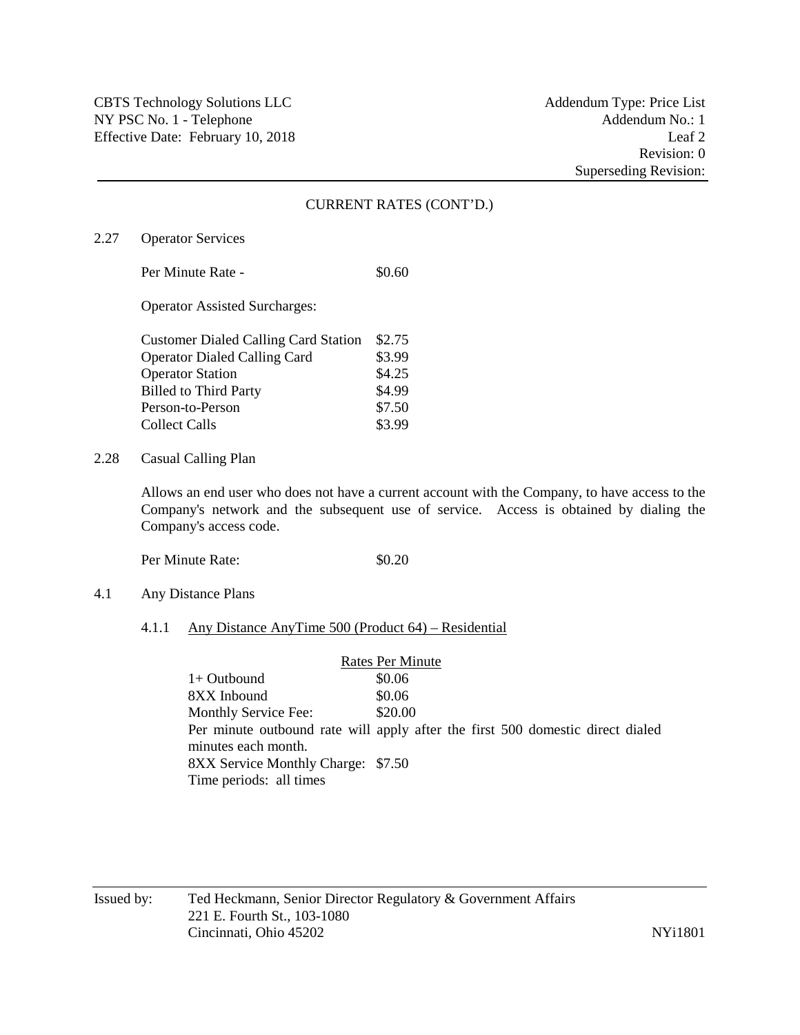## CURRENT RATES (CONT'D.)

### 2.27 Operator Services

Per Minute Rate - $0.60

Operator Assisted Surcharges:

| | |
|---|---|
| Customer Dialed Calling Card Station | $2.75 |
| Operator Dialed Calling Card | $3.99 |
| Operator Station | $4.25 |
| Billed to Third Party | $4.99 |
| Person-to-Person | $7.50 |
| Collect Calls | $3.99 |

### 2.28 Casual Calling Plan

Allows an end user who does not have a current account with the Company, to have access to the Company's network and the subsequent use of service. Access is obtained by dialing the Company's access code.

Per Minute Rate: $0.20

### 4.1 Any Distance Plans

#### 4.1.1 Any Distance AnyTime 500 (Product 64) – Residential

| | Rates Per Minute |
|---|---|
| 1+ Outbound | $0.06 |
| 8XX Inbound | $0.06 |
| Monthly Service Fee: | $20.00 |

Per minute outbound rate will apply after the first 500 domestic direct dialed minutes each month.

8XX Service Monthly Charge: $7.50

Time periods: all times

Issued by: Ted Heckmann, Senior Director Regulatory & Government Affairs
221 E. Fourth St., 103-1080
Cincinnati, Ohio 45202

NYi1801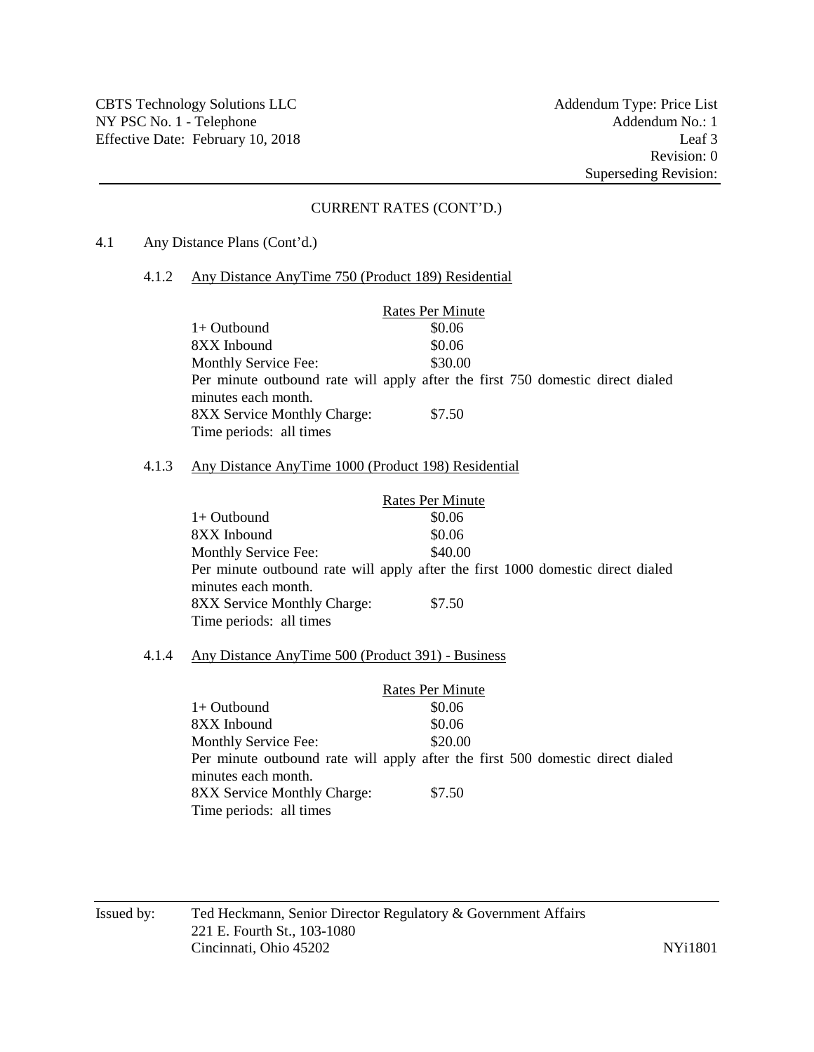## CURRENT RATES (CONT'D.)

4.1 Any Distance Plans (Cont'd.)

### 4.1.2 Any Distance AnyTime 750 (Product 189) Residential

| | Rates Per Minute |
|---|---|
| 1+ Outbound | \$0.06 |
| 8XX Inbound | \$0.06 |
| Monthly Service Fee: | \$30.00 |

Per minute outbound rate will apply after the first 750 domestic direct dialed minutes each month.

| | |
|---|---|
| 8XX Service Monthly Charge: | \$7.50 |

Time periods: all times

### 4.1.3 Any Distance AnyTime 1000 (Product 198) Residential

| | Rates Per Minute |
|---|---|
| 1+ Outbound | \$0.06 |
| 8XX Inbound | \$0.06 |
| Monthly Service Fee: | \$40.00 |

Per minute outbound rate will apply after the first 1000 domestic direct dialed minutes each month.

| | |
|---|---|
| 8XX Service Monthly Charge: | \$7.50 |

Time periods: all times

### 4.1.4 Any Distance AnyTime 500 (Product 391) - Business

| | Rates Per Minute |
|---|---|
| 1+ Outbound | \$0.06 |
| 8XX Inbound | \$0.06 |
| Monthly Service Fee: | \$20.00 |

Per minute outbound rate will apply after the first 500 domestic direct dialed minutes each month.

| | |
|---|---|
| 8XX Service Monthly Charge: | \$7.50 |

Time periods: all times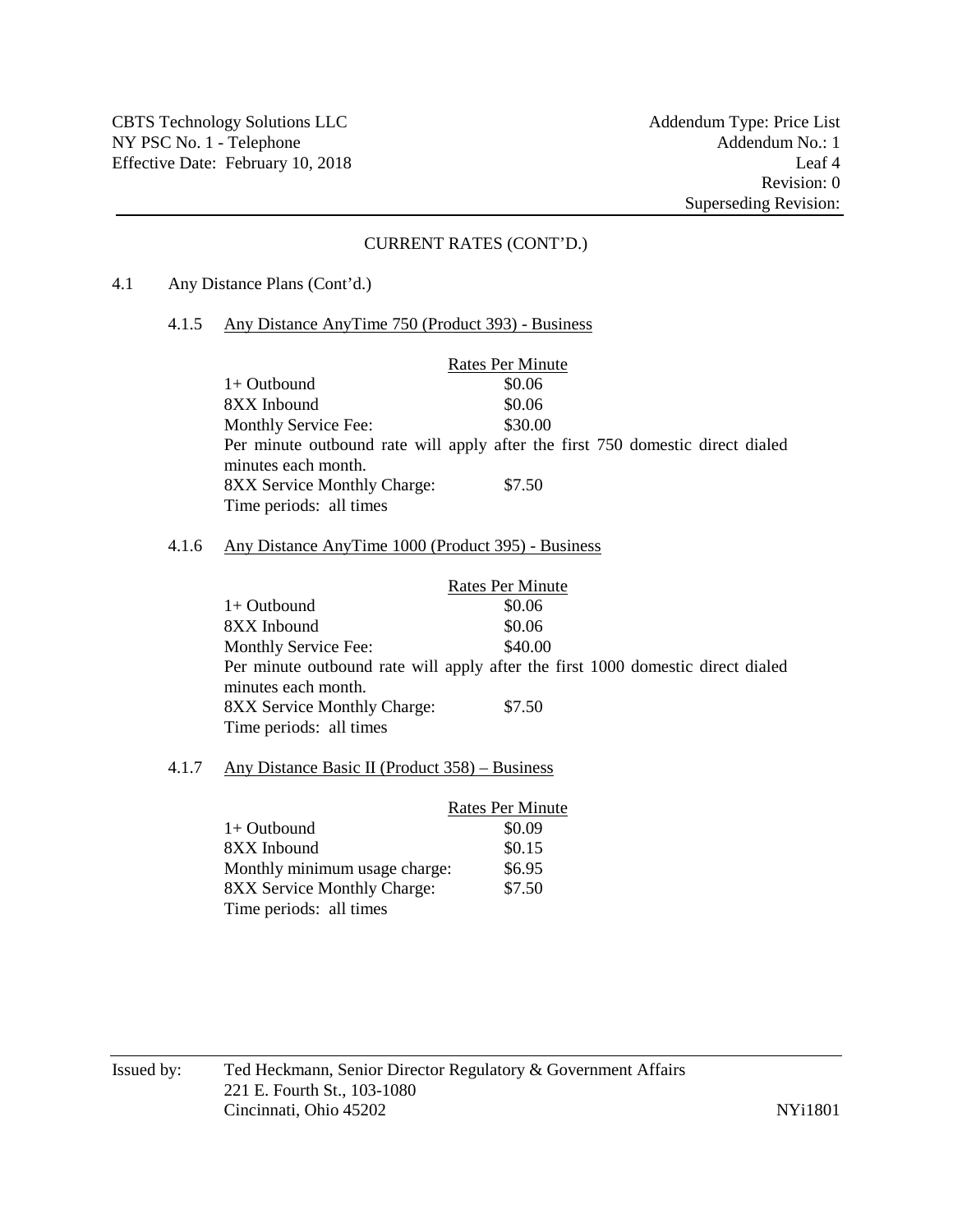## CURRENT RATES (CONT'D.)

### 4.1 Any Distance Plans (Cont'd.)

#### 4.1.5 Any Distance AnyTime 750 (Product 393) - Business

| | Rates Per Minute |
|---|---|
| 1+ Outbound | $0.06 |
| 8XX Inbound | $0.06 |
| Monthly Service Fee: | $30.00 |

Per minute outbound rate will apply after the first 750 domestic direct dialed minutes each month.

| | |
|---|---|
| 8XX Service Monthly Charge: | $7.50 |

Time periods: all times

#### 4.1.6 Any Distance AnyTime 1000 (Product 395) - Business

| | Rates Per Minute |
|---|---|
| 1+ Outbound | $0.06 |
| 8XX Inbound | $0.06 |
| Monthly Service Fee: | $40.00 |

Per minute outbound rate will apply after the first 1000 domestic direct dialed minutes each month.

| | |
|---|---|
| 8XX Service Monthly Charge: | $7.50 |

Time periods: all times

#### 4.1.7 Any Distance Basic II (Product 358) – Business

| | Rates Per Minute |
|---|---|
| 1+ Outbound | $0.09 |
| 8XX Inbound | $0.15 |
| Monthly minimum usage charge: | $6.95 |
| 8XX Service Monthly Charge: | $7.50 |

Time periods: all times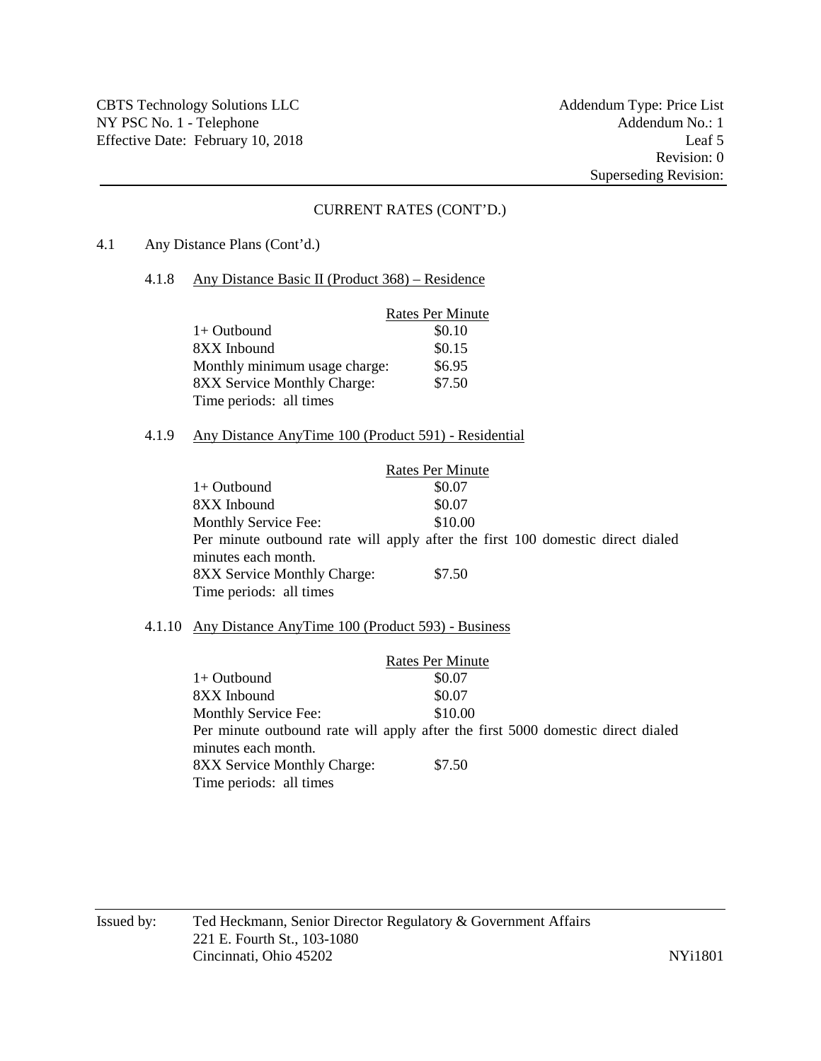CURRENT RATES (CONT'D.)

4.1 Any Distance Plans (Cont'd.)

4.1.8 Any Distance Basic II (Product 368) – Residence

| | Rates Per Minute |
|---|---|
| 1+ Outbound | $0.10 |
| 8XX Inbound | $0.15 |
| Monthly minimum usage charge: | $6.95 |
| 8XX Service Monthly Charge: | $7.50 |
| Time periods: all times | |

4.1.9 Any Distance AnyTime 100 (Product 591) - Residential

| | Rates Per Minute |
|---|---|
| 1+ Outbound | $0.07 |
| 8XX Inbound | $0.07 |
| Monthly Service Fee: | $10.00 |

Per minute outbound rate will apply after the first 100 domestic direct dialed minutes each month.

| | |
|---|---|
| 8XX Service Monthly Charge: | $7.50 |
| Time periods: all times | |

4.1.10 Any Distance AnyTime 100 (Product 593) - Business

| | Rates Per Minute |
|---|---|
| 1+ Outbound | $0.07 |
| 8XX Inbound | $0.07 |
| Monthly Service Fee: | $10.00 |

Per minute outbound rate will apply after the first 5000 domestic direct dialed minutes each month.

| | |
|---|---|
| 8XX Service Monthly Charge: | $7.50 |
| Time periods: all times | |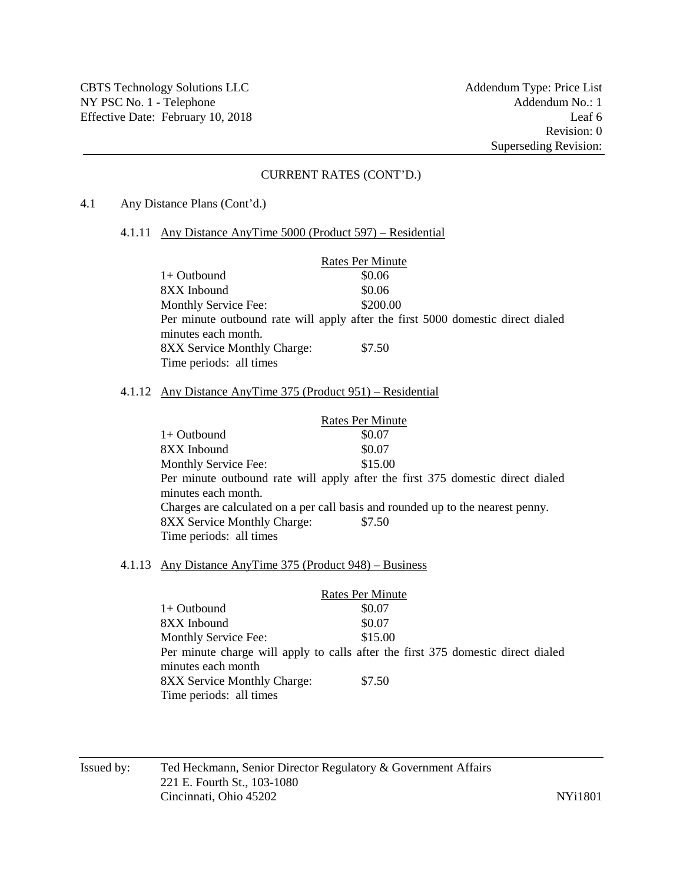## CURRENT RATES (CONT'D.)

### 4.1 Any Distance Plans (Cont'd.)

#### 4.1.11 Any Distance AnyTime 5000 (Product 597) – Residential

| | Rates Per Minute |
|---|---|
| 1+ Outbound | \$0.06 |
| 8XX Inbound | \$0.06 |
| Monthly Service Fee: | \$200.00 |

Per minute outbound rate will apply after the first 5000 domestic direct dialed minutes each month.

| | |
|---|---|
| 8XX Service Monthly Charge: | \$7.50 |

Time periods: all times

#### 4.1.12 Any Distance AnyTime 375 (Product 951) – Residential

| | Rates Per Minute |
|---|---|
| 1+ Outbound | \$0.07 |
| 8XX Inbound | \$0.07 |
| Monthly Service Fee: | \$15.00 |

Per minute outbound rate will apply after the first 375 domestic direct dialed minutes each month.

Charges are calculated on a per call basis and rounded up to the nearest penny.

| | |
|---|---|
| 8XX Service Monthly Charge: | \$7.50 |

Time periods: all times

#### 4.1.13 Any Distance AnyTime 375 (Product 948) – Business

| | Rates Per Minute |
|---|---|
| 1+ Outbound | \$0.07 |
| 8XX Inbound | \$0.07 |
| Monthly Service Fee: | \$15.00 |

Per minute charge will apply to calls after the first 375 domestic direct dialed minutes each month

| | |
|---|---|
| 8XX Service Monthly Charge: | \$7.50 |

Time periods: all times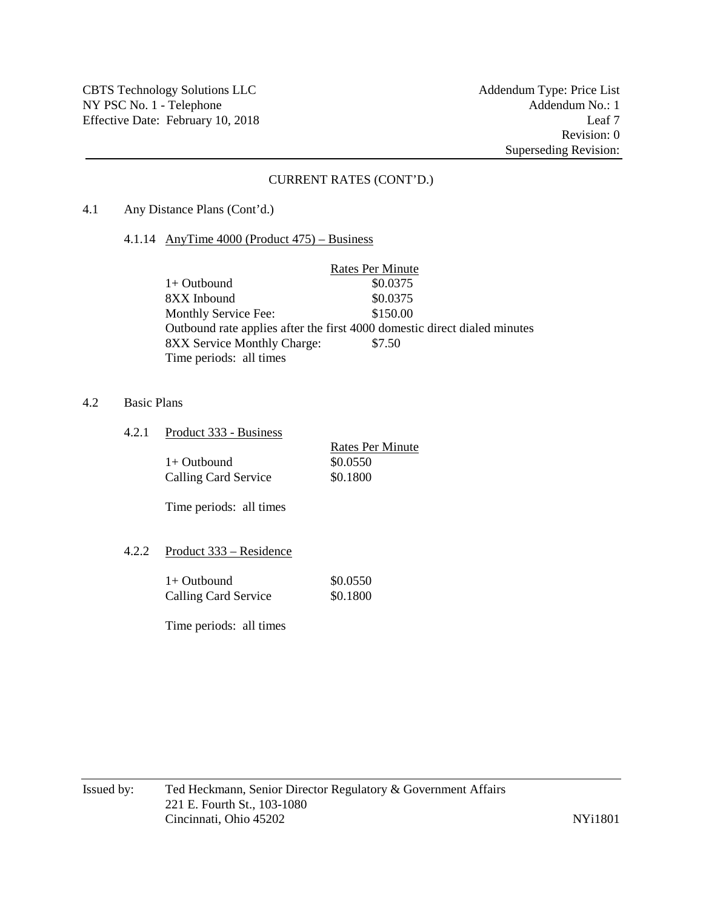## CURRENT RATES (CONT'D.)

### 4.1 Any Distance Plans (Cont'd.)

#### 4.1.14 AnyTime 4000 (Product 475) – Business

| | Rates Per Minute |
|---|---|
| 1+ Outbound | $0.0375 |
| 8XX Inbound | $0.0375 |
| Monthly Service Fee: | $150.00 |

Outbound rate applies after the first 4000 domestic direct dialed minutes

8XX Service Monthly Charge: $7.50

Time periods: all times

### 4.2 Basic Plans

#### 4.2.1 Product 333 - Business

| | Rates Per Minute |
|---|---|
| 1+ Outbound | $0.0550 |
| Calling Card Service | $0.1800 |

Time periods: all times

#### 4.2.2 Product 333 – Residence

| | |
|---|---|
| 1+ Outbound | $0.0550 |
| Calling Card Service | $0.1800 |

Time periods: all times

Issued by: Ted Heckmann, Senior Director Regulatory & Government Affairs
221 E. Fourth St., 103-1080
Cincinnati, Ohio 45202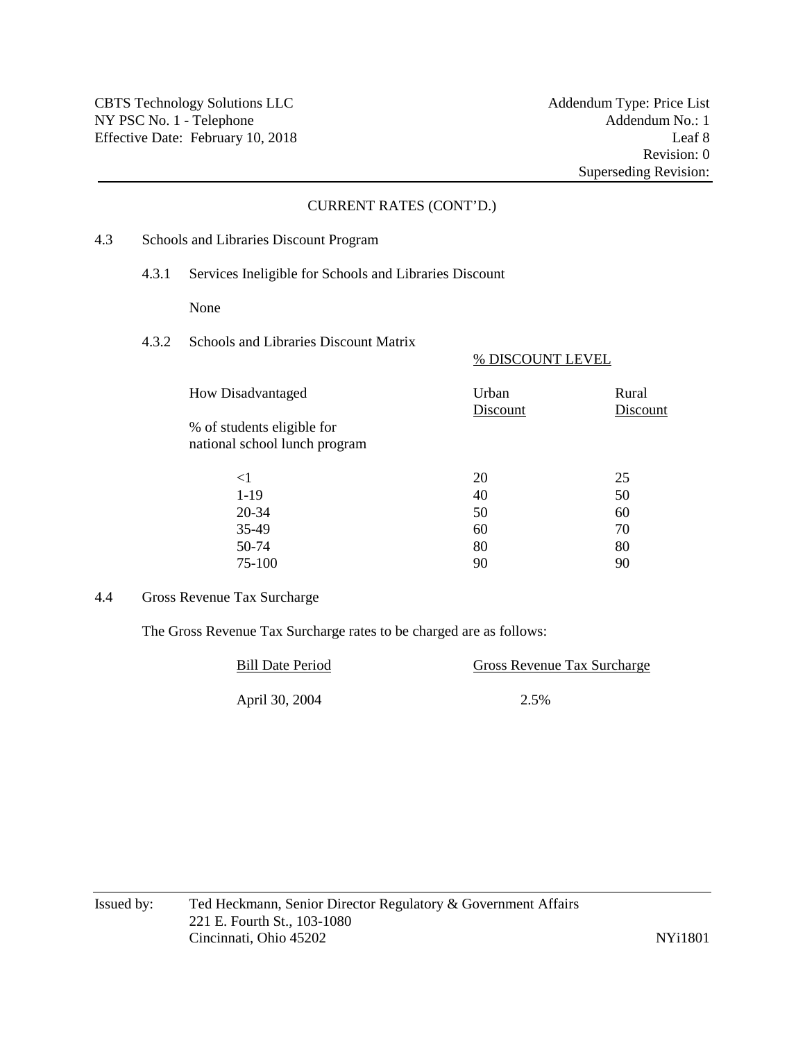CURRENT RATES (CONT'D.)

4.3 Schools and Libraries Discount Program

4.3.1 Services Ineligible for Schools and Libraries Discount

None

4.3.2 Schools and Libraries Discount Matrix

| How Disadvantaged | % DISCOUNT LEVEL | |
|---|---|---|
| | Urban Discount | Rural Discount |
| % of students eligible for national school lunch program | | |
| <1 | 20 | 25 |
| 1-19 | 40 | 50 |
| 20-34 | 50 | 60 |
| 35-49 | 60 | 70 |
| 50-74 | 80 | 80 |
| 75-100 | 90 | 90 |

4.4 Gross Revenue Tax Surcharge

The Gross Revenue Tax Surcharge rates to be charged are as follows:

| Bill Date Period | Gross Revenue Tax Surcharge |
|---|---|
| April 30, 2004 | 2.5% |

Issued by: Ted Heckmann, Senior Director Regulatory & Government Affairs
221 E. Fourth St., 103-1080
Cincinnati, Ohio 45202